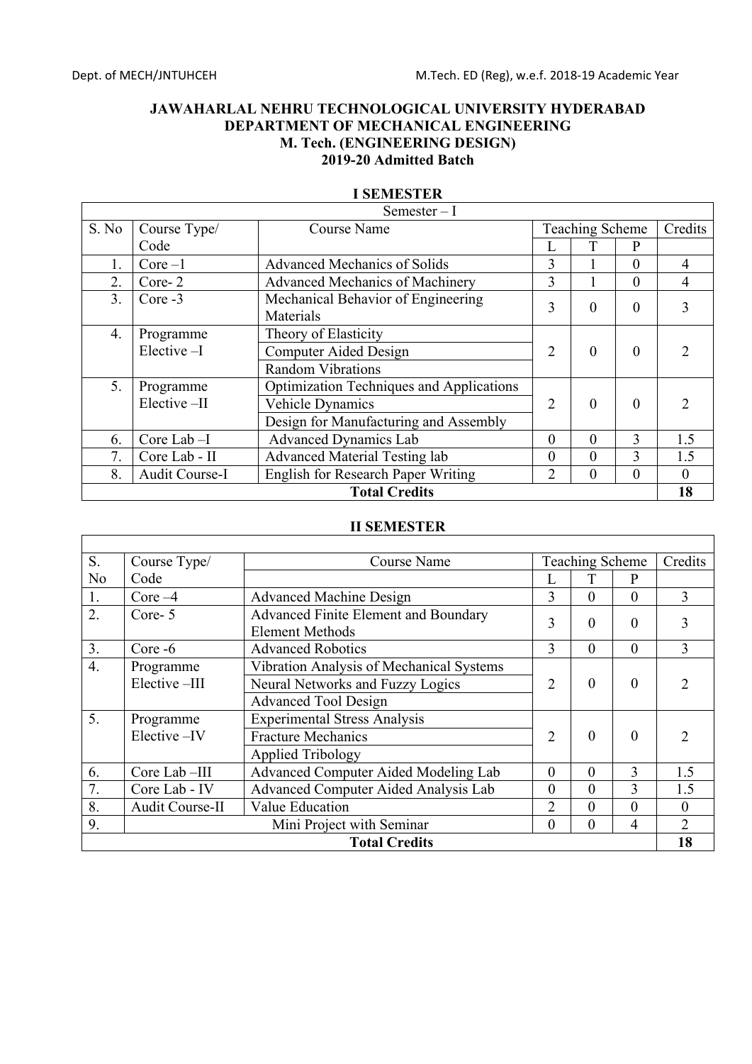**JAWAHARLAL NEHRU TECHNOLOGICAL UNIVERSITY HYDERABAD**
**DEPARTMENT OF MECHANICAL ENGINEERING**
**M. Tech. (ENGINEERING DESIGN)**
**2019-20 Admitted Batch**

## I SEMESTER

| Semester – I | | | | | | |
|---|---|---|---|---|---|---|
| S. No | Course Type/ Code | Course Name | Teaching Scheme | | | Credits |
| | | | L | T | P | |
| 1. | Core –1 | Advanced Mechanics of Solids | 3 | 1 | 0 | 4 |
| 2. | Core- 2 | Advanced Mechanics of Machinery | 3 | 1 | 0 | 4 |
| 3. | Core -3 | Mechanical Behavior of Engineering Materials | 3 | 0 | 0 | 3 |
| 4. | Programme Elective –I | Theory of Elasticity | 2 | 0 | 0 | 2 |
| | | Computer Aided Design | | | | |
| | | Random Vibrations | | | | |
| 5. | Programme Elective –II | Optimization Techniques and Applications | 2 | 0 | 0 | 2 |
| | | Vehicle Dynamics | | | | |
| | | Design for Manufacturing and Assembly | | | | |
| 6. | Core Lab –I | Advanced Dynamics Lab | 0 | 0 | 3 | 1.5 |
| 7. | Core Lab - II | Advanced Material Testing lab | 0 | 0 | 3 | 1.5 |
| 8. | Audit Course-I | English for Research Paper Writing | 2 | 0 | 0 | 0 |
| **Total Credits** | | | | | | **18** |

## II SEMESTER

| S. No | Course Type/ Code | Course Name | Teaching Scheme | | | Credits |
|---|---|---|---|---|---|---|
| | | | L | T | P | |
| 1. | Core –4 | Advanced Machine Design | 3 | 0 | 0 | 3 |
| 2. | Core- 5 | Advanced Finite Element and Boundary Element Methods | 3 | 0 | 0 | 3 |
| 3. | Core -6 | Advanced Robotics | 3 | 0 | 0 | 3 |
| 4. | Programme Elective –III | Vibration Analysis of Mechanical Systems | 2 | 0 | 0 | 2 |
| | | Neural Networks and Fuzzy Logics | | | | |
| | | Advanced Tool Design | | | | |
| 5. | Programme Elective –IV | Experimental Stress Analysis | 2 | 0 | 0 | 2 |
| | | Fracture Mechanics | | | | |
| | | Applied Tribology | | | | |
| 6. | Core Lab –III | Advanced Computer Aided Modeling Lab | 0 | 0 | 3 | 1.5 |
| 7. | Core Lab - IV | Advanced Computer Aided Analysis Lab | 0 | 0 | 3 | 1.5 |
| 8. | Audit Course-II | Value Education | 2 | 0 | 0 | 0 |
| 9. | Mini Project with Seminar | | 0 | 0 | 4 | 2 |
| **Total Credits** | | | | | | **18** |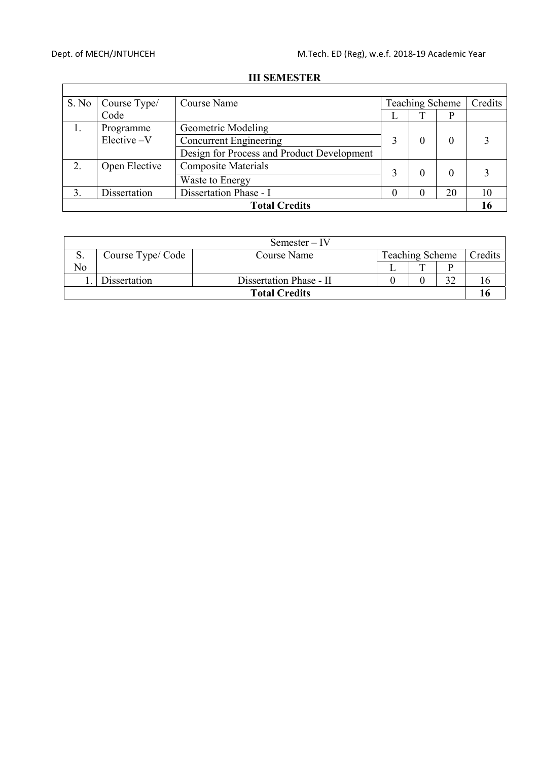## III SEMESTER

| S. No | Course Type/ Code | Course Name | Teaching Scheme | | | Credits |
|---|---|---|---|---|---|---|
| | | | L | T | P | |
| 1. | Programme Elective –V | Geometric Modeling | 3 | 0 | 0 | 3 |
| | | Concurrent Engineering | | | | |
| | | Design for Process and Product Development | | | | |
| 2. | Open Elective | Composite Materials | 3 | 0 | 0 | 3 |
| | | Waste to Energy | | | | |
| 3. | Dissertation | Dissertation Phase - I | 0 | 0 | 20 | 10 |
| **Total Credits** | | | | | | **16** |

| Semester – IV | | | | | | |
|---|---|---|---|---|---|---|
| S. No | Course Type/ Code | Course Name | Teaching Scheme | | | Credits |
| | | | L | T | P | |
| 1. | Dissertation | Dissertation Phase - II | 0 | 0 | 32 | 16 |
| **Total Credits** | | | | | | **16** |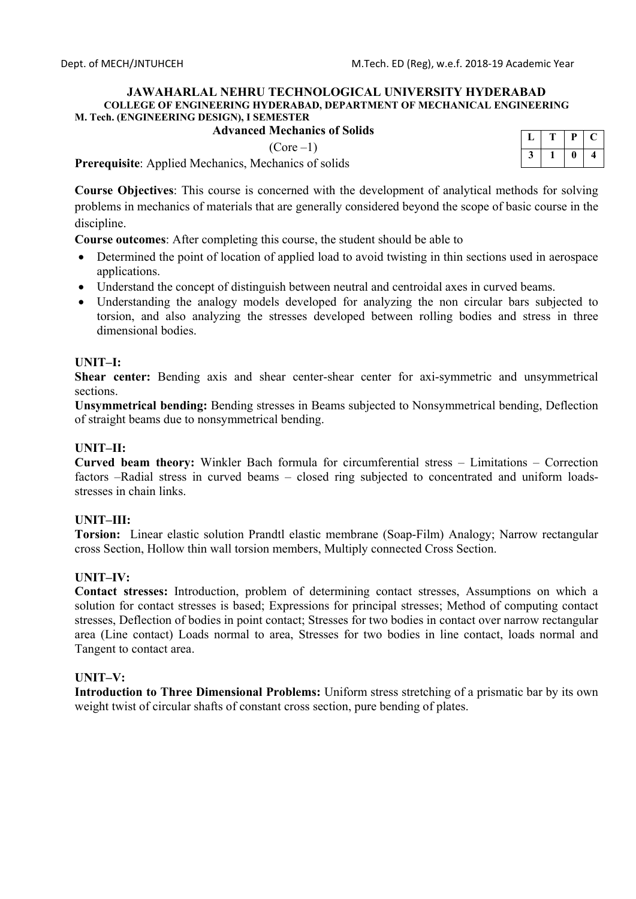# JAWAHARLAL NEHRU TECHNOLOGICAL UNIVERSITY HYDERABAD

**COLLEGE OF ENGINEERING HYDERABAD, DEPARTMENT OF MECHANICAL ENGINEERING**

**M. Tech. (ENGINEERING DESIGN), I SEMESTER**

## Advanced Mechanics of Solids

(Core –1)

| L | T | P | C |
|---|---|---|---|
| 3 | 1 | 0 | 4 |

**Prerequisite**: Applied Mechanics, Mechanics of solids

**Course Objectives**: This course is concerned with the development of analytical methods for solving problems in mechanics of materials that are generally considered beyond the scope of basic course in the discipline.

**Course outcomes**: After completing this course, the student should be able to

- Determined the point of location of applied load to avoid twisting in thin sections used in aerospace applications.
- Understand the concept of distinguish between neutral and centroidal axes in curved beams.
- Understanding the analogy models developed for analyzing the non circular bars subjected to torsion, and also analyzing the stresses developed between rolling bodies and stress in three dimensional bodies.

### UNIT–I:

**Shear center:** Bending axis and shear center-shear center for axi-symmetric and unsymmetrical sections.

**Unsymmetrical bending:** Bending stresses in Beams subjected to Nonsymmetrical bending, Deflection of straight beams due to nonsymmetrical bending.

### UNIT–II:

**Curved beam theory:** Winkler Bach formula for circumferential stress – Limitations – Correction factors –Radial stress in curved beams – closed ring subjected to concentrated and uniform loads-stresses in chain links.

### UNIT–III:

**Torsion:** Linear elastic solution Prandtl elastic membrane (Soap-Film) Analogy; Narrow rectangular cross Section, Hollow thin wall torsion members, Multiply connected Cross Section.

### UNIT–IV:

**Contact stresses:** Introduction, problem of determining contact stresses, Assumptions on which a solution for contact stresses is based; Expressions for principal stresses; Method of computing contact stresses, Deflection of bodies in point contact; Stresses for two bodies in contact over narrow rectangular area (Line contact) Loads normal to area, Stresses for two bodies in line contact, loads normal and Tangent to contact area.

### UNIT–V:

**Introduction to Three Dimensional Problems:** Uniform stress stretching of a prismatic bar by its own weight twist of circular shafts of constant cross section, pure bending of plates.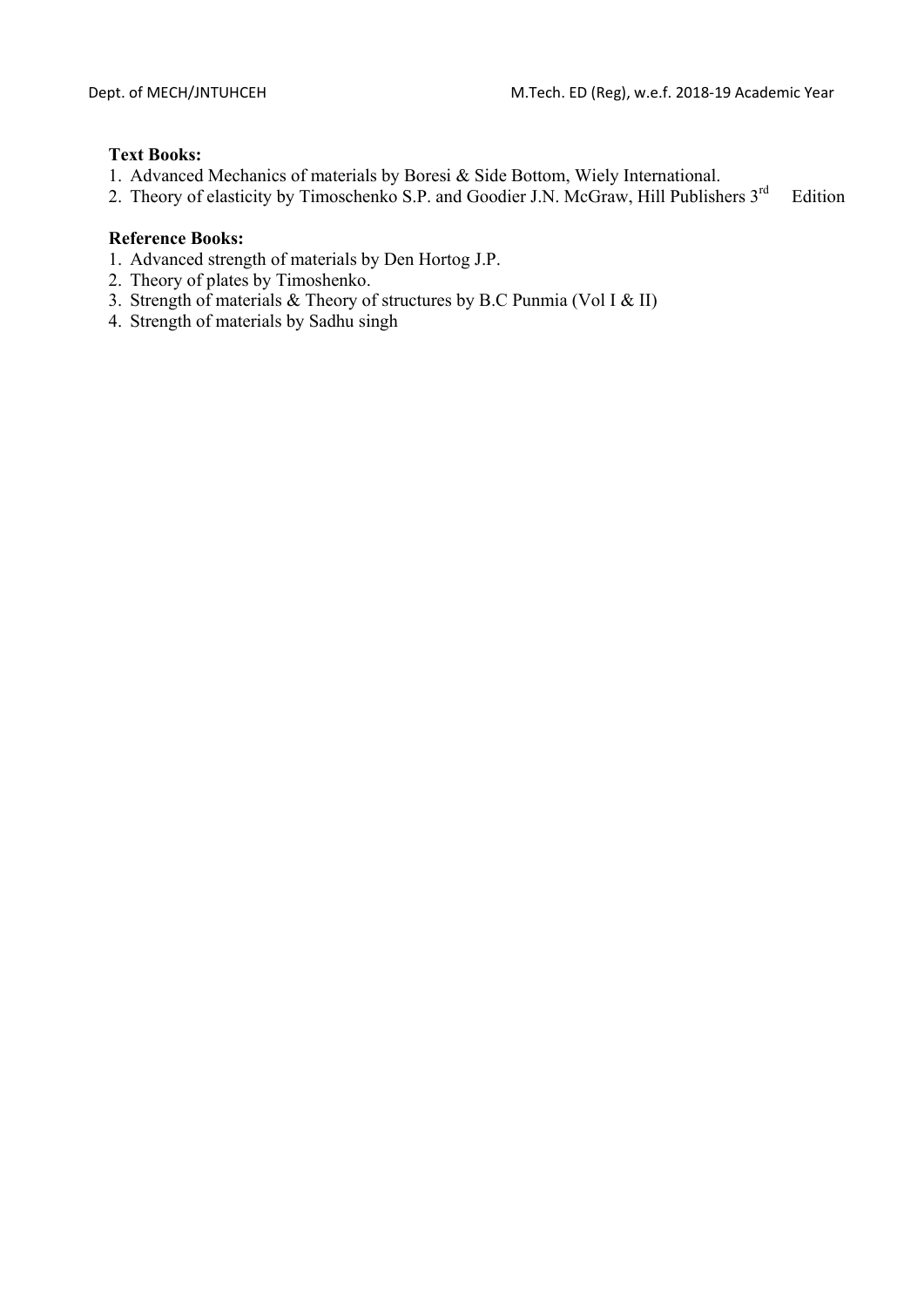**Text Books:**

1. Advanced Mechanics of materials by Boresi & Side Bottom, Wiely International.
2. Theory of elasticity by Timoschenko S.P. and Goodier J.N. McGraw, Hill Publishers 3rd Edition

**Reference Books:**

1. Advanced strength of materials by Den Hortog J.P.
2. Theory of plates by Timoshenko.
3. Strength of materials & Theory of structures by B.C Punmia (Vol I & II)
4. Strength of materials by Sadhu singh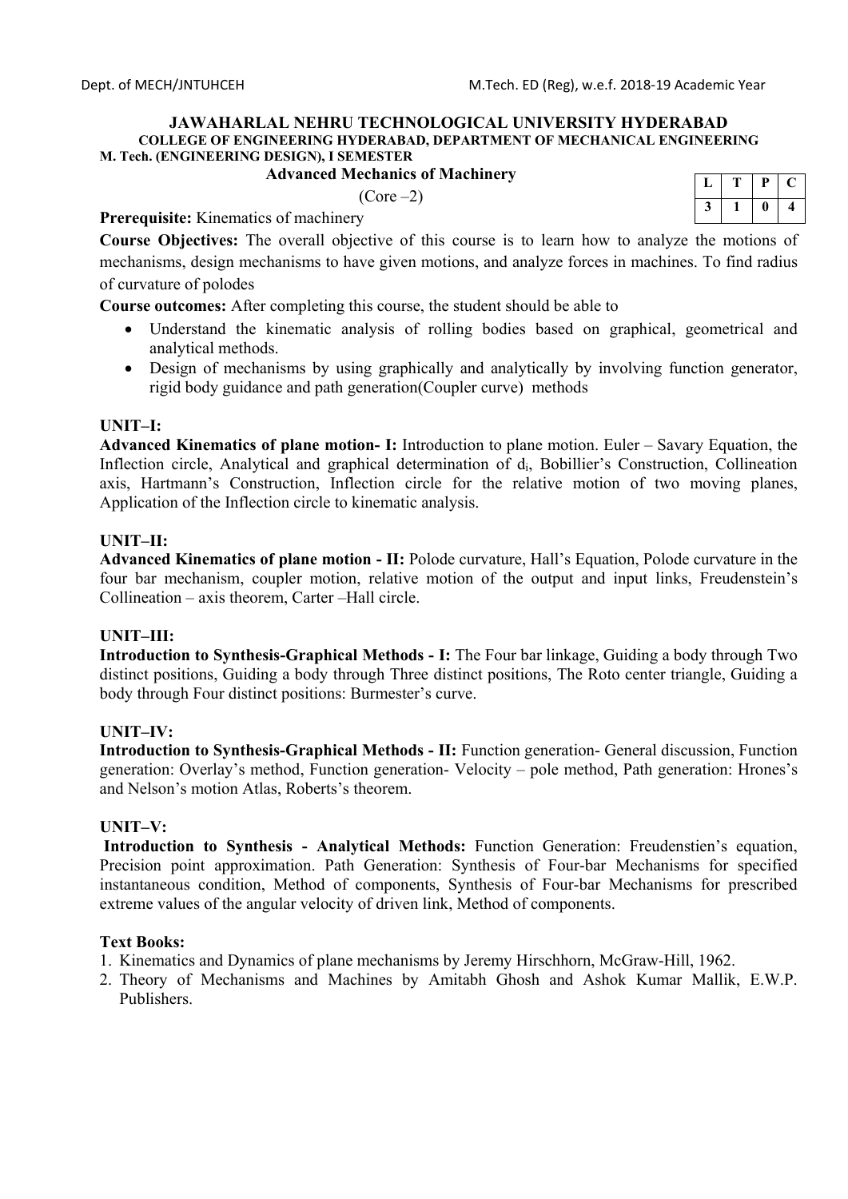**JAWAHARLAL NEHRU TECHNOLOGICAL UNIVERSITY HYDERABAD**
**COLLEGE OF ENGINEERING HYDERABAD, DEPARTMENT OF MECHANICAL ENGINEERING**
**M. Tech. (ENGINEERING DESIGN), I SEMESTER**

## Advanced Mechanics of Machinery

(Core –2)

| L | T | P | C |
|---|---|---|---|
| 3 | 1 | 0 | 4 |

**Prerequisite:** Kinematics of machinery

**Course Objectives:** The overall objective of this course is to learn how to analyze the motions of mechanisms, design mechanisms to have given motions, and analyze forces in machines. To find radius of curvature of polodes

**Course outcomes:** After completing this course, the student should be able to

- Understand the kinematic analysis of rolling bodies based on graphical, geometrical and analytical methods.
- Design of mechanisms by using graphically and analytically by involving function generator, rigid body guidance and path generation(Coupler curve) methods

### UNIT–I:

**Advanced Kinematics of plane motion- I:** Introduction to plane motion. Euler – Savary Equation, the Inflection circle, Analytical and graphical determination of $d_i$, Bobillier's Construction, Collineation axis, Hartmann's Construction, Inflection circle for the relative motion of two moving planes, Application of the Inflection circle to kinematic analysis.

### UNIT–II:

**Advanced Kinematics of plane motion - II:** Polode curvature, Hall's Equation, Polode curvature in the four bar mechanism, coupler motion, relative motion of the output and input links, Freudenstein's Collineation – axis theorem, Carter –Hall circle.

### UNIT–III:

**Introduction to Synthesis-Graphical Methods - I:** The Four bar linkage, Guiding a body through Two distinct positions, Guiding a body through Three distinct positions, The Roto center triangle, Guiding a body through Four distinct positions: Burmester's curve.

### UNIT–IV:

**Introduction to Synthesis-Graphical Methods - II:** Function generation- General discussion, Function generation: Overlay's method, Function generation- Velocity – pole method, Path generation: Hrones's and Nelson's motion Atlas, Roberts's theorem.

### UNIT–V:

**Introduction to Synthesis - Analytical Methods:** Function Generation: Freudenstien's equation, Precision point approximation. Path Generation: Synthesis of Four-bar Mechanisms for specified instantaneous condition, Method of components, Synthesis of Four-bar Mechanisms for prescribed extreme values of the angular velocity of driven link, Method of components.

### Text Books:

1. Kinematics and Dynamics of plane mechanisms by Jeremy Hirschhorn, McGraw-Hill, 1962.
2. Theory of Mechanisms and Machines by Amitabh Ghosh and Ashok Kumar Mallik, E.W.P. Publishers.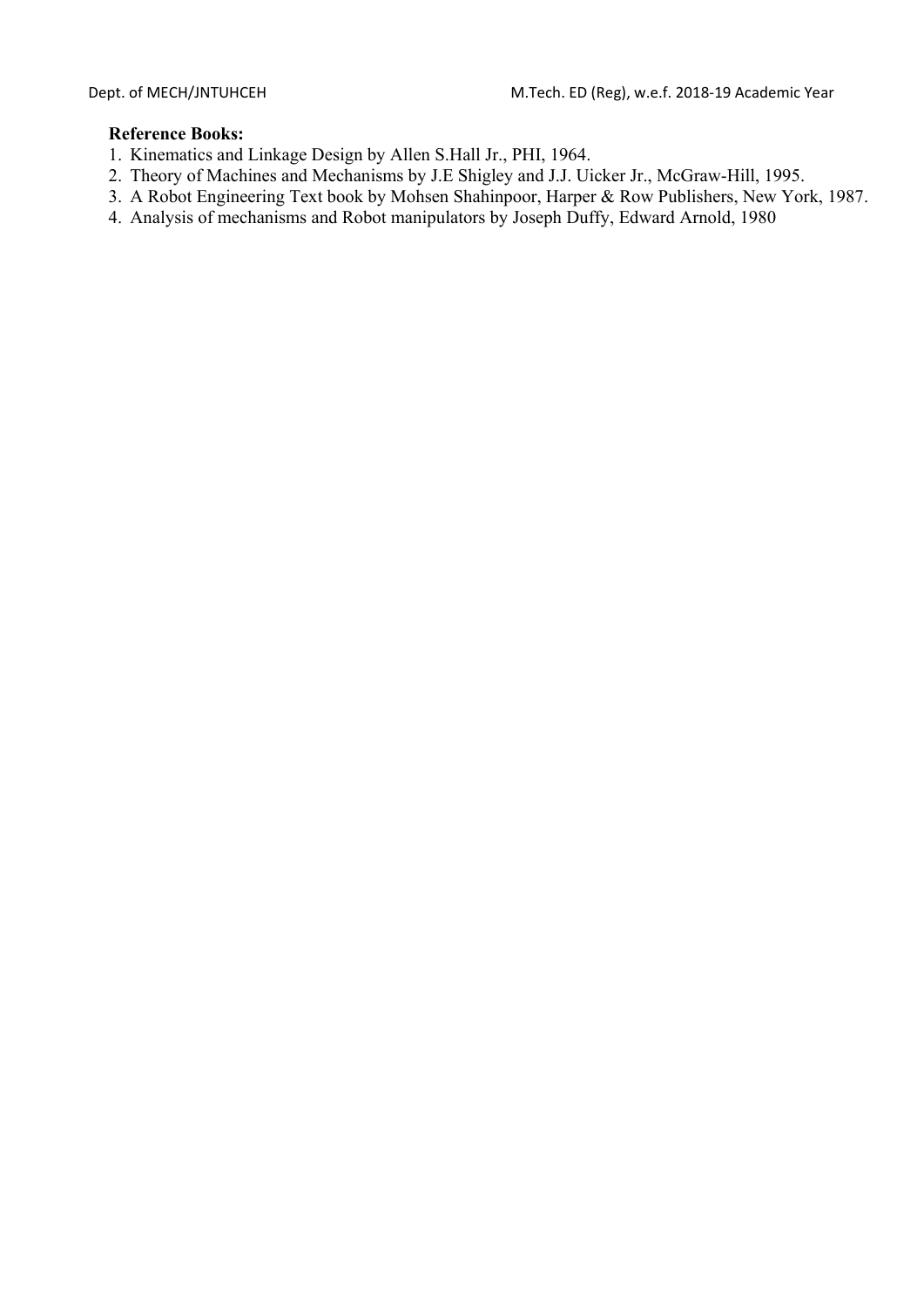**Reference Books:**

1. Kinematics and Linkage Design by Allen S.Hall Jr., PHI, 1964.
2. Theory of Machines and Mechanisms by J.E Shigley and J.J. Uicker Jr., McGraw-Hill, 1995.
3. A Robot Engineering Text book by Mohsen Shahinpoor, Harper & Row Publishers, New York, 1987.
4. Analysis of mechanisms and Robot manipulators by Joseph Duffy, Edward Arnold, 1980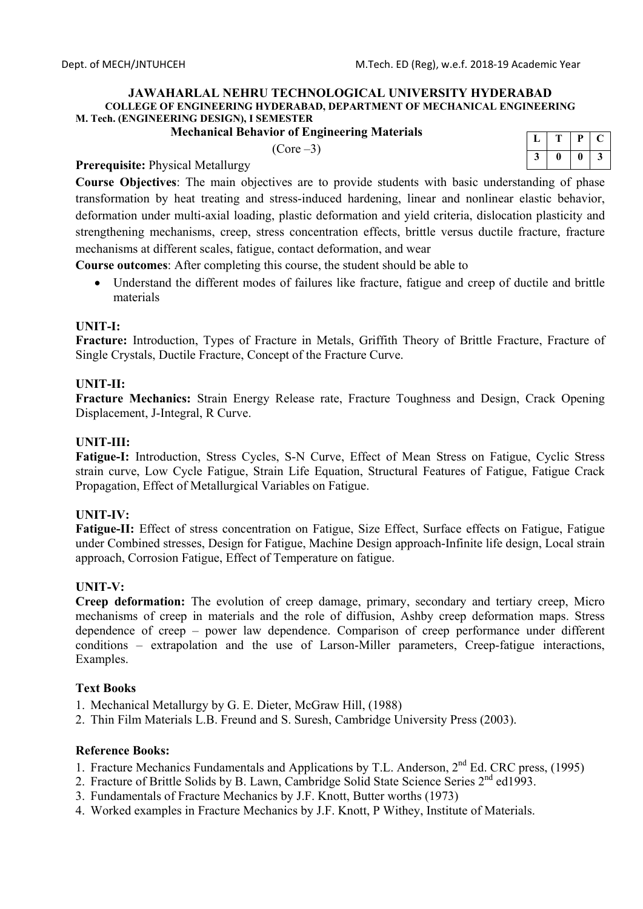**JAWAHARLAL NEHRU TECHNOLOGICAL UNIVERSITY HYDERABAD**
**COLLEGE OF ENGINEERING HYDERABAD, DEPARTMENT OF MECHANICAL ENGINEERING**
**M. Tech. (ENGINEERING DESIGN), I SEMESTER**

## Mechanical Behavior of Engineering Materials

(Core –3)

| L | T | P | C |
|---|---|---|---|
| 3 | 0 | 0 | 3 |

**Prerequisite:** Physical Metallurgy

**Course Objectives**: The main objectives are to provide students with basic understanding of phase transformation by heat treating and stress-induced hardening, linear and nonlinear elastic behavior, deformation under multi-axial loading, plastic deformation and yield criteria, dislocation plasticity and strengthening mechanisms, creep, stress concentration effects, brittle versus ductile fracture, fracture mechanisms at different scales, fatigue, contact deformation, and wear

**Course outcomes**: After completing this course, the student should be able to

- Understand the different modes of failures like fracture, fatigue and creep of ductile and brittle materials

### UNIT-I:

**Fracture:** Introduction, Types of Fracture in Metals, Griffith Theory of Brittle Fracture, Fracture of Single Crystals, Ductile Fracture, Concept of the Fracture Curve.

### UNIT-II:

**Fracture Mechanics:** Strain Energy Release rate, Fracture Toughness and Design, Crack Opening Displacement, J-Integral, R Curve.

### UNIT-III:

**Fatigue-I:** Introduction, Stress Cycles, S-N Curve, Effect of Mean Stress on Fatigue, Cyclic Stress strain curve, Low Cycle Fatigue, Strain Life Equation, Structural Features of Fatigue, Fatigue Crack Propagation, Effect of Metallurgical Variables on Fatigue.

### UNIT-IV:

**Fatigue-II:** Effect of stress concentration on Fatigue, Size Effect, Surface effects on Fatigue, Fatigue under Combined stresses, Design for Fatigue, Machine Design approach-Infinite life design, Local strain approach, Corrosion Fatigue, Effect of Temperature on fatigue.

### UNIT-V:

**Creep deformation:** The evolution of creep damage, primary, secondary and tertiary creep, Micro mechanisms of creep in materials and the role of diffusion, Ashby creep deformation maps. Stress dependence of creep – power law dependence. Comparison of creep performance under different conditions – extrapolation and the use of Larson-Miller parameters, Creep-fatigue interactions, Examples.

### Text Books

1. Mechanical Metallurgy by G. E. Dieter, McGraw Hill, (1988)
2. Thin Film Materials L.B. Freund and S. Suresh, Cambridge University Press (2003).

### Reference Books:

1. Fracture Mechanics Fundamentals and Applications by T.L. Anderson, 2nd Ed. CRC press, (1995)
2. Fracture of Brittle Solids by B. Lawn, Cambridge Solid State Science Series 2nd ed1993.
3. Fundamentals of Fracture Mechanics by J.F. Knott, Butter worths (1973)
4. Worked examples in Fracture Mechanics by J.F. Knott, P Withey, Institute of Materials.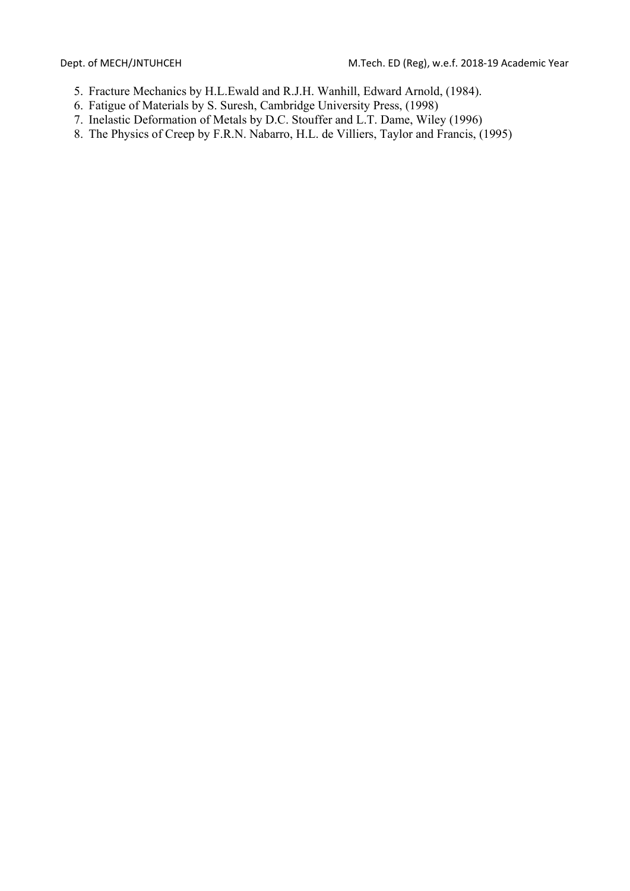5. Fracture Mechanics by H.L.Ewald and R.J.H. Wanhill, Edward Arnold, (1984).
6. Fatigue of Materials by S. Suresh, Cambridge University Press, (1998)
7. Inelastic Deformation of Metals by D.C. Stouffer and L.T. Dame, Wiley (1996)
8. The Physics of Creep by F.R.N. Nabarro, H.L. de Villiers, Taylor and Francis, (1995)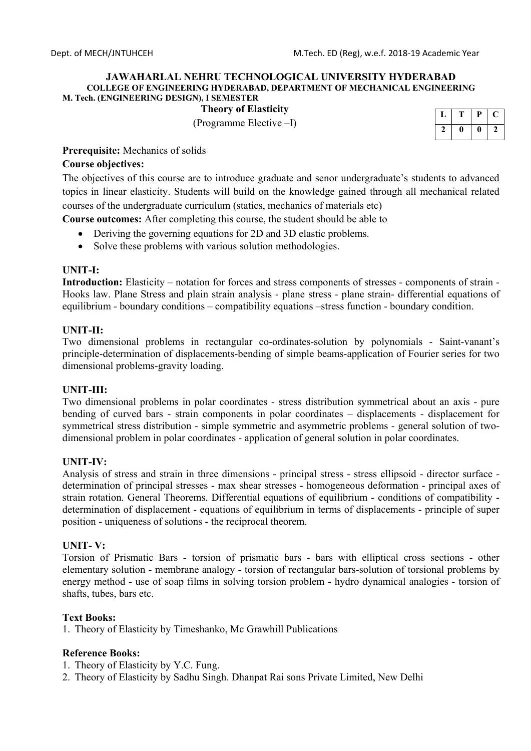**JAWAHARLAL NEHRU TECHNOLOGICAL UNIVERSITY HYDERABAD**

**COLLEGE OF ENGINEERING HYDERABAD, DEPARTMENT OF MECHANICAL ENGINEERING**

**M. Tech. (ENGINEERING DESIGN), I SEMESTER**

## Theory of Elasticity

(Programme Elective –I)

| L | T | P | C |
|---|---|---|---|
| 2 | 0 | 0 | 2 |

**Prerequisite:** Mechanics of solids

**Course objectives:**

The objectives of this course are to introduce graduate and senor undergraduate's students to advanced topics in linear elasticity. Students will build on the knowledge gained through all mechanical related courses of the undergraduate curriculum (statics, mechanics of materials etc)

**Course outcomes:** After completing this course, the student should be able to

- Deriving the governing equations for 2D and 3D elastic problems.
- Solve these problems with various solution methodologies.

**UNIT-I:**

**Introduction:** Elasticity – notation for forces and stress components of stresses - components of strain - Hooks law. Plane Stress and plain strain analysis - plane stress - plane strain- differential equations of equilibrium - boundary conditions – compatibility equations –stress function - boundary condition.

**UNIT-II:**

Two dimensional problems in rectangular co-ordinates-solution by polynomials - Saint-vanant's principle-determination of displacements-bending of simple beams-application of Fourier series for two dimensional problems-gravity loading.

**UNIT-III:**

Two dimensional problems in polar coordinates - stress distribution symmetrical about an axis - pure bending of curved bars - strain components in polar coordinates – displacements - displacement for symmetrical stress distribution - simple symmetric and asymmetric problems - general solution of two-dimensional problem in polar coordinates - application of general solution in polar coordinates.

**UNIT-IV:**

Analysis of stress and strain in three dimensions - principal stress - stress ellipsoid - director surface - determination of principal stresses - max shear stresses - homogeneous deformation - principal axes of strain rotation. General Theorems. Differential equations of equilibrium - conditions of compatibility - determination of displacement - equations of equilibrium in terms of displacements - principle of super position - uniqueness of solutions - the reciprocal theorem.

**UNIT- V:**

Torsion of Prismatic Bars - torsion of prismatic bars - bars with elliptical cross sections - other elementary solution - membrane analogy - torsion of rectangular bars-solution of torsional problems by energy method - use of soap films in solving torsion problem - hydro dynamical analogies - torsion of shafts, tubes, bars etc.

**Text Books:**

1. Theory of Elasticity by Timeshanko, Mc Grawhill Publications

**Reference Books:**

1. Theory of Elasticity by Y.C. Fung.
2. Theory of Elasticity by Sadhu Singh. Dhanpat Rai sons Private Limited, New Delhi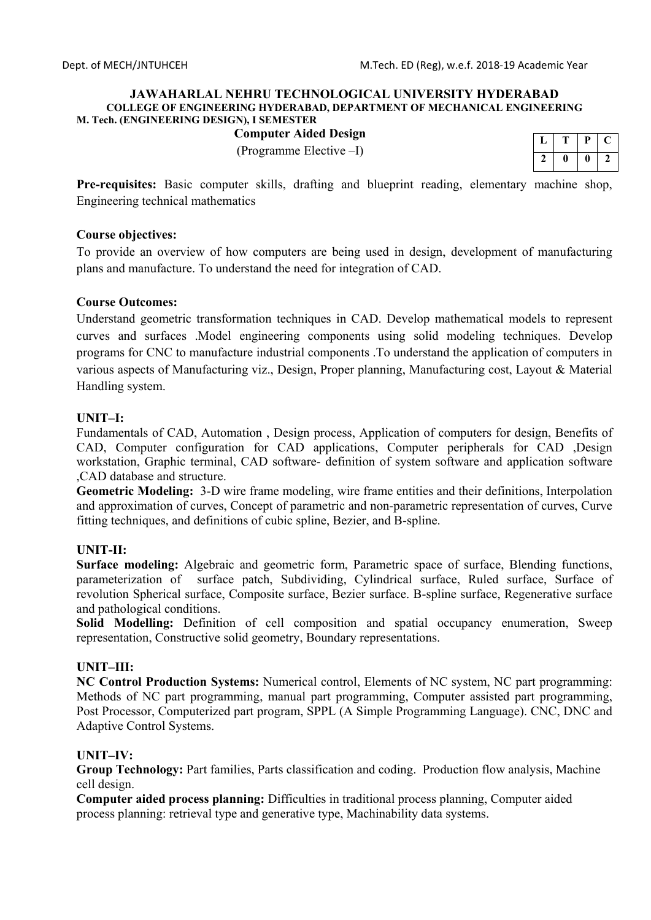**JAWAHARLAL NEHRU TECHNOLOGICAL UNIVERSITY HYDERABAD**
**COLLEGE OF ENGINEERING HYDERABAD, DEPARTMENT OF MECHANICAL ENGINEERING**
**M. Tech. (ENGINEERING DESIGN), I SEMESTER**

## Computer Aided Design

(Programme Elective –I)

| L | T | P | C |
|---|---|---|---|
| 2 | 0 | 0 | 2 |

**Pre-requisites:** Basic computer skills, drafting and blueprint reading, elementary machine shop, Engineering technical mathematics

**Course objectives:**

To provide an overview of how computers are being used in design, development of manufacturing plans and manufacture. To understand the need for integration of CAD.

**Course Outcomes:**

Understand geometric transformation techniques in CAD. Develop mathematical models to represent curves and surfaces .Model engineering components using solid modeling techniques. Develop programs for CNC to manufacture industrial components .To understand the application of computers in various aspects of Manufacturing viz., Design, Proper planning, Manufacturing cost, Layout & Material Handling system.

**UNIT–I:**

Fundamentals of CAD, Automation , Design process, Application of computers for design, Benefits of CAD, Computer configuration for CAD applications, Computer peripherals for CAD ,Design workstation, Graphic terminal, CAD software- definition of system software and application software ,CAD database and structure.

**Geometric Modeling:** 3-D wire frame modeling, wire frame entities and their definitions, Interpolation and approximation of curves, Concept of parametric and non-parametric representation of curves, Curve fitting techniques, and definitions of cubic spline, Bezier, and B-spline.

**UNIT-II:**

**Surface modeling:** Algebraic and geometric form, Parametric space of surface, Blending functions, parameterization of surface patch, Subdividing, Cylindrical surface, Ruled surface, Surface of revolution Spherical surface, Composite surface, Bezier surface. B-spline surface, Regenerative surface and pathological conditions.

**Solid Modelling:** Definition of cell composition and spatial occupancy enumeration, Sweep representation, Constructive solid geometry, Boundary representations.

**UNIT–III:**

**NC Control Production Systems:** Numerical control, Elements of NC system, NC part programming: Methods of NC part programming, manual part programming, Computer assisted part programming, Post Processor, Computerized part program, SPPL (A Simple Programming Language). CNC, DNC and Adaptive Control Systems.

**UNIT–IV:**

**Group Technology:** Part families, Parts classification and coding. Production flow analysis, Machine cell design.

**Computer aided process planning:** Difficulties in traditional process planning, Computer aided process planning: retrieval type and generative type, Machinability data systems.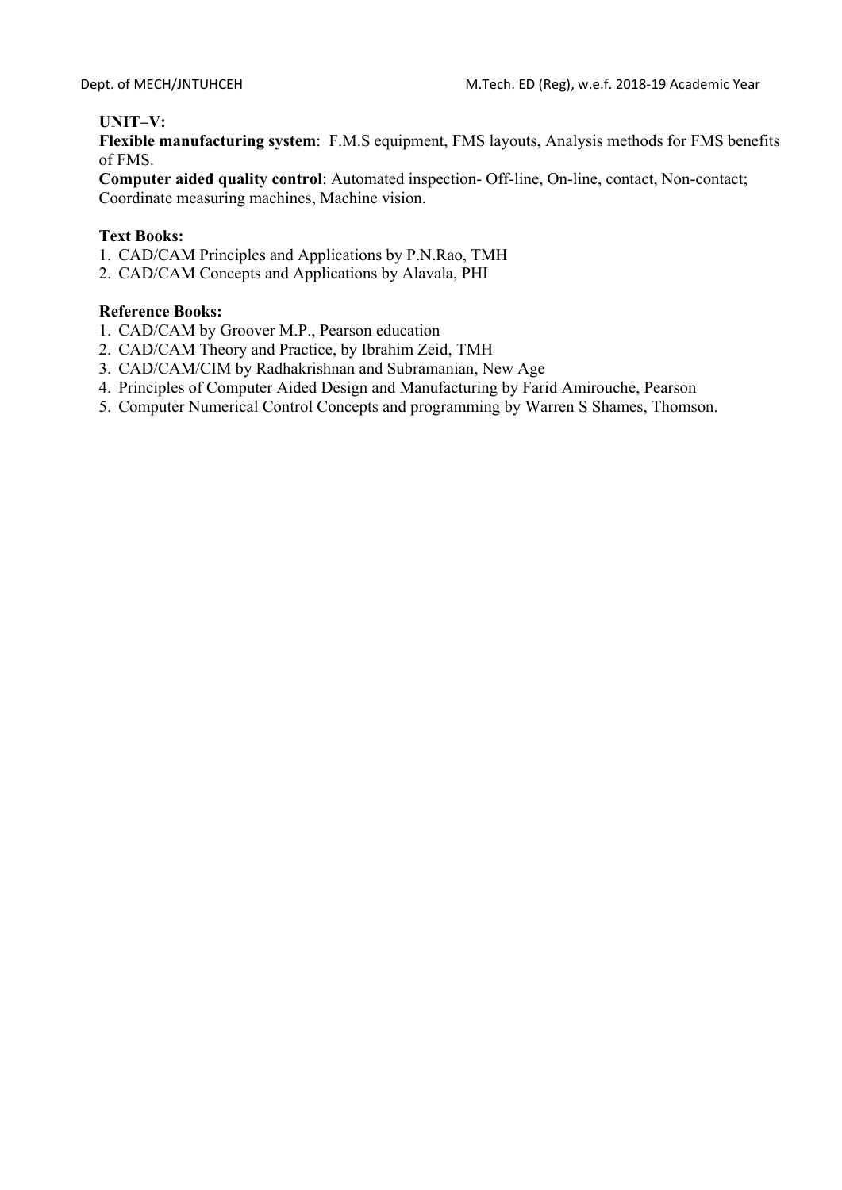**UNIT–V:**

**Flexible manufacturing system**: F.M.S equipment, FMS layouts, Analysis methods for FMS benefits of FMS.

**Computer aided quality control**: Automated inspection- Off-line, On-line, contact, Non-contact; Coordinate measuring machines, Machine vision.

**Text Books:**

1. CAD/CAM Principles and Applications by P.N.Rao, TMH
2. CAD/CAM Concepts and Applications by Alavala, PHI

**Reference Books:**

1. CAD/CAM by Groover M.P., Pearson education
2. CAD/CAM Theory and Practice, by Ibrahim Zeid, TMH
3. CAD/CAM/CIM by Radhakrishnan and Subramanian, New Age
4. Principles of Computer Aided Design and Manufacturing by Farid Amirouche, Pearson
5. Computer Numerical Control Concepts and programming by Warren S Shames, Thomson.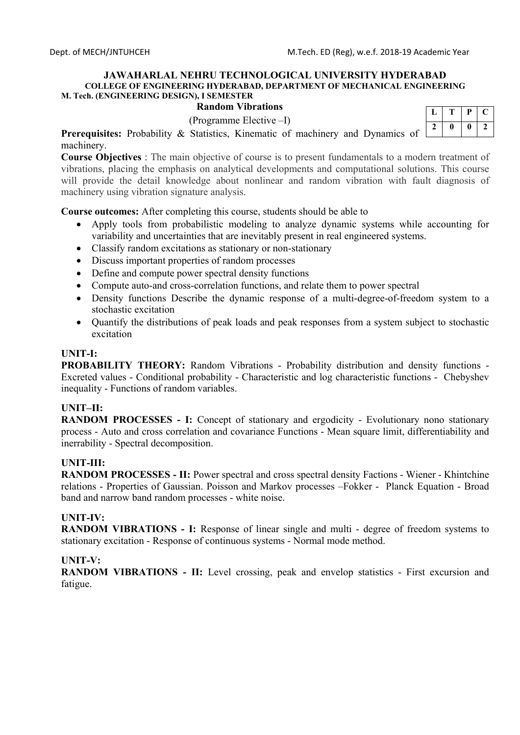**JAWAHARLAL NEHRU TECHNOLOGICAL UNIVERSITY HYDERABAD**
**COLLEGE OF ENGINEERING HYDERABAD, DEPARTMENT OF MECHANICAL ENGINEERING**
**M. Tech. (ENGINEERING DESIGN), I SEMESTER**

**Random Vibrations**

(Programme Elective –I)

| L | T | P | C |
|---|---|---|---|
| 2 | 0 | 0 | 2 |

**Prerequisites:** Probability & Statistics, Kinematic of machinery and Dynamics of machinery.

**Course Objectives** : The main objective of course is to present fundamentals to a modern treatment of vibrations, placing the emphasis on analytical developments and computational solutions. This course will provide the detail knowledge about nonlinear and random vibration with fault diagnosis of machinery using vibration signature analysis.

**Course outcomes:** After completing this course, students should be able to

- Apply tools from probabilistic modeling to analyze dynamic systems while accounting for variability and uncertainties that are inevitably present in real engineered systems.
- Classify random excitations as stationary or non-stationary
- Discuss important properties of random processes
- Define and compute power spectral density functions
- Compute auto-and cross-correlation functions, and relate them to power spectral
- Density functions Describe the dynamic response of a multi-degree-of-freedom system to a stochastic excitation
- Quantify the distributions of peak loads and peak responses from a system subject to stochastic excitation

**UNIT-I:**

**PROBABILITY THEORY:** Random Vibrations - Probability distribution and density functions - Excreted values - Conditional probability - Characteristic and log characteristic functions - Chebyshev inequality - Functions of random variables.

**UNIT–II:**

**RANDOM PROCESSES - I:** Concept of stationary and ergodicity - Evolutionary nono stationary process - Auto and cross correlation and covariance Functions - Mean square limit, differentiability and inerrability - Spectral decomposition.

**UNIT-III:**

**RANDOM PROCESSES - II:** Power spectral and cross spectral density Factions - Wiener - Khintchine relations - Properties of Gaussian. Poisson and Markov processes –Fokker - Planck Equation - Broad band and narrow band random processes - white noise.

**UNIT-IV:**

**RANDOM VIBRATIONS - I:** Response of linear single and multi - degree of freedom systems to stationary excitation - Response of continuous systems - Normal mode method.

**UNIT-V:**

**RANDOM VIBRATIONS - II:** Level crossing, peak and envelop statistics - First excursion and fatigue.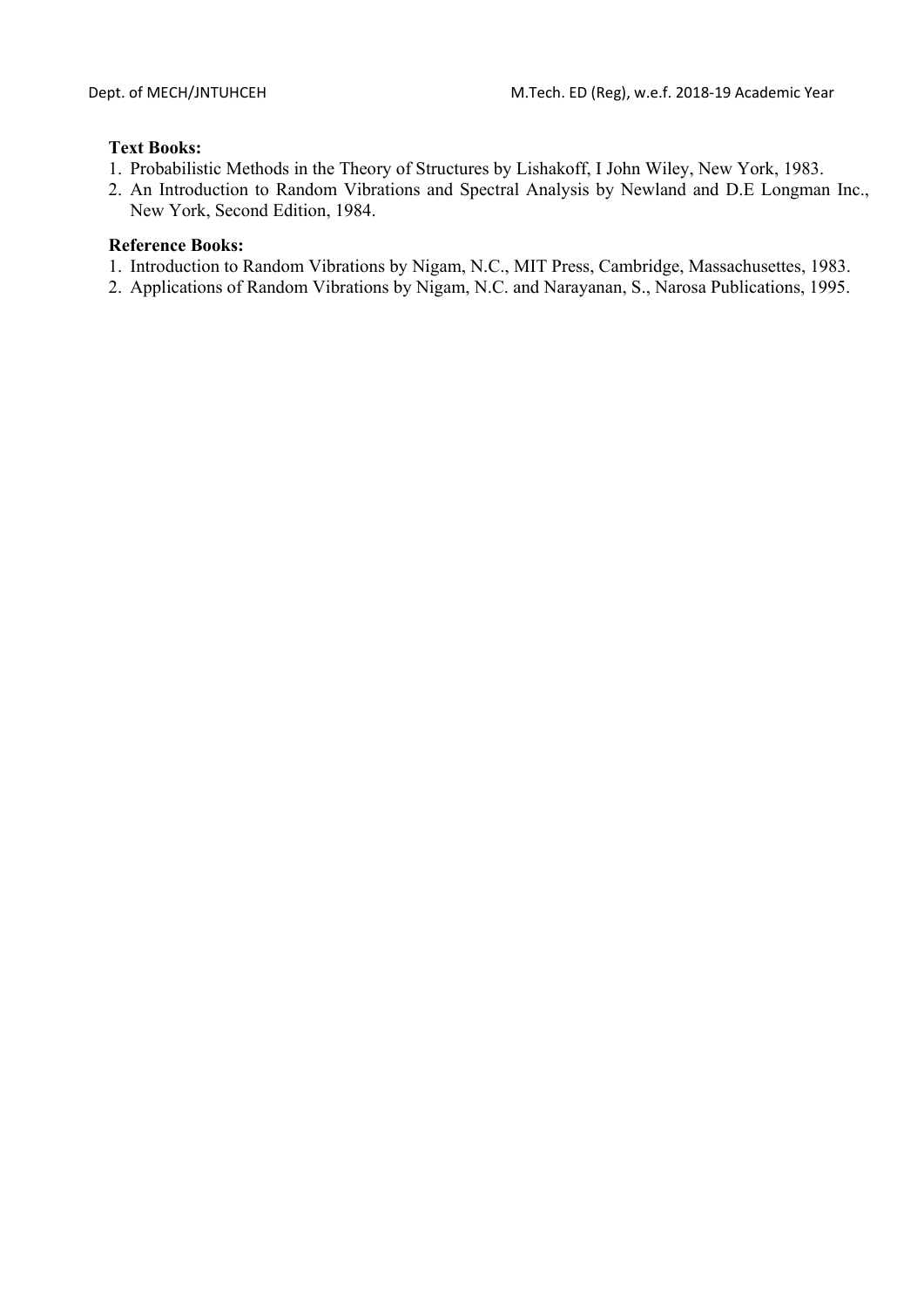**Text Books:**

1. Probabilistic Methods in the Theory of Structures by Lishakoff, I John Wiley, New York, 1983.
2. An Introduction to Random Vibrations and Spectral Analysis by Newland and D.E Longman Inc., New York, Second Edition, 1984.

**Reference Books:**

1. Introduction to Random Vibrations by Nigam, N.C., MIT Press, Cambridge, Massachusettes, 1983.
2. Applications of Random Vibrations by Nigam, N.C. and Narayanan, S., Narosa Publications, 1995.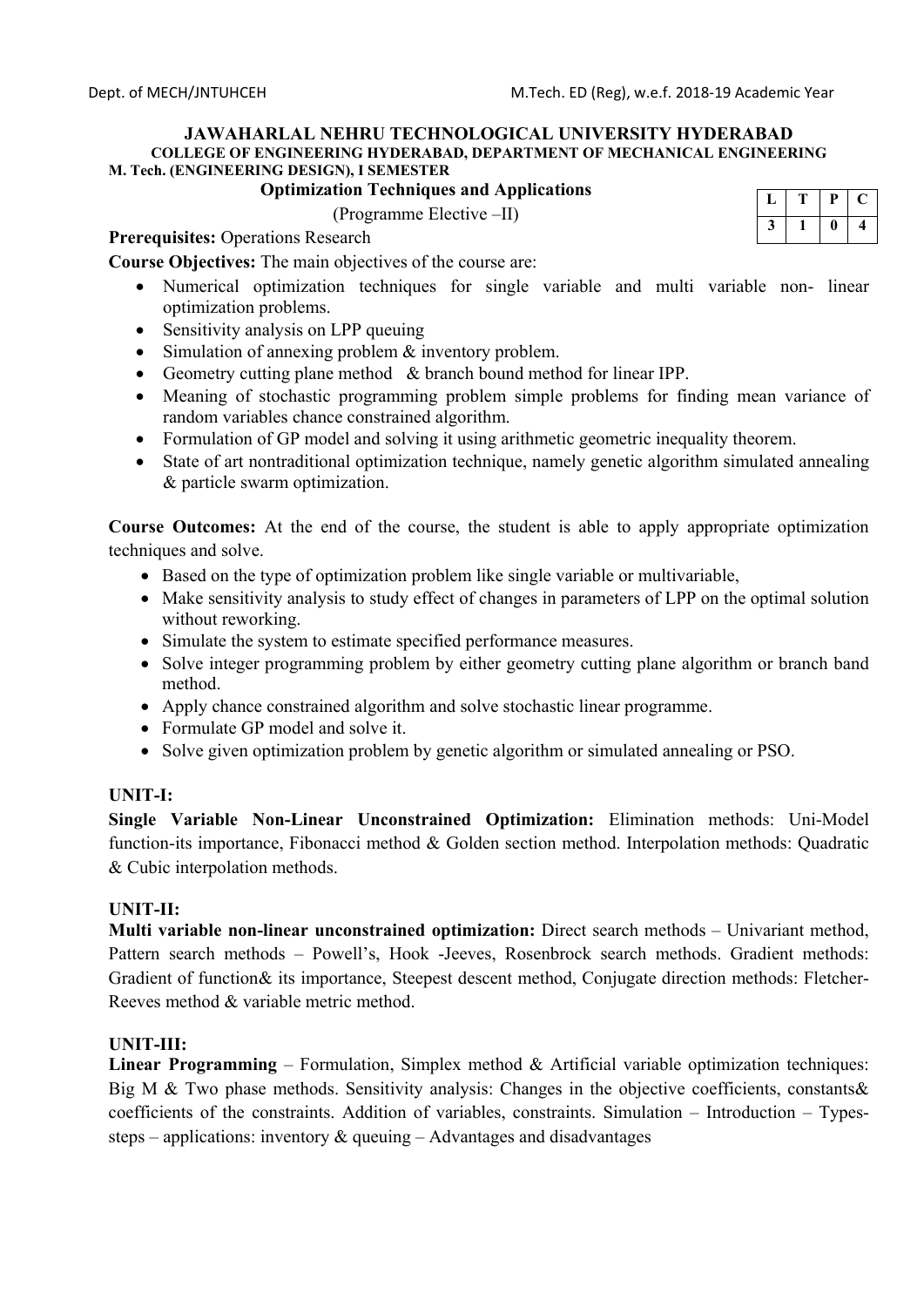**JAWAHARLAL NEHRU TECHNOLOGICAL UNIVERSITY HYDERABAD**

**COLLEGE OF ENGINEERING HYDERABAD, DEPARTMENT OF MECHANICAL ENGINEERING**

**M. Tech. (ENGINEERING DESIGN), I SEMESTER**

## Optimization Techniques and Applications

(Programme Elective –II)

| L | T | P | C |
|---|---|---|---|
| 3 | 1 | 0 | 4 |

**Prerequisites:** Operations Research

**Course Objectives:** The main objectives of the course are:

- Numerical optimization techniques for single variable and multi variable non- linear optimization problems.
- Sensitivity analysis on LPP queuing
- Simulation of annexing problem & inventory problem.
- Geometry cutting plane method & branch bound method for linear IPP.
- Meaning of stochastic programming problem simple problems for finding mean variance of random variables chance constrained algorithm.
- Formulation of GP model and solving it using arithmetic geometric inequality theorem.
- State of art nontraditional optimization technique, namely genetic algorithm simulated annealing & particle swarm optimization.

**Course Outcomes:** At the end of the course, the student is able to apply appropriate optimization techniques and solve.

- Based on the type of optimization problem like single variable or multivariable,
- Make sensitivity analysis to study effect of changes in parameters of LPP on the optimal solution without reworking.
- Simulate the system to estimate specified performance measures.
- Solve integer programming problem by either geometry cutting plane algorithm or branch band method.
- Apply chance constrained algorithm and solve stochastic linear programme.
- Formulate GP model and solve it.
- Solve given optimization problem by genetic algorithm or simulated annealing or PSO.

### UNIT-I:

**Single Variable Non-Linear Unconstrained Optimization:** Elimination methods: Uni-Model function-its importance, Fibonacci method & Golden section method. Interpolation methods: Quadratic & Cubic interpolation methods.

### UNIT-II:

**Multi variable non-linear unconstrained optimization:** Direct search methods – Univariant method, Pattern search methods – Powell's, Hook -Jeeves, Rosenbrock search methods. Gradient methods: Gradient of function& its importance, Steepest descent method, Conjugate direction methods: Fletcher-Reeves method & variable metric method.

### UNIT-III:

**Linear Programming** – Formulation, Simplex method & Artificial variable optimization techniques: Big M & Two phase methods. Sensitivity analysis: Changes in the objective coefficients, constants& coefficients of the constraints. Addition of variables, constraints. Simulation – Introduction – Types-steps – applications: inventory & queuing – Advantages and disadvantages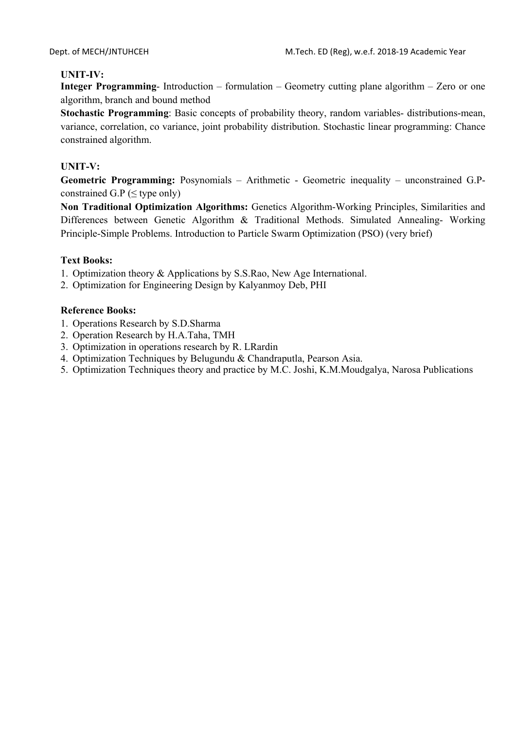**UNIT-IV:**

**Integer Programming**- Introduction – formulation – Geometry cutting plane algorithm – Zero or one algorithm, branch and bound method

**Stochastic Programming**: Basic concepts of probability theory, random variables- distributions-mean, variance, correlation, co variance, joint probability distribution. Stochastic linear programming: Chance constrained algorithm.

**UNIT-V:**

**Geometric Programming:** Posynomials – Arithmetic - Geometric inequality – unconstrained G.P- constrained G.P ($\leq$ type only)

**Non Traditional Optimization Algorithms:** Genetics Algorithm-Working Principles, Similarities and Differences between Genetic Algorithm & Traditional Methods. Simulated Annealing- Working Principle-Simple Problems. Introduction to Particle Swarm Optimization (PSO) (very brief)

**Text Books:**

1. Optimization theory & Applications by S.S.Rao, New Age International.
2. Optimization for Engineering Design by Kalyanmoy Deb, PHI

**Reference Books:**

1. Operations Research by S.D.Sharma
2. Operation Research by H.A.Taha, TMH
3. Optimization in operations research by R. LRardin
4. Optimization Techniques by Belugundu & Chandraputla, Pearson Asia.
5. Optimization Techniques theory and practice by M.C. Joshi, K.M.Moudgalya, Narosa Publications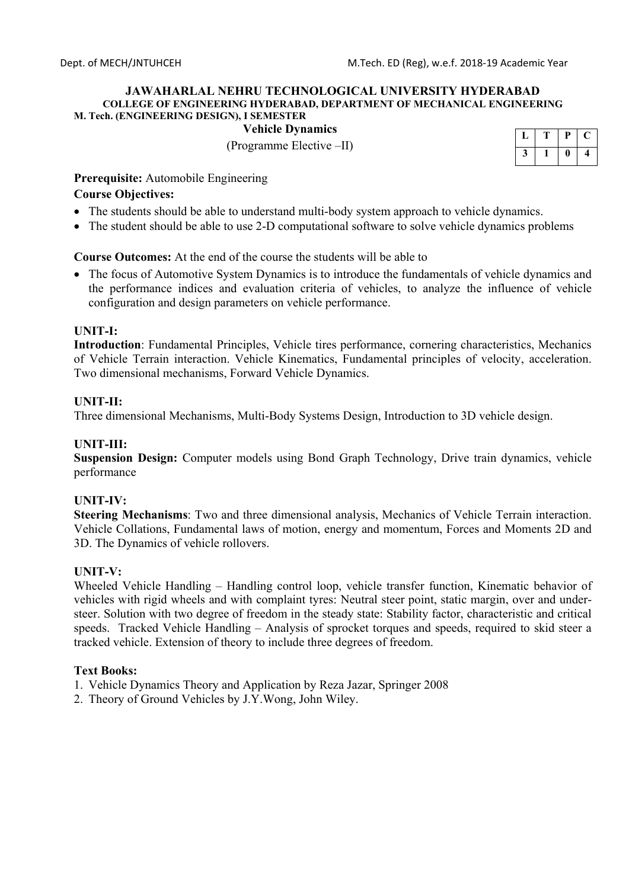**JAWAHARLAL NEHRU TECHNOLOGICAL UNIVERSITY HYDERABAD**
**COLLEGE OF ENGINEERING HYDERABAD, DEPARTMENT OF MECHANICAL ENGINEERING**
**M. Tech. (ENGINEERING DESIGN), I SEMESTER**

## Vehicle Dynamics

(Programme Elective –II)

| L | T | P | C |
|---|---|---|---|
| 3 | 1 | 0 | 4 |

**Prerequisite:** Automobile Engineering

**Course Objectives:**

- The students should be able to understand multi-body system approach to vehicle dynamics.
- The student should be able to use 2-D computational software to solve vehicle dynamics problems

**Course Outcomes:** At the end of the course the students will be able to

- The focus of Automotive System Dynamics is to introduce the fundamentals of vehicle dynamics and the performance indices and evaluation criteria of vehicles, to analyze the influence of vehicle configuration and design parameters on vehicle performance.

**UNIT-I:**
**Introduction**: Fundamental Principles, Vehicle tires performance, cornering characteristics, Mechanics of Vehicle Terrain interaction. Vehicle Kinematics, Fundamental principles of velocity, acceleration. Two dimensional mechanisms, Forward Vehicle Dynamics.

**UNIT-II:**
Three dimensional Mechanisms, Multi-Body Systems Design, Introduction to 3D vehicle design.

**UNIT-III:**
**Suspension Design:** Computer models using Bond Graph Technology, Drive train dynamics, vehicle performance

**UNIT-IV:**
**Steering Mechanisms**: Two and three dimensional analysis, Mechanics of Vehicle Terrain interaction. Vehicle Collations, Fundamental laws of motion, energy and momentum, Forces and Moments 2D and 3D. The Dynamics of vehicle rollovers.

**UNIT-V:**
Wheeled Vehicle Handling – Handling control loop, vehicle transfer function, Kinematic behavior of vehicles with rigid wheels and with complaint tyres: Neutral steer point, static margin, over and under-steer. Solution with two degree of freedom in the steady state: Stability factor, characteristic and critical speeds. Tracked Vehicle Handling – Analysis of sprocket torques and speeds, required to skid steer a tracked vehicle. Extension of theory to include three degrees of freedom.

**Text Books:**

1. Vehicle Dynamics Theory and Application by Reza Jazar, Springer 2008
2. Theory of Ground Vehicles by J.Y.Wong, John Wiley.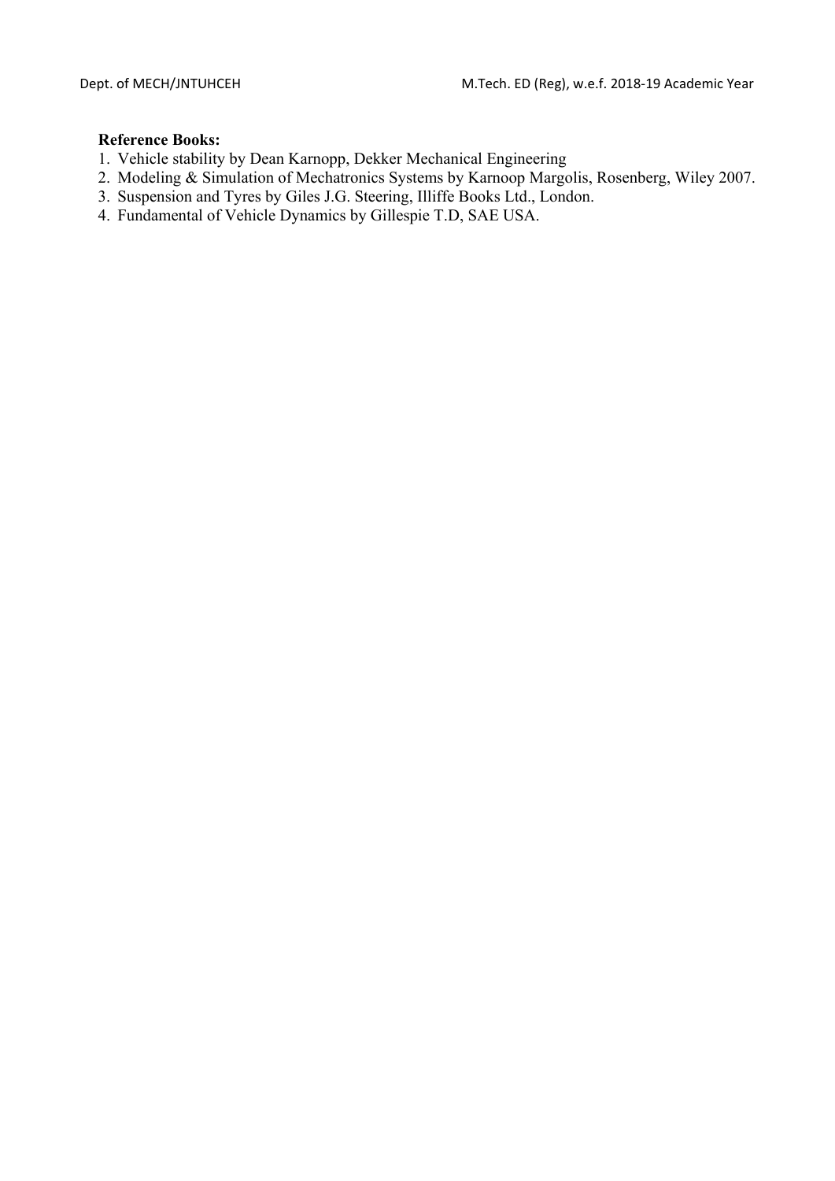**Reference Books:**

1. Vehicle stability by Dean Karnopp, Dekker Mechanical Engineering
2. Modeling & Simulation of Mechatronics Systems by Karnoop Margolis, Rosenberg, Wiley 2007.
3. Suspension and Tyres by Giles J.G. Steering, Illiffe Books Ltd., London.
4. Fundamental of Vehicle Dynamics by Gillespie T.D, SAE USA.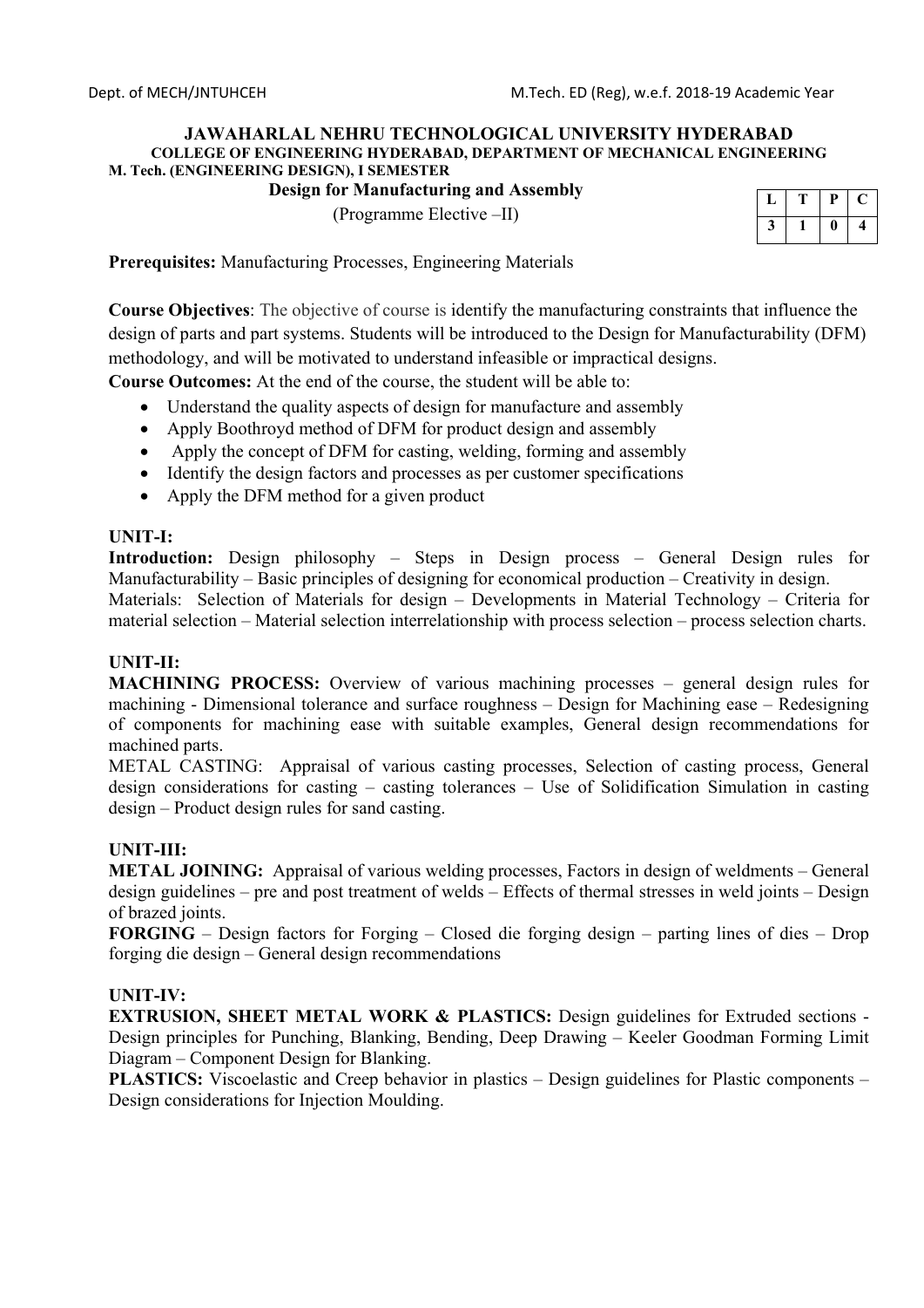**JAWAHARLAL NEHRU TECHNOLOGICAL UNIVERSITY HYDERABAD**
**COLLEGE OF ENGINEERING HYDERABAD, DEPARTMENT OF MECHANICAL ENGINEERING**
**M. Tech. (ENGINEERING DESIGN), I SEMESTER**

**Design for Manufacturing and Assembly**

(Programme Elective –II)

| L | T | P | C |
|---|---|---|---|
| 3 | 1 | 0 | 4 |

**Prerequisites:** Manufacturing Processes, Engineering Materials

**Course Objectives**: The objective of course is identify the manufacturing constraints that influence the design of parts and part systems. Students will be introduced to the Design for Manufacturability (DFM) methodology, and will be motivated to understand infeasible or impractical designs.

**Course Outcomes:** At the end of the course, the student will be able to:

- Understand the quality aspects of design for manufacture and assembly
- Apply Boothroyd method of DFM for product design and assembly
- Apply the concept of DFM for casting, welding, forming and assembly
- Identify the design factors and processes as per customer specifications
- Apply the DFM method for a given product

**UNIT-I:**

**Introduction:** Design philosophy – Steps in Design process – General Design rules for Manufacturability – Basic principles of designing for economical production – Creativity in design.

Materials: Selection of Materials for design – Developments in Material Technology – Criteria for material selection – Material selection interrelationship with process selection – process selection charts.

**UNIT-II:**

**MACHINING PROCESS:** Overview of various machining processes – general design rules for machining - Dimensional tolerance and surface roughness – Design for Machining ease – Redesigning of components for machining ease with suitable examples, General design recommendations for machined parts.

METAL CASTING: Appraisal of various casting processes, Selection of casting process, General design considerations for casting – casting tolerances – Use of Solidification Simulation in casting design – Product design rules for sand casting.

**UNIT-III:**

**METAL JOINING:** Appraisal of various welding processes, Factors in design of weldments – General design guidelines – pre and post treatment of welds – Effects of thermal stresses in weld joints – Design of brazed joints.

**FORGING** – Design factors for Forging – Closed die forging design – parting lines of dies – Drop forging die design – General design recommendations

**UNIT-IV:**

**EXTRUSION, SHEET METAL WORK & PLASTICS:** Design guidelines for Extruded sections - Design principles for Punching, Blanking, Bending, Deep Drawing – Keeler Goodman Forming Limit Diagram – Component Design for Blanking.

**PLASTICS:** Viscoelastic and Creep behavior in plastics – Design guidelines for Plastic components – Design considerations for Injection Moulding.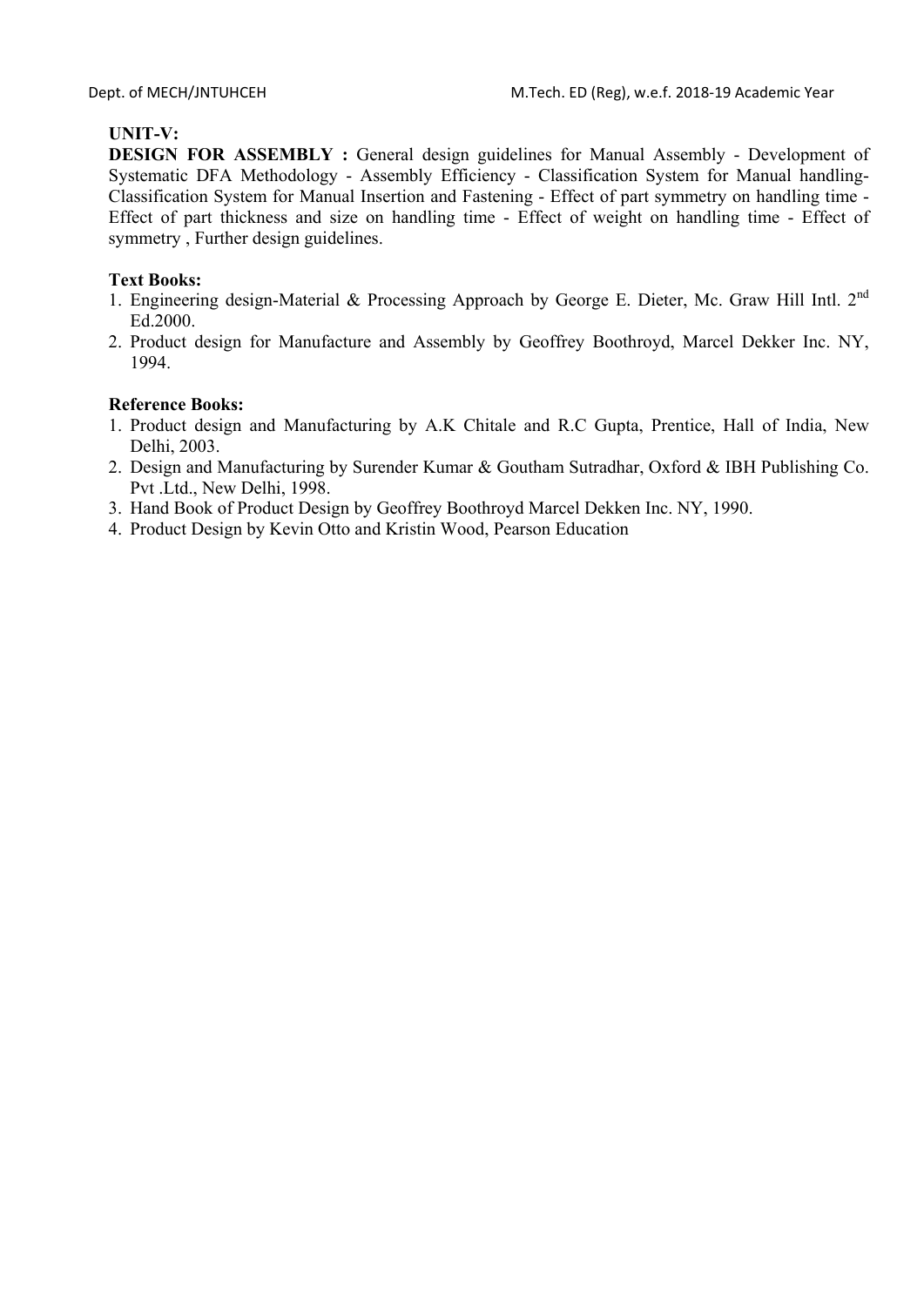**UNIT-V:**

**DESIGN FOR ASSEMBLY :** General design guidelines for Manual Assembly - Development of Systematic DFA Methodology - Assembly Efficiency - Classification System for Manual handling-Classification System for Manual Insertion and Fastening - Effect of part symmetry on handling time - Effect of part thickness and size on handling time - Effect of weight on handling time - Effect of symmetry , Further design guidelines.

**Text Books:**

1. Engineering design-Material & Processing Approach by George E. Dieter, Mc. Graw Hill Intl. 2nd Ed.2000.
2. Product design for Manufacture and Assembly by Geoffrey Boothroyd, Marcel Dekker Inc. NY, 1994.

**Reference Books:**

1. Product design and Manufacturing by A.K Chitale and R.C Gupta, Prentice, Hall of India, New Delhi, 2003.
2. Design and Manufacturing by Surender Kumar & Goutham Sutradhar, Oxford & IBH Publishing Co. Pvt .Ltd., New Delhi, 1998.
3. Hand Book of Product Design by Geoffrey Boothroyd Marcel Dekken Inc. NY, 1990.
4. Product Design by Kevin Otto and Kristin Wood, Pearson Education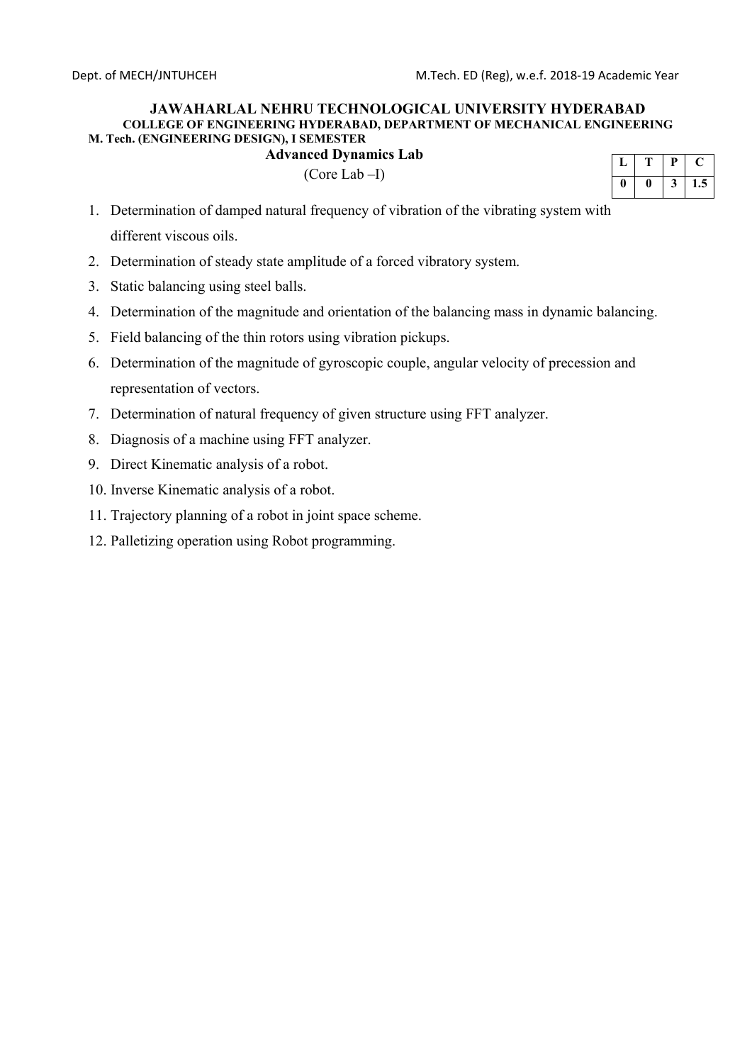**JAWAHARLAL NEHRU TECHNOLOGICAL UNIVERSITY HYDERABAD**

**COLLEGE OF ENGINEERING HYDERABAD, DEPARTMENT OF MECHANICAL ENGINEERING**

**M. Tech. (ENGINEERING DESIGN), I SEMESTER**

## Advanced Dynamics Lab

(Core Lab –I)

| L | T | P | C |
|---|---|---|---|
| 0 | 0 | 3 | 1.5 |

1. Determination of damped natural frequency of vibration of the vibrating system with different viscous oils.
2. Determination of steady state amplitude of a forced vibratory system.
3. Static balancing using steel balls.
4. Determination of the magnitude and orientation of the balancing mass in dynamic balancing.
5. Field balancing of the thin rotors using vibration pickups.
6. Determination of the magnitude of gyroscopic couple, angular velocity of precession and representation of vectors.
7. Determination of natural frequency of given structure using FFT analyzer.
8. Diagnosis of a machine using FFT analyzer.
9. Direct Kinematic analysis of a robot.
10. Inverse Kinematic analysis of a robot.
11. Trajectory planning of a robot in joint space scheme.
12. Palletizing operation using Robot programming.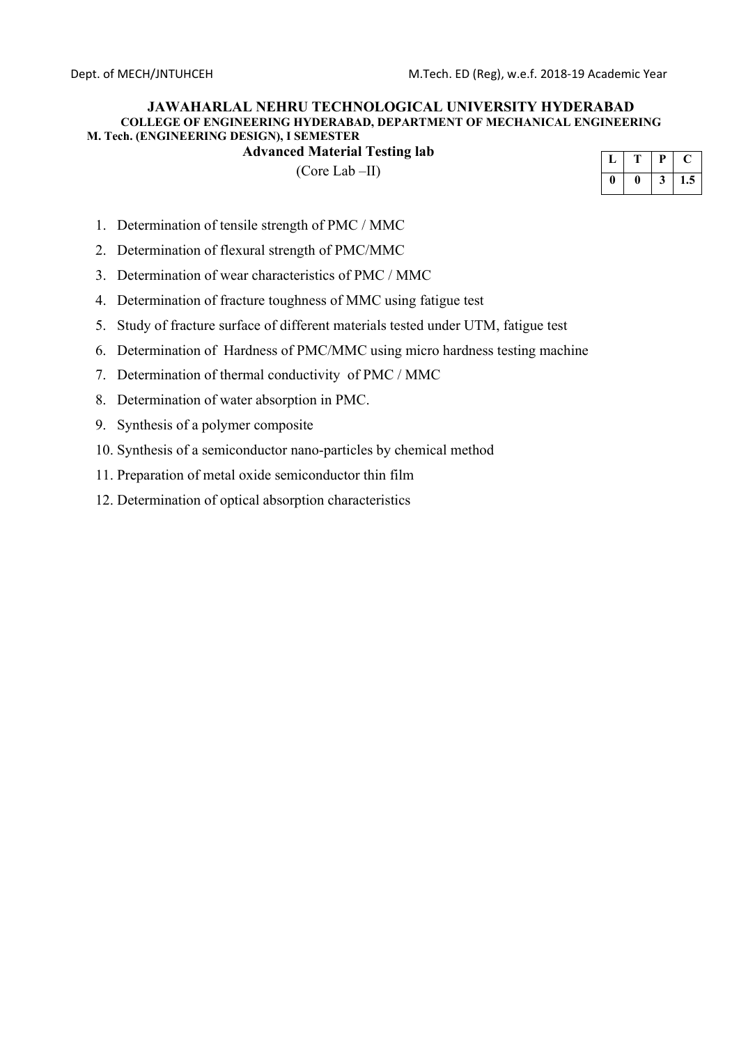# JAWAHARLAL NEHRU TECHNOLOGICAL UNIVERSITY HYDERABAD

**COLLEGE OF ENGINEERING HYDERABAD, DEPARTMENT OF MECHANICAL ENGINEERING**

**M. Tech. (ENGINEERING DESIGN), I SEMESTER**

## Advanced Material Testing lab

(Core Lab –II)

| L | T | P | C |
|---|---|---|---|
| 0 | 0 | 3 | 1.5 |

1. Determination of tensile strength of PMC / MMC
2. Determination of flexural strength of PMC/MMC
3. Determination of wear characteristics of PMC / MMC
4. Determination of fracture toughness of MMC using fatigue test
5. Study of fracture surface of different materials tested under UTM, fatigue test
6. Determination of Hardness of PMC/MMC using micro hardness testing machine
7. Determination of thermal conductivity of PMC / MMC
8. Determination of water absorption in PMC.
9. Synthesis of a polymer composite
10. Synthesis of a semiconductor nano-particles by chemical method
11. Preparation of metal oxide semiconductor thin film
12. Determination of optical absorption characteristics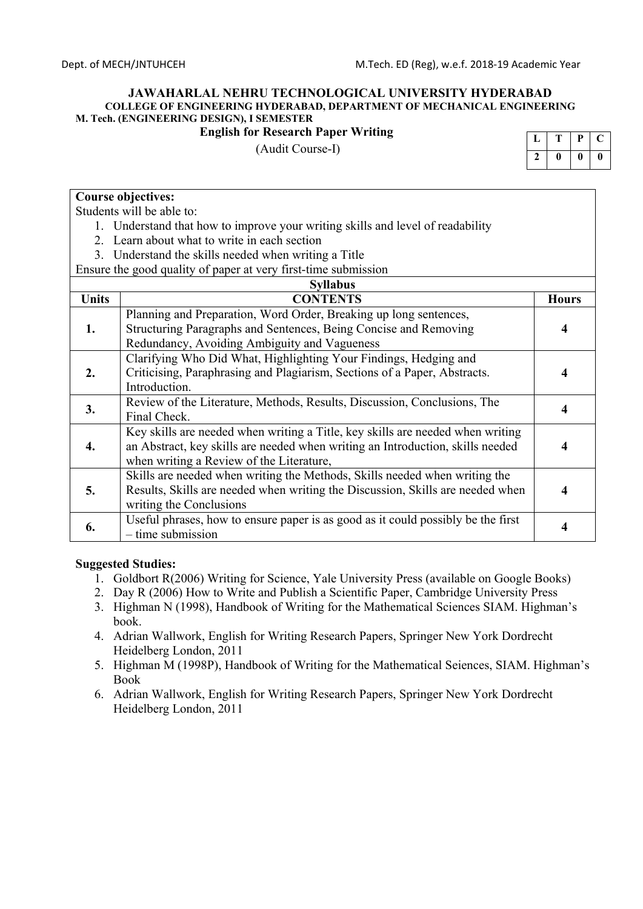**JAWAHARLAL NEHRU TECHNOLOGICAL UNIVERSITY HYDERABAD**
**COLLEGE OF ENGINEERING HYDERABAD, DEPARTMENT OF MECHANICAL ENGINEERING**
**M. Tech. (ENGINEERING DESIGN), I SEMESTER**

**English for Research Paper Writing**
(Audit Course-I)

| L | T | P | C |
|---|---|---|---|
| 2 | 0 | 0 | 0 |

**Course objectives:**
Students will be able to:

1. Understand that how to improve your writing skills and level of readability
2. Learn about what to write in each section
3. Understand the skills needed when writing a Title

Ensure the good quality of paper at very first-time submission

**Syllabus**

| Units | CONTENTS | Hours |
|---|---|---|
| 1. | Planning and Preparation, Word Order, Breaking up long sentences, Structuring Paragraphs and Sentences, Being Concise and Removing Redundancy, Avoiding Ambiguity and Vagueness | 4 |
| 2. | Clarifying Who Did What, Highlighting Your Findings, Hedging and Criticising, Paraphrasing and Plagiarism, Sections of a Paper, Abstracts. Introduction. | 4 |
| 3. | Review of the Literature, Methods, Results, Discussion, Conclusions, The Final Check. | 4 |
| 4. | Key skills are needed when writing a Title, key skills are needed when writing an Abstract, key skills are needed when writing an Introduction, skills needed when writing a Review of the Literature, | 4 |
| 5. | Skills are needed when writing the Methods, Skills needed when writing the Results, Skills are needed when writing the Discussion, Skills are needed when writing the Conclusions | 4 |
| 6. | Useful phrases, how to ensure paper is as good as it could possibly be the first – time submission | 4 |

**Suggested Studies:**

1. Goldbort R(2006) Writing for Science, Yale University Press (available on Google Books)
2. Day R (2006) How to Write and Publish a Scientific Paper, Cambridge University Press
3. Highman N (1998), Handbook of Writing for the Mathematical Sciences SIAM. Highman's book.
4. Adrian Wallwork, English for Writing Research Papers, Springer New York Dordrecht Heidelberg London, 2011
5. Highman M (1998P), Handbook of Writing for the Mathematical Seiences, SIAM. Highman's Book
6. Adrian Wallwork, English for Writing Research Papers, Springer New York Dordrecht Heidelberg London, 2011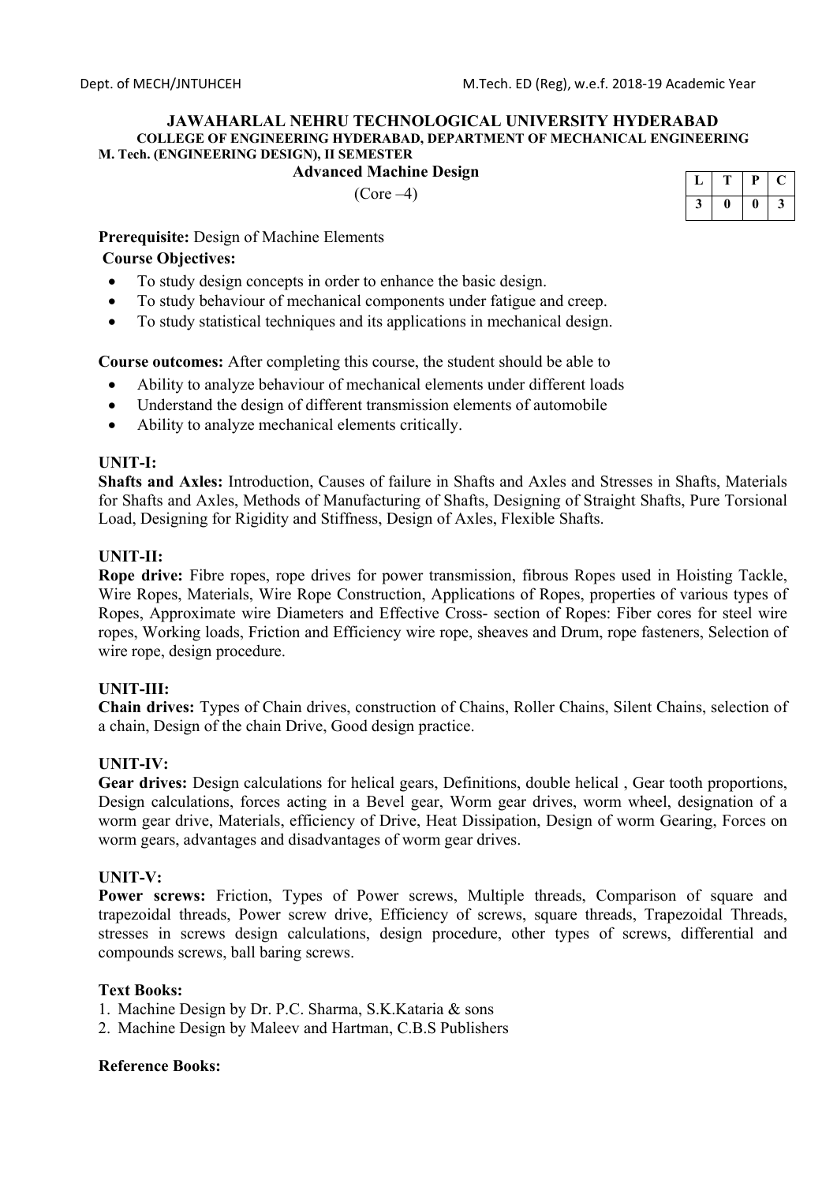**JAWAHARLAL NEHRU TECHNOLOGICAL UNIVERSITY HYDERABAD**

**COLLEGE OF ENGINEERING HYDERABAD, DEPARTMENT OF MECHANICAL ENGINEERING**

**M. Tech. (ENGINEERING DESIGN), II SEMESTER**

## Advanced Machine Design

(Core –4)

| L | T | P | C |
|---|---|---|---|
| 3 | 0 | 0 | 3 |

**Prerequisite:** Design of Machine Elements

**Course Objectives:**

- To study design concepts in order to enhance the basic design.
- To study behaviour of mechanical components under fatigue and creep.
- To study statistical techniques and its applications in mechanical design.

**Course outcomes:** After completing this course, the student should be able to

- Ability to analyze behaviour of mechanical elements under different loads
- Understand the design of different transmission elements of automobile
- Ability to analyze mechanical elements critically.

### UNIT-I:

**Shafts and Axles:** Introduction, Causes of failure in Shafts and Axles and Stresses in Shafts, Materials for Shafts and Axles, Methods of Manufacturing of Shafts, Designing of Straight Shafts, Pure Torsional Load, Designing for Rigidity and Stiffness, Design of Axles, Flexible Shafts.

### UNIT-II:

**Rope drive:** Fibre ropes, rope drives for power transmission, fibrous Ropes used in Hoisting Tackle, Wire Ropes, Materials, Wire Rope Construction, Applications of Ropes, properties of various types of Ropes, Approximate wire Diameters and Effective Cross- section of Ropes: Fiber cores for steel wire ropes, Working loads, Friction and Efficiency wire rope, sheaves and Drum, rope fasteners, Selection of wire rope, design procedure.

### UNIT-III:

**Chain drives:** Types of Chain drives, construction of Chains, Roller Chains, Silent Chains, selection of a chain, Design of the chain Drive, Good design practice.

### UNIT-IV:

**Gear drives:** Design calculations for helical gears, Definitions, double helical , Gear tooth proportions, Design calculations, forces acting in a Bevel gear, Worm gear drives, worm wheel, designation of a worm gear drive, Materials, efficiency of Drive, Heat Dissipation, Design of worm Gearing, Forces on worm gears, advantages and disadvantages of worm gear drives.

### UNIT-V:

**Power screws:** Friction, Types of Power screws, Multiple threads, Comparison of square and trapezoidal threads, Power screw drive, Efficiency of screws, square threads, Trapezoidal Threads, stresses in screws design calculations, design procedure, other types of screws, differential and compounds screws, ball baring screws.

### Text Books:

1. Machine Design by Dr. P.C. Sharma, S.K.Kataria & sons
2. Machine Design by Maleev and Hartman, C.B.S Publishers

### Reference Books: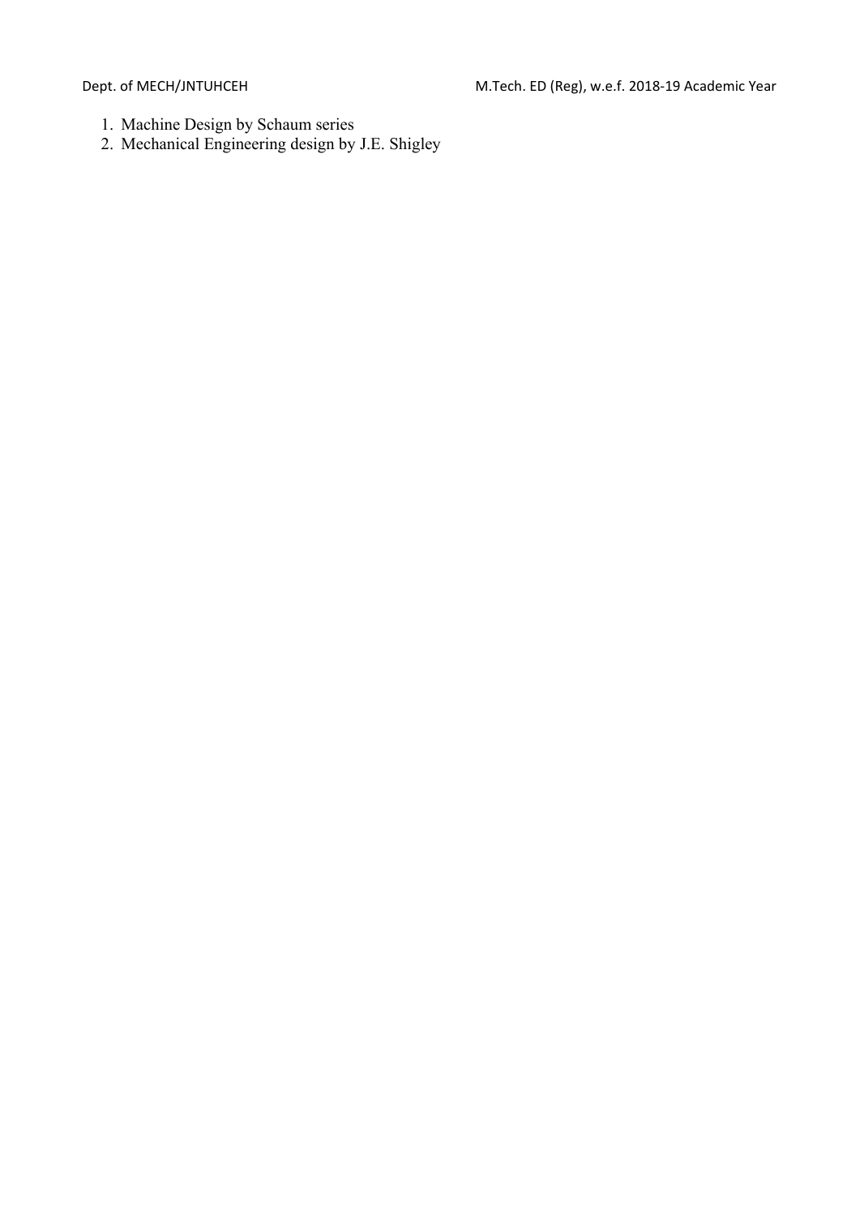1. Machine Design by Schaum series
2. Mechanical Engineering design by J.E. Shigley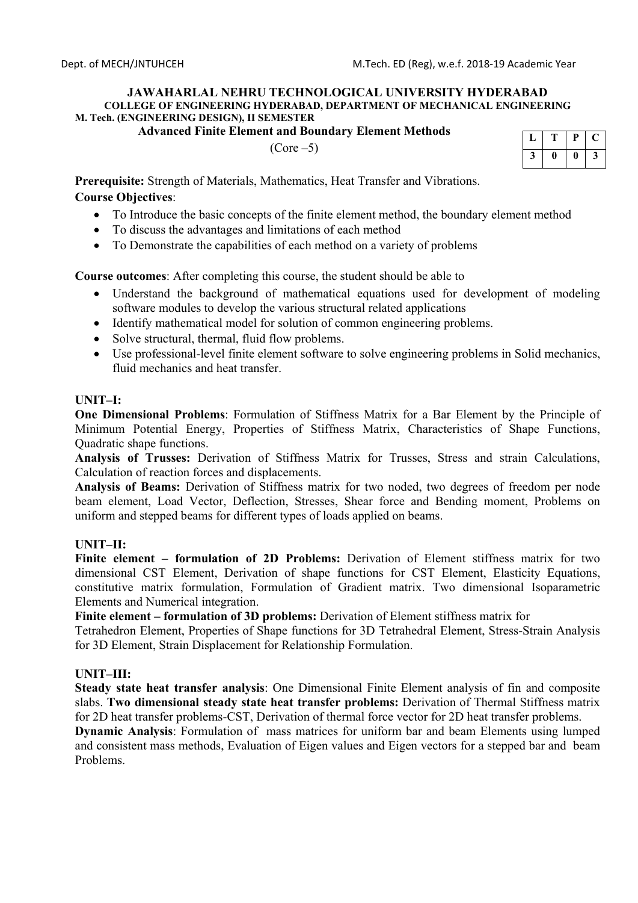**JAWAHARLAL NEHRU TECHNOLOGICAL UNIVERSITY HYDERABAD**

**COLLEGE OF ENGINEERING HYDERABAD, DEPARTMENT OF MECHANICAL ENGINEERING**

**M. Tech. (ENGINEERING DESIGN), II SEMESTER**

## Advanced Finite Element and Boundary Element Methods

(Core –5)

| L | T | P | C |
|---|---|---|---|
| 3 | 0 | 0 | 3 |

**Prerequisite:** Strength of Materials, Mathematics, Heat Transfer and Vibrations.

**Course Objectives**:

- To Introduce the basic concepts of the finite element method, the boundary element method
- To discuss the advantages and limitations of each method
- To Demonstrate the capabilities of each method on a variety of problems

**Course outcomes**: After completing this course, the student should be able to

- Understand the background of mathematical equations used for development of modeling software modules to develop the various structural related applications
- Identify mathematical model for solution of common engineering problems.
- Solve structural, thermal, fluid flow problems.
- Use professional-level finite element software to solve engineering problems in Solid mechanics, fluid mechanics and heat transfer.

### UNIT–I:

**One Dimensional Problems**: Formulation of Stiffness Matrix for a Bar Element by the Principle of Minimum Potential Energy, Properties of Stiffness Matrix, Characteristics of Shape Functions, Quadratic shape functions.

**Analysis of Trusses:** Derivation of Stiffness Matrix for Trusses, Stress and strain Calculations, Calculation of reaction forces and displacements.

**Analysis of Beams:** Derivation of Stiffness matrix for two noded, two degrees of freedom per node beam element, Load Vector, Deflection, Stresses, Shear force and Bending moment, Problems on uniform and stepped beams for different types of loads applied on beams.

### UNIT–II:

**Finite element – formulation of 2D Problems:** Derivation of Element stiffness matrix for two dimensional CST Element, Derivation of shape functions for CST Element, Elasticity Equations, constitutive matrix formulation, Formulation of Gradient matrix. Two dimensional Isoparametric Elements and Numerical integration.

**Finite element – formulation of 3D problems:** Derivation of Element stiffness matrix for Tetrahedron Element, Properties of Shape functions for 3D Tetrahedral Element, Stress-Strain Analysis for 3D Element, Strain Displacement for Relationship Formulation.

### UNIT–III:

**Steady state heat transfer analysis**: One Dimensional Finite Element analysis of fin and composite slabs. **Two dimensional steady state heat transfer problems:** Derivation of Thermal Stiffness matrix for 2D heat transfer problems-CST, Derivation of thermal force vector for 2D heat transfer problems.

**Dynamic Analysis**: Formulation of mass matrices for uniform bar and beam Elements using lumped and consistent mass methods, Evaluation of Eigen values and Eigen vectors for a stepped bar and beam Problems.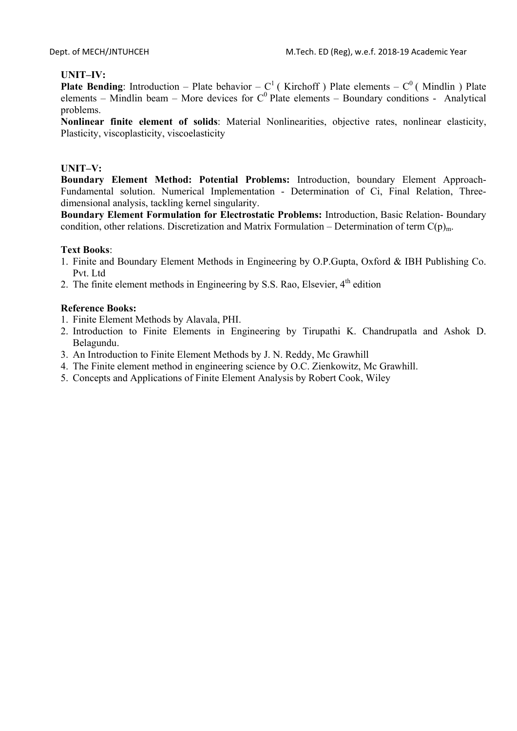**UNIT–IV:**

**Plate Bending**: Introduction – Plate behavior – $C^1$ ( Kirchoff ) Plate elements – $C^0$ ( Mindlin ) Plate elements – Mindlin beam – More devices for $C^0$ Plate elements – Boundary conditions - Analytical problems.

**Nonlinear finite element of solids**: Material Nonlinearities, objective rates, nonlinear elasticity, Plasticity, viscoplasticity, viscoelasticity

**UNIT–V:**

**Boundary Element Method: Potential Problems:** Introduction, boundary Element Approach- Fundamental solution. Numerical Implementation - Determination of Ci, Final Relation, Three-dimensional analysis, tackling kernel singularity.

**Boundary Element Formulation for Electrostatic Problems:** Introduction, Basic Relation- Boundary condition, other relations. Discretization and Matrix Formulation – Determination of term $C(p)_m$.

**Text Books**:

1. Finite and Boundary Element Methods in Engineering by O.P.Gupta, Oxford & IBH Publishing Co. Pvt. Ltd
2. The finite element methods in Engineering by S.S. Rao, Elsevier, 4th edition

**Reference Books:**

1. Finite Element Methods by Alavala, PHI.
2. Introduction to Finite Elements in Engineering by Tirupathi K. Chandrupatla and Ashok D. Belagundu.
3. An Introduction to Finite Element Methods by J. N. Reddy, Mc Grawhill
4. The Finite element method in engineering science by O.C. Zienkowitz, Mc Grawhill.
5. Concepts and Applications of Finite Element Analysis by Robert Cook, Wiley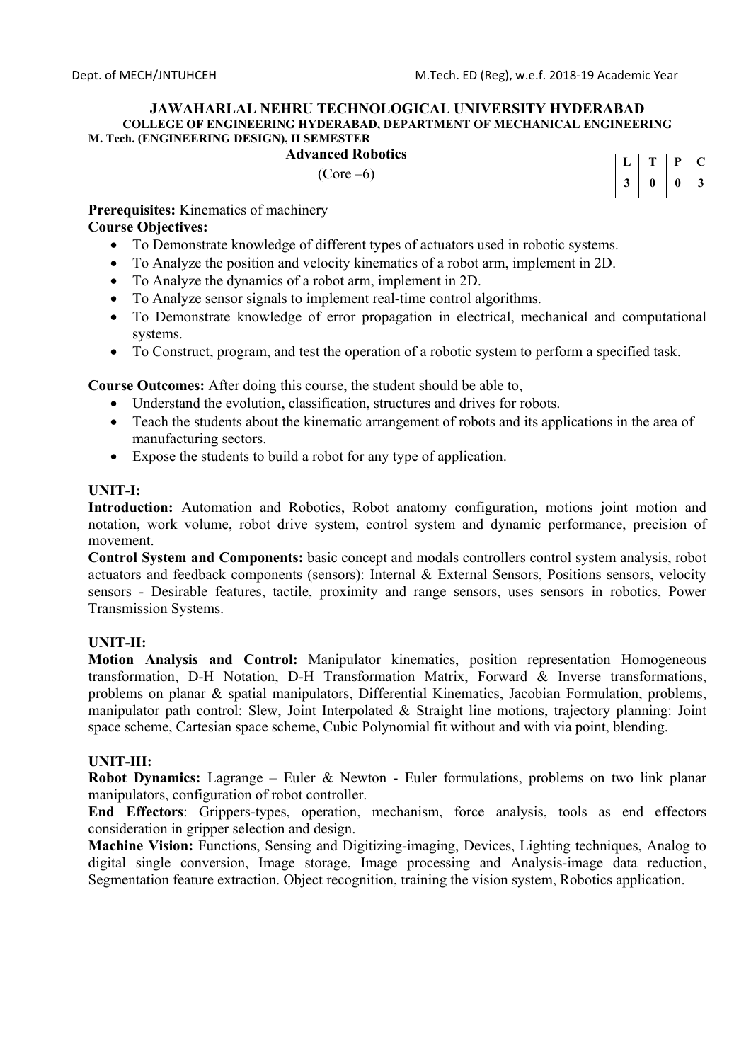**JAWAHARLAL NEHRU TECHNOLOGICAL UNIVERSITY HYDERABAD**

**COLLEGE OF ENGINEERING HYDERABAD, DEPARTMENT OF MECHANICAL ENGINEERING**

**M. Tech. (ENGINEERING DESIGN), II SEMESTER**

## Advanced Robotics

(Core –6)

| L | T | P | C |
|---|---|---|---|
| 3 | 0 | 0 | 3 |

**Prerequisites:** Kinematics of machinery

**Course Objectives:**

- To Demonstrate knowledge of different types of actuators used in robotic systems.
- To Analyze the position and velocity kinematics of a robot arm, implement in 2D.
- To Analyze the dynamics of a robot arm, implement in 2D.
- To Analyze sensor signals to implement real-time control algorithms.
- To Demonstrate knowledge of error propagation in electrical, mechanical and computational systems.
- To Construct, program, and test the operation of a robotic system to perform a specified task.

**Course Outcomes:** After doing this course, the student should be able to,

- Understand the evolution, classification, structures and drives for robots.
- Teach the students about the kinematic arrangement of robots and its applications in the area of manufacturing sectors.
- Expose the students to build a robot for any type of application.

### UNIT-I:

**Introduction:** Automation and Robotics, Robot anatomy configuration, motions joint motion and notation, work volume, robot drive system, control system and dynamic performance, precision of movement.

**Control System and Components:** basic concept and modals controllers control system analysis, robot actuators and feedback components (sensors): Internal & External Sensors, Positions sensors, velocity sensors - Desirable features, tactile, proximity and range sensors, uses sensors in robotics, Power Transmission Systems.

### UNIT-II:

**Motion Analysis and Control:** Manipulator kinematics, position representation Homogeneous transformation, D-H Notation, D-H Transformation Matrix, Forward & Inverse transformations, problems on planar & spatial manipulators, Differential Kinematics, Jacobian Formulation, problems, manipulator path control: Slew, Joint Interpolated & Straight line motions, trajectory planning: Joint space scheme, Cartesian space scheme, Cubic Polynomial fit without and with via point, blending.

### UNIT-III:

**Robot Dynamics:** Lagrange – Euler & Newton - Euler formulations, problems on two link planar manipulators, configuration of robot controller.

**End Effectors**: Grippers-types, operation, mechanism, force analysis, tools as end effectors consideration in gripper selection and design.

**Machine Vision:** Functions, Sensing and Digitizing-imaging, Devices, Lighting techniques, Analog to digital single conversion, Image storage, Image processing and Analysis-image data reduction, Segmentation feature extraction. Object recognition, training the vision system, Robotics application.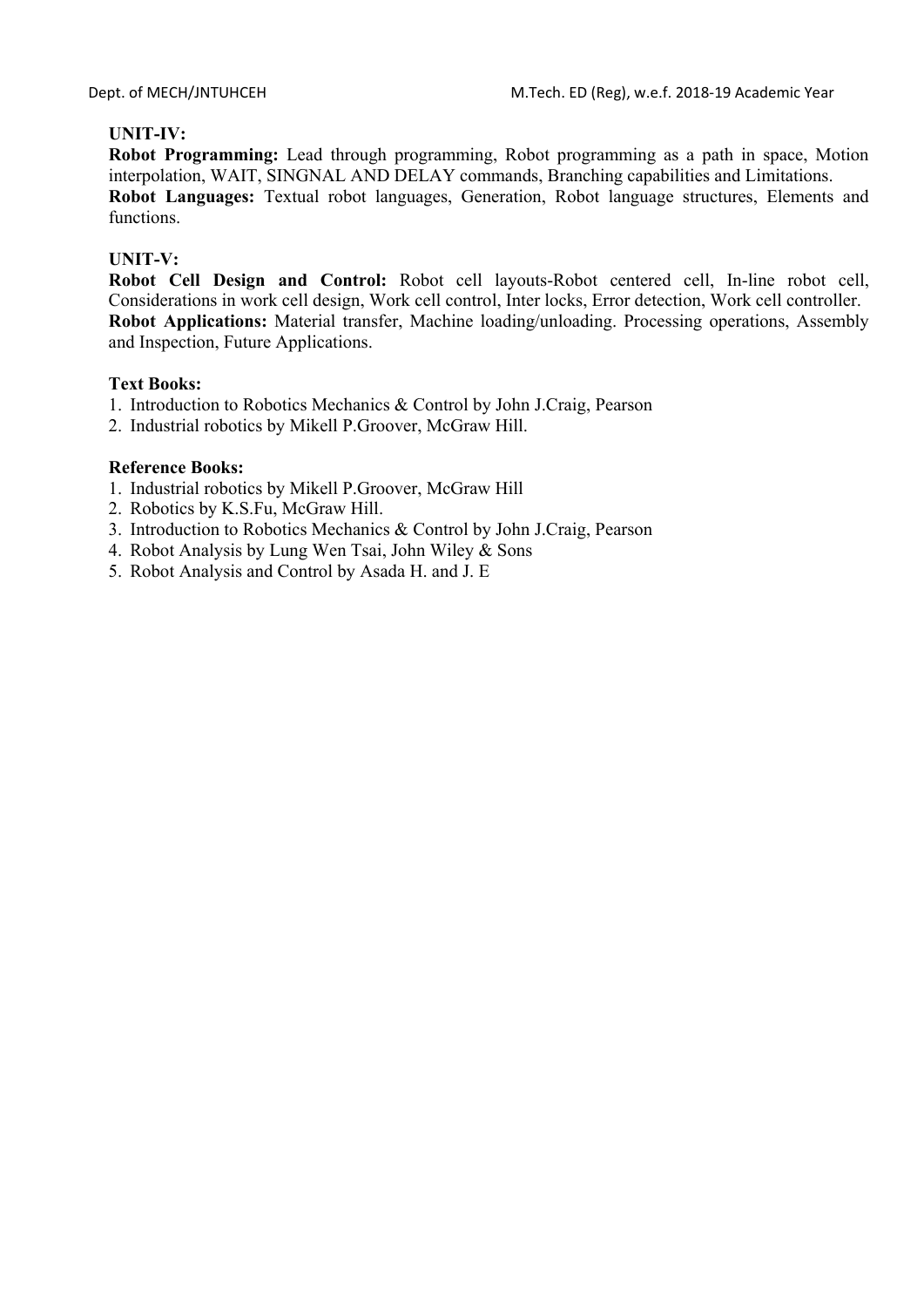**UNIT-IV:**

**Robot Programming:** Lead through programming, Robot programming as a path in space, Motion interpolation, WAIT, SINGNAL AND DELAY commands, Branching capabilities and Limitations.

**Robot Languages:** Textual robot languages, Generation, Robot language structures, Elements and functions.

**UNIT-V:**

**Robot Cell Design and Control:** Robot cell layouts-Robot centered cell, In-line robot cell, Considerations in work cell design, Work cell control, Inter locks, Error detection, Work cell controller.

**Robot Applications:** Material transfer, Machine loading/unloading. Processing operations, Assembly and Inspection, Future Applications.

**Text Books:**

1. Introduction to Robotics Mechanics & Control by John J.Craig, Pearson
2. Industrial robotics by Mikell P.Groover, McGraw Hill.

**Reference Books:**

1. Industrial robotics by Mikell P.Groover, McGraw Hill
2. Robotics by K.S.Fu, McGraw Hill.
3. Introduction to Robotics Mechanics & Control by John J.Craig, Pearson
4. Robot Analysis by Lung Wen Tsai, John Wiley & Sons
5. Robot Analysis and Control by Asada H. and J. E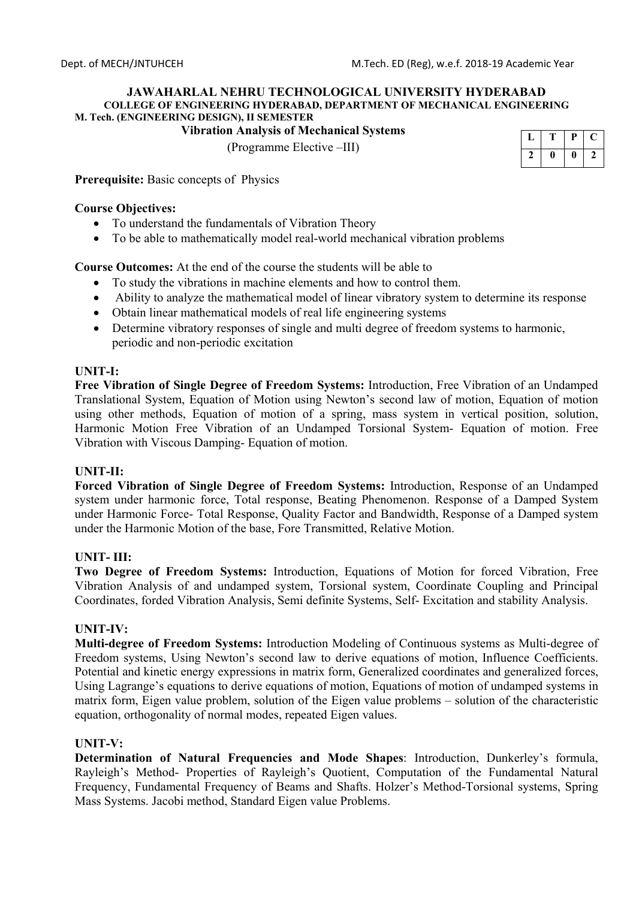**JAWAHARLAL NEHRU TECHNOLOGICAL UNIVERSITY HYDERABAD**
**COLLEGE OF ENGINEERING HYDERABAD, DEPARTMENT OF MECHANICAL ENGINEERING**
**M. Tech. (ENGINEERING DESIGN), II SEMESTER**

**Vibration Analysis of Mechanical Systems**

(Programme Elective –III)

| L | T | P | C |
|---|---|---|---|
| 2 | 0 | 0 | 2 |

**Prerequisite:** Basic concepts of Physics

**Course Objectives:**

- To understand the fundamentals of Vibration Theory
- To be able to mathematically model real-world mechanical vibration problems

**Course Outcomes:** At the end of the course the students will be able to

- To study the vibrations in machine elements and how to control them.
- Ability to analyze the mathematical model of linear vibratory system to determine its response
- Obtain linear mathematical models of real life engineering systems
- Determine vibratory responses of single and multi degree of freedom systems to harmonic, periodic and non-periodic excitation

**UNIT-I:**

**Free Vibration of Single Degree of Freedom Systems:** Introduction, Free Vibration of an Undamped Translational System, Equation of Motion using Newton's second law of motion, Equation of motion using other methods, Equation of motion of a spring, mass system in vertical position, solution, Harmonic Motion Free Vibration of an Undamped Torsional System- Equation of motion. Free Vibration with Viscous Damping- Equation of motion.

**UNIT-II:**

**Forced Vibration of Single Degree of Freedom Systems:** Introduction, Response of an Undamped system under harmonic force, Total response, Beating Phenomenon. Response of a Damped System under Harmonic Force- Total Response, Quality Factor and Bandwidth, Response of a Damped system under the Harmonic Motion of the base, Fore Transmitted, Relative Motion.

**UNIT- III:**

**Two Degree of Freedom Systems:** Introduction, Equations of Motion for forced Vibration, Free Vibration Analysis of and undamped system, Torsional system, Coordinate Coupling and Principal Coordinates, forded Vibration Analysis, Semi definite Systems, Self- Excitation and stability Analysis.

**UNIT-IV:**

**Multi-degree of Freedom Systems:** Introduction Modeling of Continuous systems as Multi-degree of Freedom systems, Using Newton's second law to derive equations of motion, Influence Coefficients. Potential and kinetic energy expressions in matrix form, Generalized coordinates and generalized forces, Using Lagrange's equations to derive equations of motion, Equations of motion of undamped systems in matrix form, Eigen value problem, solution of the Eigen value problems – solution of the characteristic equation, orthogonality of normal modes, repeated Eigen values.

**UNIT-V:**

**Determination of Natural Frequencies and Mode Shapes**: Introduction, Dunkerley's formula, Rayleigh's Method- Properties of Rayleigh's Quotient, Computation of the Fundamental Natural Frequency, Fundamental Frequency of Beams and Shafts. Holzer's Method-Torsional systems, Spring Mass Systems. Jacobi method, Standard Eigen value Problems.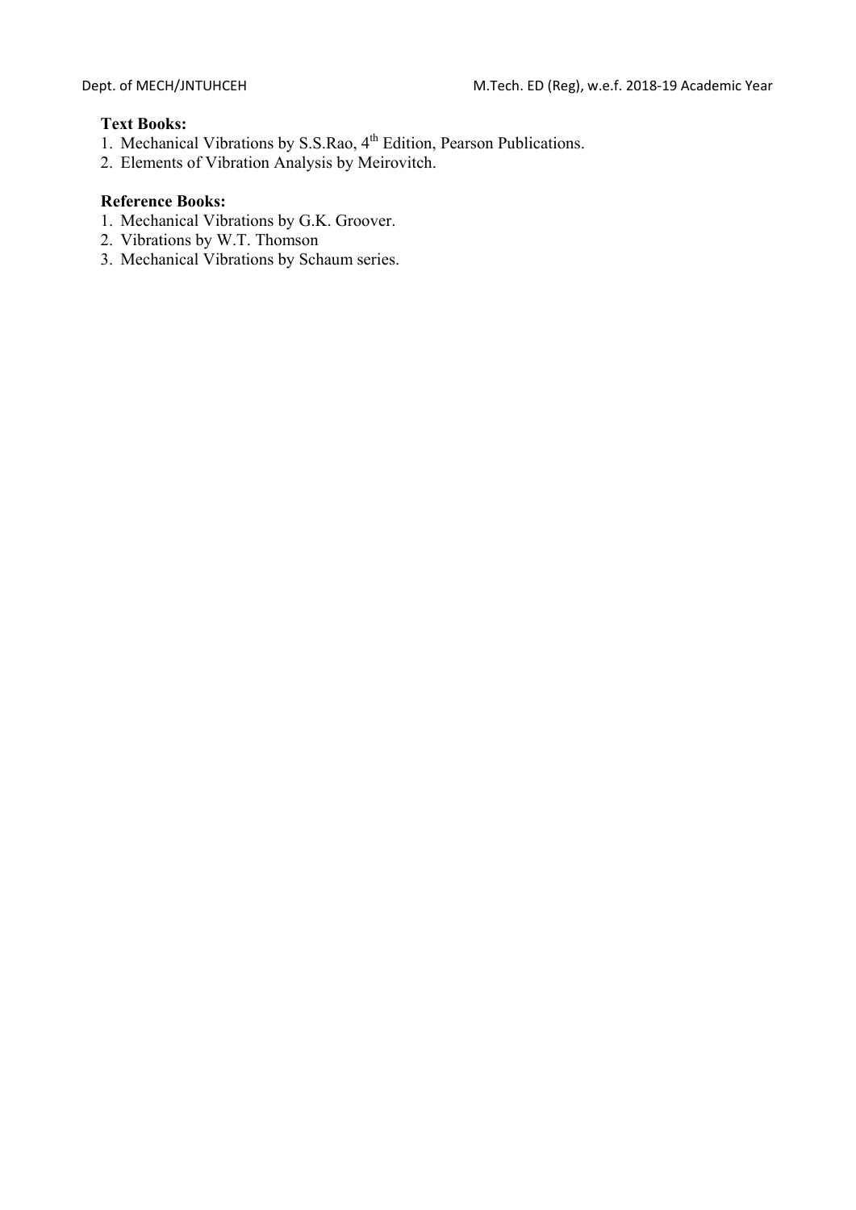**Text Books:**

1. Mechanical Vibrations by S.S.Rao, 4th Edition, Pearson Publications.
2. Elements of Vibration Analysis by Meirovitch.

**Reference Books:**

1. Mechanical Vibrations by G.K. Groover.
2. Vibrations by W.T. Thomson
3. Mechanical Vibrations by Schaum series.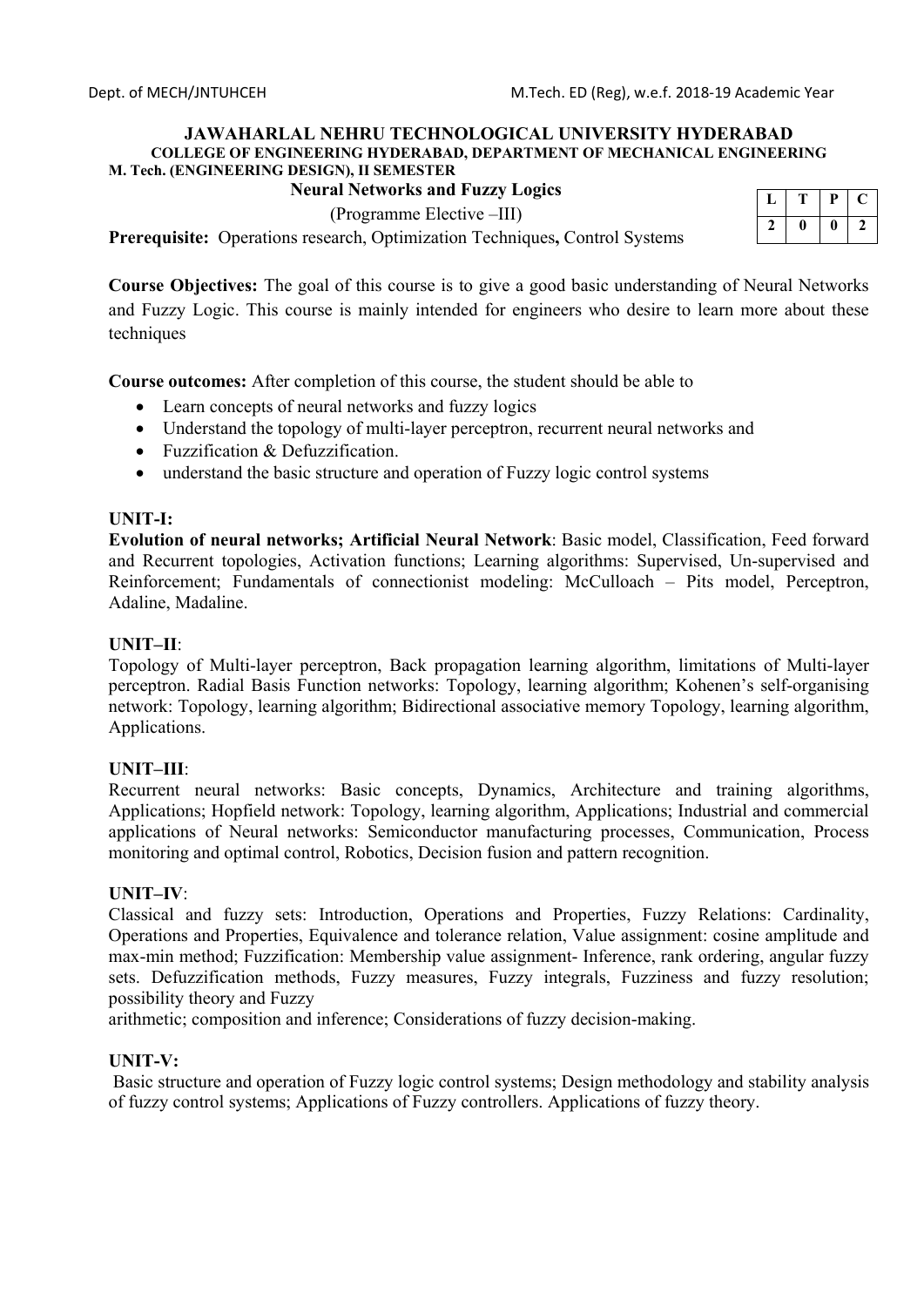**JAWAHARLAL NEHRU TECHNOLOGICAL UNIVERSITY HYDERABAD**
**COLLEGE OF ENGINEERING HYDERABAD, DEPARTMENT OF MECHANICAL ENGINEERING**
**M. Tech. (ENGINEERING DESIGN), II SEMESTER**

**Neural Networks and Fuzzy Logics**

(Programme Elective –III)

| L | T | P | C |
|---|---|---|---|
| 2 | 0 | 0 | 2 |

**Prerequisite:** Operations research, Optimization Techniques**,** Control Systems

**Course Objectives:** The goal of this course is to give a good basic understanding of Neural Networks and Fuzzy Logic. This course is mainly intended for engineers who desire to learn more about these techniques

**Course outcomes:** After completion of this course, the student should be able to

- Learn concepts of neural networks and fuzzy logics
- Understand the topology of multi-layer perceptron, recurrent neural networks and
- Fuzzification & Defuzzification.
- understand the basic structure and operation of Fuzzy logic control systems

**UNIT-I:**

**Evolution of neural networks; Artificial Neural Network**: Basic model, Classification, Feed forward and Recurrent topologies, Activation functions; Learning algorithms: Supervised, Un-supervised and Reinforcement; Fundamentals of connectionist modeling: McCulloach – Pits model, Perceptron, Adaline, Madaline.

**UNIT–II**:

Topology of Multi-layer perceptron, Back propagation learning algorithm, limitations of Multi-layer perceptron. Radial Basis Function networks: Topology, learning algorithm; Kohenen's self-organising network: Topology, learning algorithm; Bidirectional associative memory Topology, learning algorithm, Applications.

**UNIT–III**:

Recurrent neural networks: Basic concepts, Dynamics, Architecture and training algorithms, Applications; Hopfield network: Topology, learning algorithm, Applications; Industrial and commercial applications of Neural networks: Semiconductor manufacturing processes, Communication, Process monitoring and optimal control, Robotics, Decision fusion and pattern recognition.

**UNIT–IV**:

Classical and fuzzy sets: Introduction, Operations and Properties, Fuzzy Relations: Cardinality, Operations and Properties, Equivalence and tolerance relation, Value assignment: cosine amplitude and max-min method; Fuzzification: Membership value assignment- Inference, rank ordering, angular fuzzy sets. Defuzzification methods, Fuzzy measures, Fuzzy integrals, Fuzziness and fuzzy resolution; possibility theory and Fuzzy arithmetic; composition and inference; Considerations of fuzzy decision-making.

**UNIT-V:**

Basic structure and operation of Fuzzy logic control systems; Design methodology and stability analysis of fuzzy control systems; Applications of Fuzzy controllers. Applications of fuzzy theory.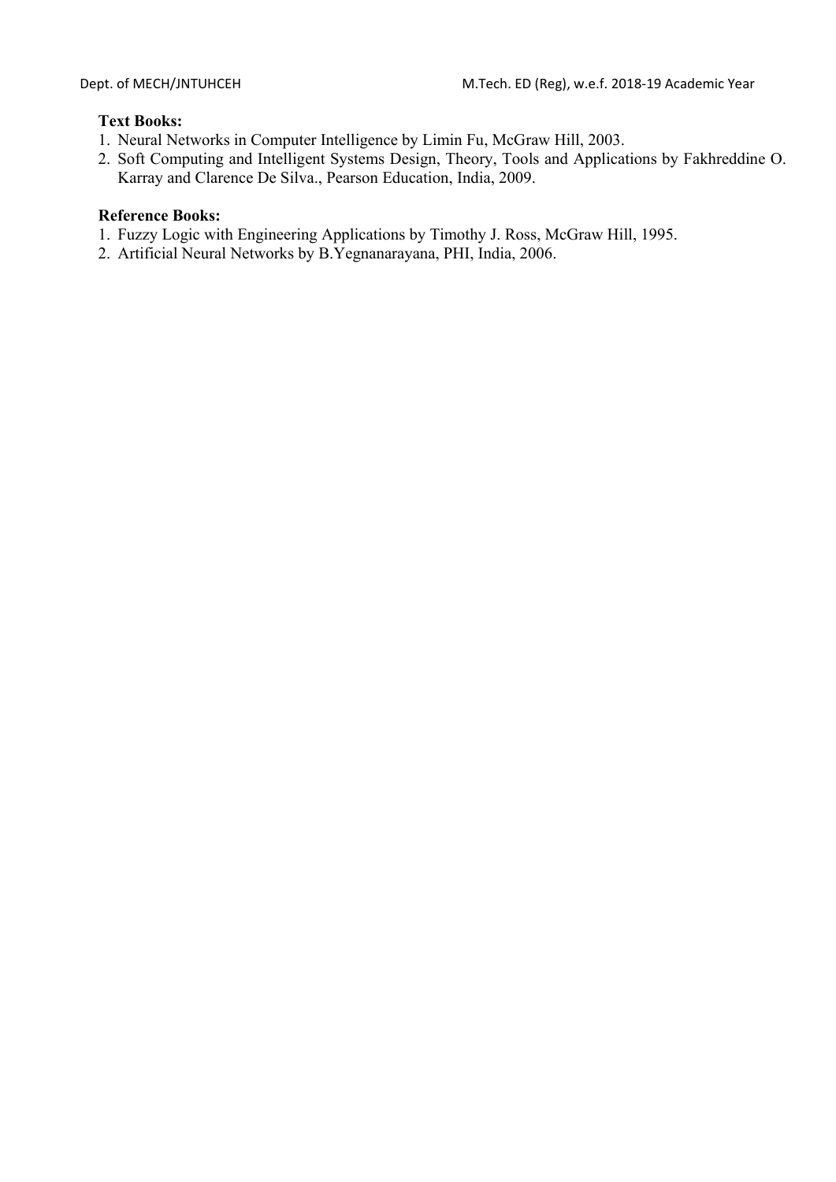**Text Books:**

1. Neural Networks in Computer Intelligence by Limin Fu, McGraw Hill, 2003.
2. Soft Computing and Intelligent Systems Design, Theory, Tools and Applications by Fakhreddine O. Karray and Clarence De Silva., Pearson Education, India, 2009.

**Reference Books:**

1. Fuzzy Logic with Engineering Applications by Timothy J. Ross, McGraw Hill, 1995.
2. Artificial Neural Networks by B.Yegnanarayana, PHI, India, 2006.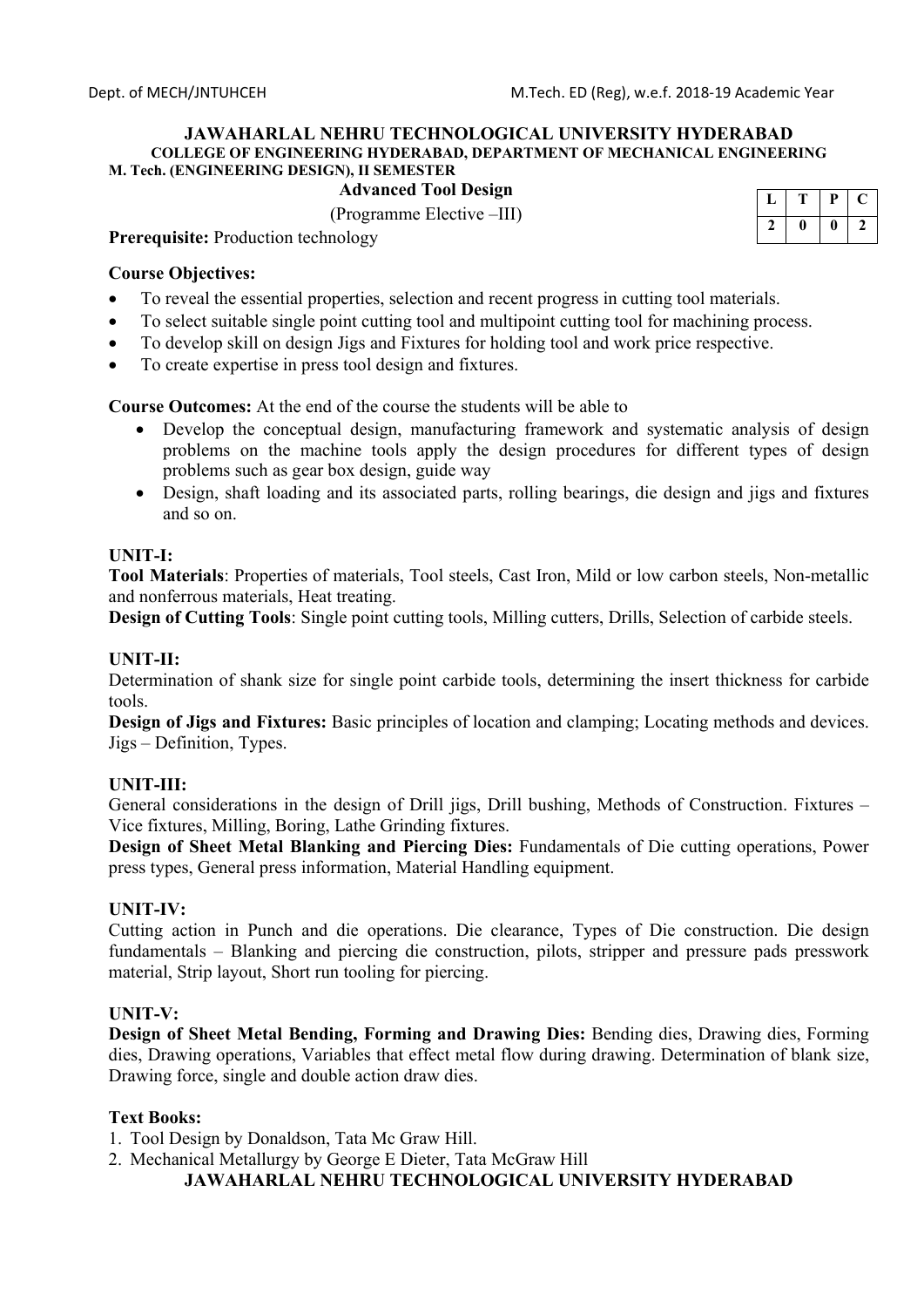**JAWAHARLAL NEHRU TECHNOLOGICAL UNIVERSITY HYDERABAD**

**COLLEGE OF ENGINEERING HYDERABAD, DEPARTMENT OF MECHANICAL ENGINEERING**

**M. Tech. (ENGINEERING DESIGN), II SEMESTER**

**Advanced Tool Design**

(Programme Elective –III)

| L | T | P | C |
|---|---|---|---|
| 2 | 0 | 0 | 2 |

**Prerequisite:** Production technology

**Course Objectives:**

- To reveal the essential properties, selection and recent progress in cutting tool materials.
- To select suitable single point cutting tool and multipoint cutting tool for machining process.
- To develop skill on design Jigs and Fixtures for holding tool and work price respective.
- To create expertise in press tool design and fixtures.

**Course Outcomes:** At the end of the course the students will be able to

- Develop the conceptual design, manufacturing framework and systematic analysis of design problems on the machine tools apply the design procedures for different types of design problems such as gear box design, guide way
- Design, shaft loading and its associated parts, rolling bearings, die design and jigs and fixtures and so on.

**UNIT-I:**

**Tool Materials**: Properties of materials, Tool steels, Cast Iron, Mild or low carbon steels, Non-metallic and nonferrous materials, Heat treating.

**Design of Cutting Tools**: Single point cutting tools, Milling cutters, Drills, Selection of carbide steels.

**UNIT-II:**

Determination of shank size for single point carbide tools, determining the insert thickness for carbide tools.

**Design of Jigs and Fixtures:** Basic principles of location and clamping; Locating methods and devices. Jigs – Definition, Types.

**UNIT-III:**

General considerations in the design of Drill jigs, Drill bushing, Methods of Construction. Fixtures – Vice fixtures, Milling, Boring, Lathe Grinding fixtures.

**Design of Sheet Metal Blanking and Piercing Dies:** Fundamentals of Die cutting operations, Power press types, General press information, Material Handling equipment.

**UNIT-IV:**

Cutting action in Punch and die operations. Die clearance, Types of Die construction. Die design fundamentals – Blanking and piercing die construction, pilots, stripper and pressure pads presswork material, Strip layout, Short run tooling for piercing.

**UNIT-V:**

**Design of Sheet Metal Bending, Forming and Drawing Dies:** Bending dies, Drawing dies, Forming dies, Drawing operations, Variables that effect metal flow during drawing. Determination of blank size, Drawing force, single and double action draw dies.

**Text Books:**

1. Tool Design by Donaldson, Tata Mc Graw Hill.
2. Mechanical Metallurgy by George E Dieter, Tata McGraw Hill

**JAWAHARLAL NEHRU TECHNOLOGICAL UNIVERSITY HYDERABAD**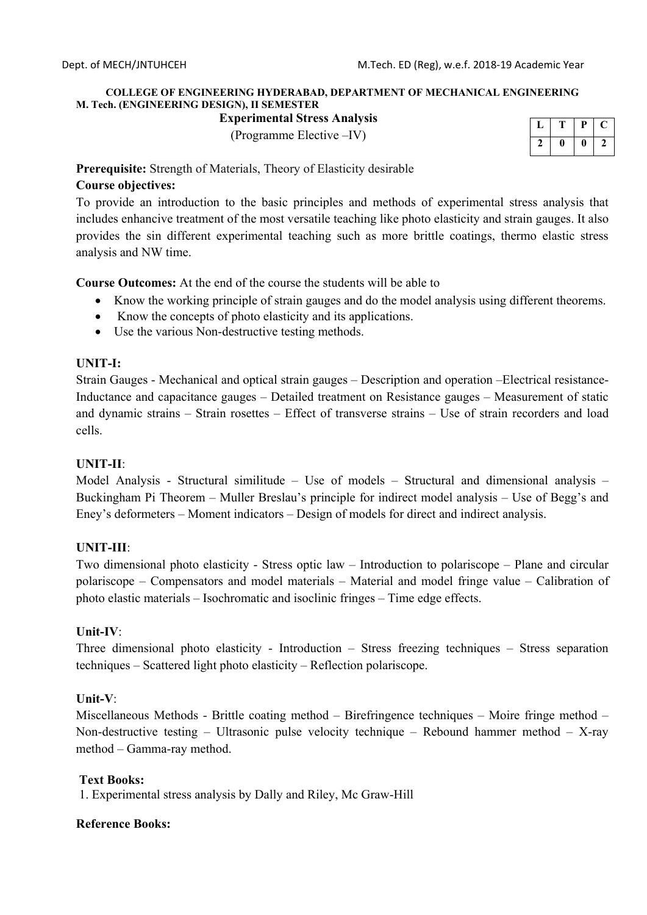**COLLEGE OF ENGINEERING HYDERABAD, DEPARTMENT OF MECHANICAL ENGINEERING**
**M. Tech. (ENGINEERING DESIGN), II SEMESTER**

**Experimental Stress Analysis**
(Programme Elective –IV)

| L | T | P | C |
|---|---|---|---|
| 2 | 0 | 0 | 2 |

**Prerequisite:** Strength of Materials, Theory of Elasticity desirable

**Course objectives:**
To provide an introduction to the basic principles and methods of experimental stress analysis that includes enhancive treatment of the most versatile teaching like photo elasticity and strain gauges. It also provides the sin different experimental teaching such as more brittle coatings, thermo elastic stress analysis and NW time.

**Course Outcomes:** At the end of the course the students will be able to

- Know the working principle of strain gauges and do the model analysis using different theorems.
- Know the concepts of photo elasticity and its applications.
- Use the various Non-destructive testing methods.

**UNIT-I:**
Strain Gauges - Mechanical and optical strain gauges – Description and operation –Electrical resistance-Inductance and capacitance gauges – Detailed treatment on Resistance gauges – Measurement of static and dynamic strains – Strain rosettes – Effect of transverse strains – Use of strain recorders and load cells.

**UNIT-II**:
Model Analysis - Structural similitude – Use of models – Structural and dimensional analysis – Buckingham Pi Theorem – Muller Breslau's principle for indirect model analysis – Use of Begg's and Eney's deformeters – Moment indicators – Design of models for direct and indirect analysis.

**UNIT-III**:
Two dimensional photo elasticity - Stress optic law – Introduction to polariscope – Plane and circular polariscope – Compensators and model materials – Material and model fringe value – Calibration of photo elastic materials – Isochromatic and isoclinic fringes – Time edge effects.

**Unit-IV**:
Three dimensional photo elasticity - Introduction – Stress freezing techniques – Stress separation techniques – Scattered light photo elasticity – Reflection polariscope.

**Unit-V**:
Miscellaneous Methods - Brittle coating method – Birefringence techniques – Moire fringe method – Non-destructive testing – Ultrasonic pulse velocity technique – Rebound hammer method – X-ray method – Gamma-ray method.

**Text Books:**
1. Experimental stress analysis by Dally and Riley, Mc Graw-Hill

**Reference Books:**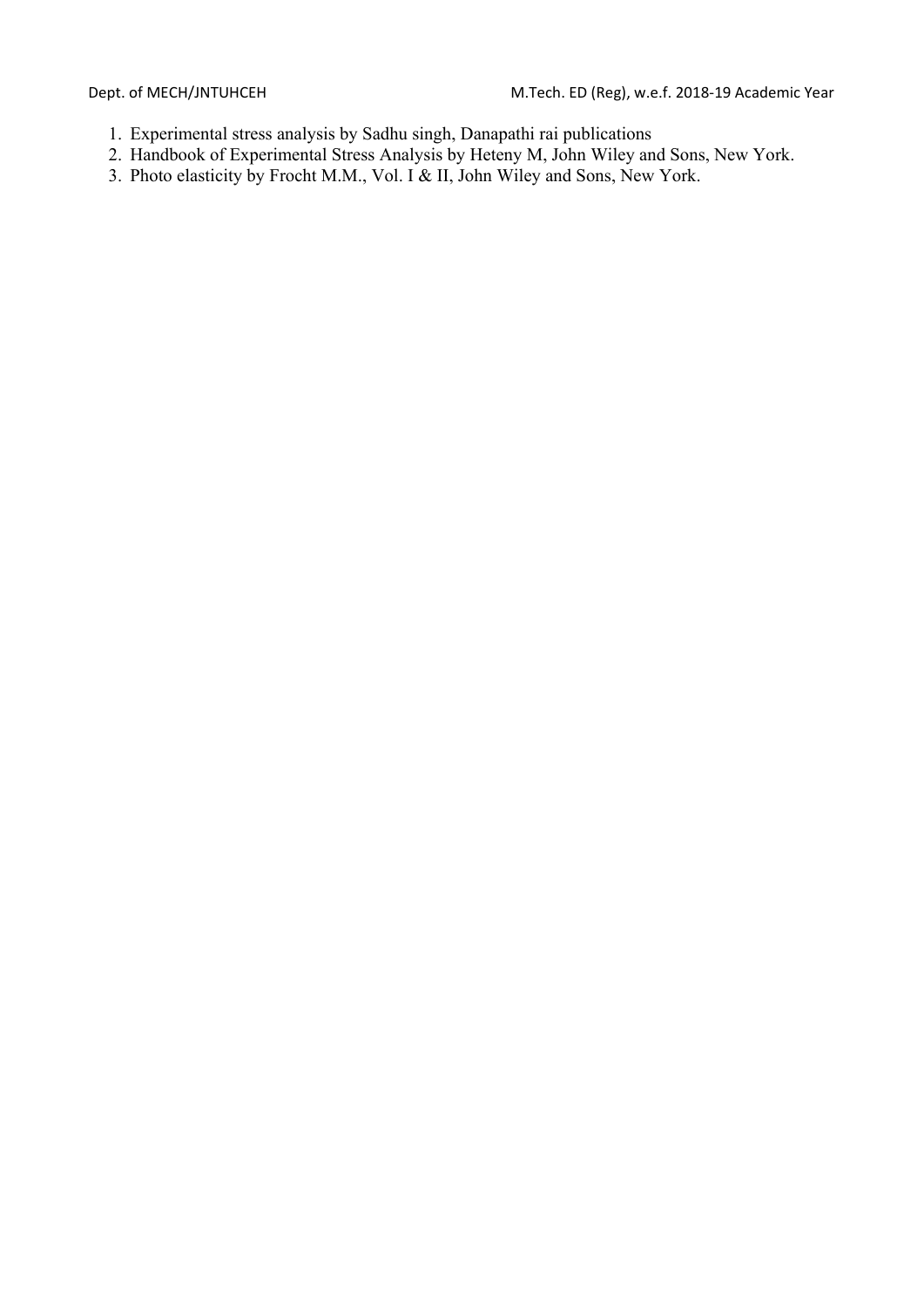1. Experimental stress analysis by Sadhu singh, Danapathi rai publications
2. Handbook of Experimental Stress Analysis by Heteny M, John Wiley and Sons, New York.
3. Photo elasticity by Frocht M.M., Vol. I & II, John Wiley and Sons, New York.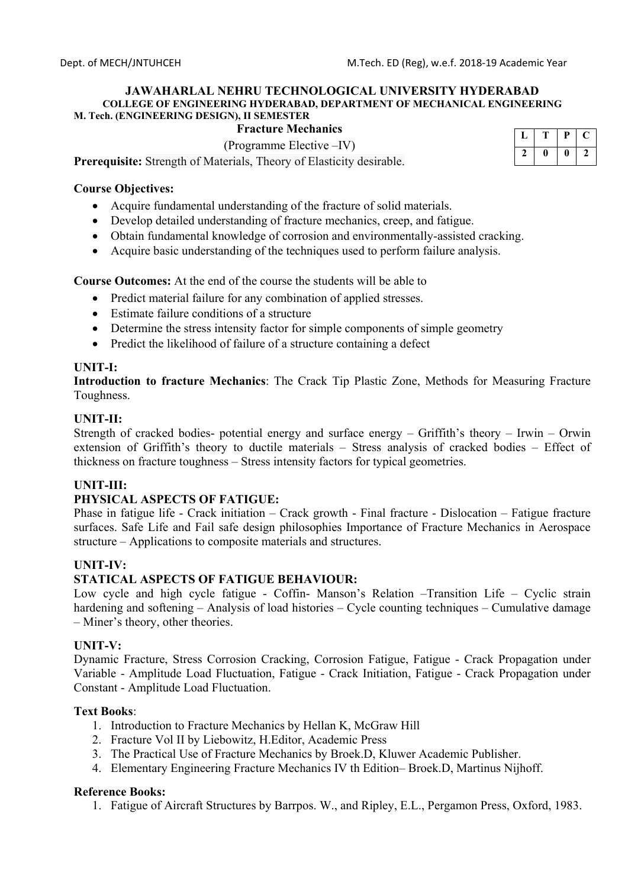**JAWAHARLAL NEHRU TECHNOLOGICAL UNIVERSITY HYDERABAD**
**COLLEGE OF ENGINEERING HYDERABAD, DEPARTMENT OF MECHANICAL ENGINEERING**
**M. Tech. (ENGINEERING DESIGN), II SEMESTER**

## Fracture Mechanics

(Programme Elective –IV)

| L | T | P | C |
|---|---|---|---|
| 2 | 0 | 0 | 2 |

**Prerequisite:** Strength of Materials, Theory of Elasticity desirable.

**Course Objectives:**

- Acquire fundamental understanding of the fracture of solid materials.
- Develop detailed understanding of fracture mechanics, creep, and fatigue.
- Obtain fundamental knowledge of corrosion and environmentally-assisted cracking.
- Acquire basic understanding of the techniques used to perform failure analysis.

**Course Outcomes:** At the end of the course the students will be able to

- Predict material failure for any combination of applied stresses.
- Estimate failure conditions of a structure
- Determine the stress intensity factor for simple components of simple geometry
- Predict the likelihood of failure of a structure containing a defect

**UNIT-I:**
**Introduction to fracture Mechanics**: The Crack Tip Plastic Zone, Methods for Measuring Fracture Toughness.

**UNIT-II:**
Strength of cracked bodies- potential energy and surface energy – Griffith's theory – Irwin – Orwin extension of Griffith's theory to ductile materials – Stress analysis of cracked bodies – Effect of thickness on fracture toughness – Stress intensity factors for typical geometries.

**UNIT-III:**
**PHYSICAL ASPECTS OF FATIGUE:**
Phase in fatigue life - Crack initiation – Crack growth - Final fracture - Dislocation – Fatigue fracture surfaces. Safe Life and Fail safe design philosophies Importance of Fracture Mechanics in Aerospace structure – Applications to composite materials and structures.

**UNIT-IV:**
**STATICAL ASPECTS OF FATIGUE BEHAVIOUR:**
Low cycle and high cycle fatigue - Coffin- Manson's Relation –Transition Life – Cyclic strain hardening and softening – Analysis of load histories – Cycle counting techniques – Cumulative damage – Miner's theory, other theories.

**UNIT-V:**
Dynamic Fracture, Stress Corrosion Cracking, Corrosion Fatigue, Fatigue - Crack Propagation under Variable - Amplitude Load Fluctuation, Fatigue - Crack Initiation, Fatigue - Crack Propagation under Constant - Amplitude Load Fluctuation.

**Text Books**:

1. Introduction to Fracture Mechanics by Hellan K, McGraw Hill
2. Fracture Vol II by Liebowitz, H.Editor, Academic Press
3. The Practical Use of Fracture Mechanics by Broek.D, Kluwer Academic Publisher.
4. Elementary Engineering Fracture Mechanics IV th Edition– Broek.D, Martinus Nijhoff.

**Reference Books:**

1. Fatigue of Aircraft Structures by Barrpos. W., and Ripley, E.L., Pergamon Press, Oxford, 1983.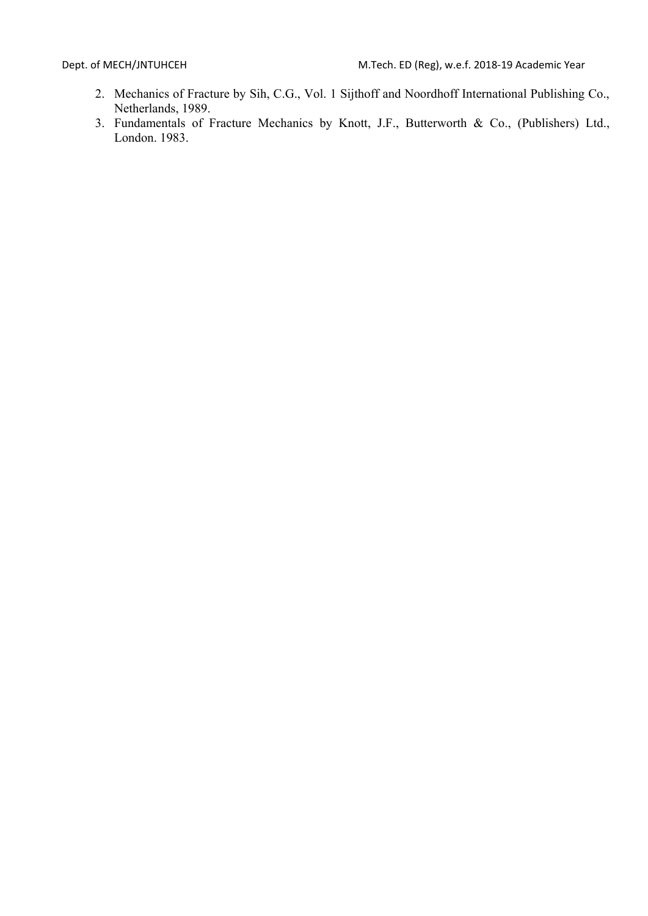2. Mechanics of Fracture by Sih, C.G., Vol. 1 Sijthoff and Noordhoff International Publishing Co., Netherlands, 1989.
3. Fundamentals of Fracture Mechanics by Knott, J.F., Butterworth & Co., (Publishers) Ltd., London. 1983.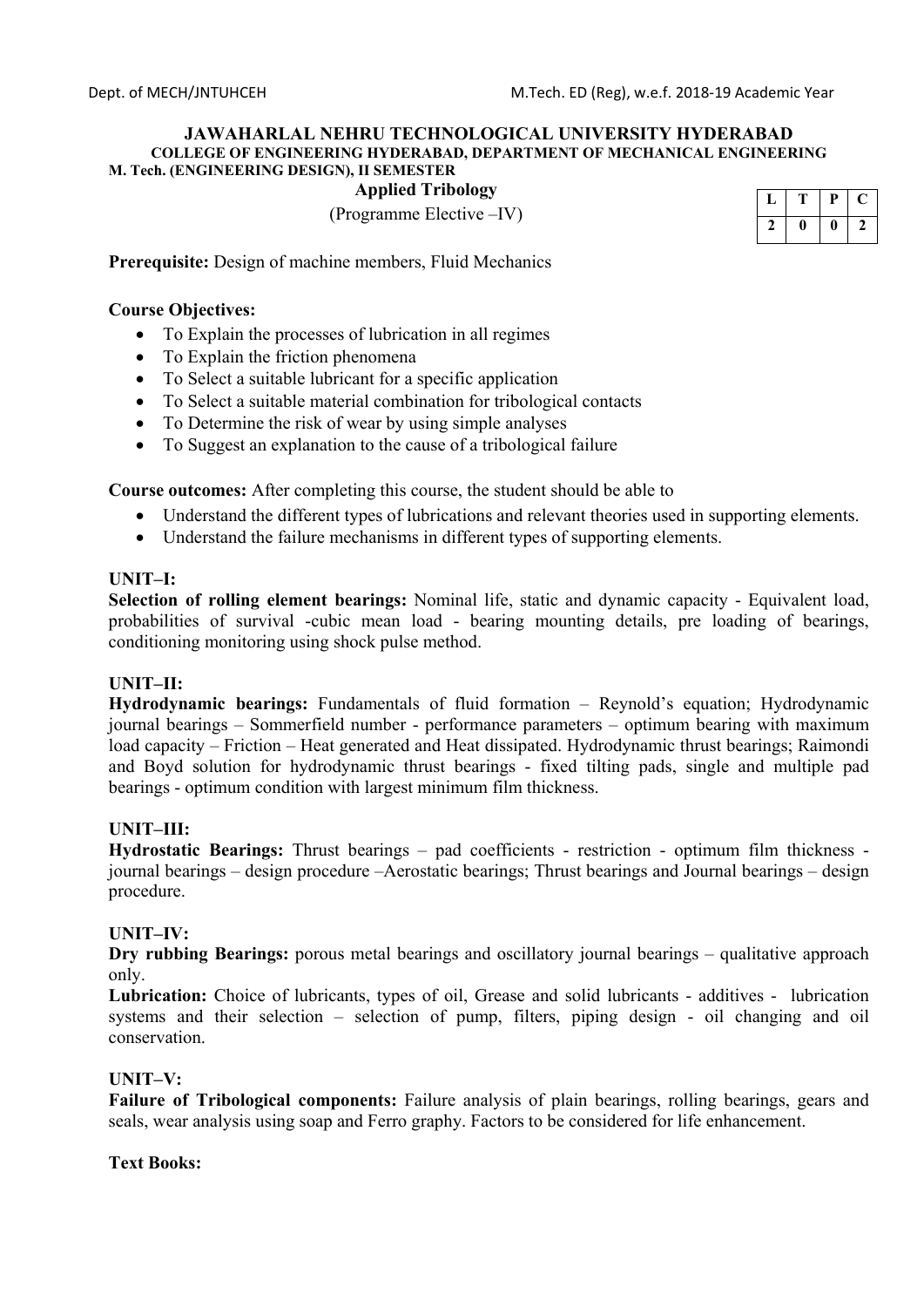**JAWAHARLAL NEHRU TECHNOLOGICAL UNIVERSITY HYDERABAD**

**COLLEGE OF ENGINEERING HYDERABAD, DEPARTMENT OF MECHANICAL ENGINEERING**

**M. Tech. (ENGINEERING DESIGN), II SEMESTER**

## Applied Tribology

(Programme Elective –IV)

| L | T | P | C |
|---|---|---|---|
| 2 | 0 | 0 | 2 |

**Prerequisite:** Design of machine members, Fluid Mechanics

**Course Objectives:**

- To Explain the processes of lubrication in all regimes
- To Explain the friction phenomena
- To Select a suitable lubricant for a specific application
- To Select a suitable material combination for tribological contacts
- To Determine the risk of wear by using simple analyses
- To Suggest an explanation to the cause of a tribological failure

**Course outcomes:** After completing this course, the student should be able to

- Understand the different types of lubrications and relevant theories used in supporting elements.
- Understand the failure mechanisms in different types of supporting elements.

**UNIT–I:**

**Selection of rolling element bearings:** Nominal life, static and dynamic capacity - Equivalent load, probabilities of survival -cubic mean load - bearing mounting details, pre loading of bearings, conditioning monitoring using shock pulse method.

**UNIT–II:**

**Hydrodynamic bearings:** Fundamentals of fluid formation – Reynold's equation; Hydrodynamic journal bearings – Sommerfield number - performance parameters – optimum bearing with maximum load capacity – Friction – Heat generated and Heat dissipated. Hydrodynamic thrust bearings; Raimondi and Boyd solution for hydrodynamic thrust bearings - fixed tilting pads, single and multiple pad bearings - optimum condition with largest minimum film thickness.

**UNIT–III:**

**Hydrostatic Bearings:** Thrust bearings – pad coefficients - restriction - optimum film thickness - journal bearings – design procedure –Aerostatic bearings; Thrust bearings and Journal bearings – design procedure.

**UNIT–IV:**

**Dry rubbing Bearings:** porous metal bearings and oscillatory journal bearings – qualitative approach only.

**Lubrication:** Choice of lubricants, types of oil, Grease and solid lubricants - additives - lubrication systems and their selection – selection of pump, filters, piping design - oil changing and oil conservation.

**UNIT–V:**

**Failure of Tribological components:** Failure analysis of plain bearings, rolling bearings, gears and seals, wear analysis using soap and Ferro graphy. Factors to be considered for life enhancement.

**Text Books:**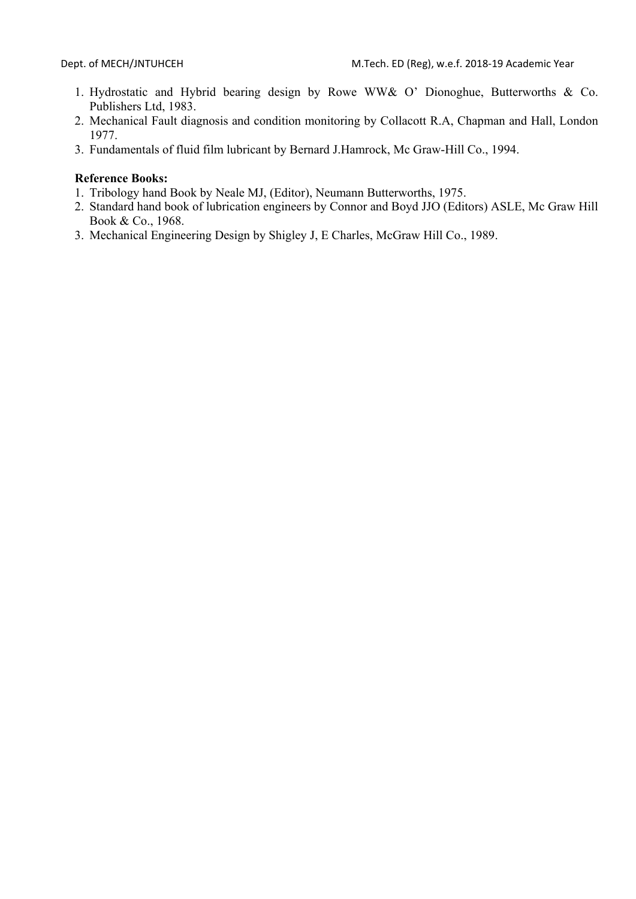1. Hydrostatic and Hybrid bearing design by Rowe WW& O' Dionoghue, Butterworths & Co. Publishers Ltd, 1983.
2. Mechanical Fault diagnosis and condition monitoring by Collacott R.A, Chapman and Hall, London 1977.
3. Fundamentals of fluid film lubricant by Bernard J.Hamrock, Mc Graw-Hill Co., 1994.

**Reference Books:**

1. Tribology hand Book by Neale MJ, (Editor), Neumann Butterworths, 1975.
2. Standard hand book of lubrication engineers by Connor and Boyd JJO (Editors) ASLE, Mc Graw Hill Book & Co., 1968.
3. Mechanical Engineering Design by Shigley J, E Charles, McGraw Hill Co., 1989.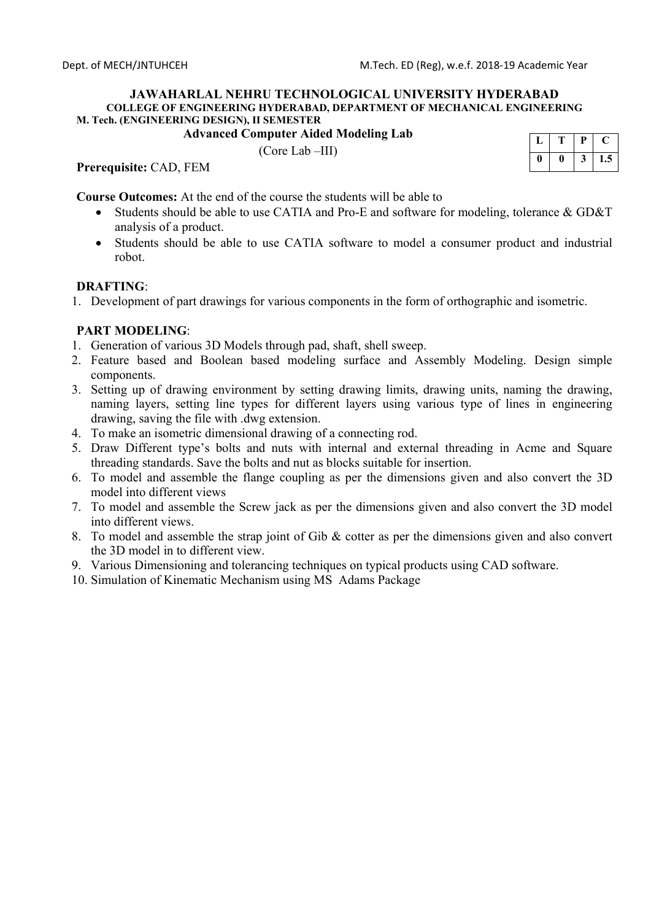**JAWAHARLAL NEHRU TECHNOLOGICAL UNIVERSITY HYDERABAD**

**COLLEGE OF ENGINEERING HYDERABAD, DEPARTMENT OF MECHANICAL ENGINEERING**

**M. Tech. (ENGINEERING DESIGN), II SEMESTER**

**Advanced Computer Aided Modeling Lab**

(Core Lab –III)

| L | T | P | C |
|---|---|---|---|
| 0 | 0 | 3 | 1.5 |

**Prerequisite:** CAD, FEM

**Course Outcomes:** At the end of the course the students will be able to

- Students should be able to use CATIA and Pro-E and software for modeling, tolerance & GD&T analysis of a product.
- Students should be able to use CATIA software to model a consumer product and industrial robot.

**DRAFTING**:

1. Development of part drawings for various components in the form of orthographic and isometric.

**PART MODELING**:

1. Generation of various 3D Models through pad, shaft, shell sweep.
2. Feature based and Boolean based modeling surface and Assembly Modeling. Design simple components.
3. Setting up of drawing environment by setting drawing limits, drawing units, naming the drawing, naming layers, setting line types for different layers using various type of lines in engineering drawing, saving the file with .dwg extension.
4. To make an isometric dimensional drawing of a connecting rod.
5. Draw Different type's bolts and nuts with internal and external threading in Acme and Square threading standards. Save the bolts and nut as blocks suitable for insertion.
6. To model and assemble the flange coupling as per the dimensions given and also convert the 3D model into different views
7. To model and assemble the Screw jack as per the dimensions given and also convert the 3D model into different views.
8. To model and assemble the strap joint of Gib & cotter as per the dimensions given and also convert the 3D model in to different view.
9. Various Dimensioning and tolerancing techniques on typical products using CAD software.
10. Simulation of Kinematic Mechanism using MS Adams Package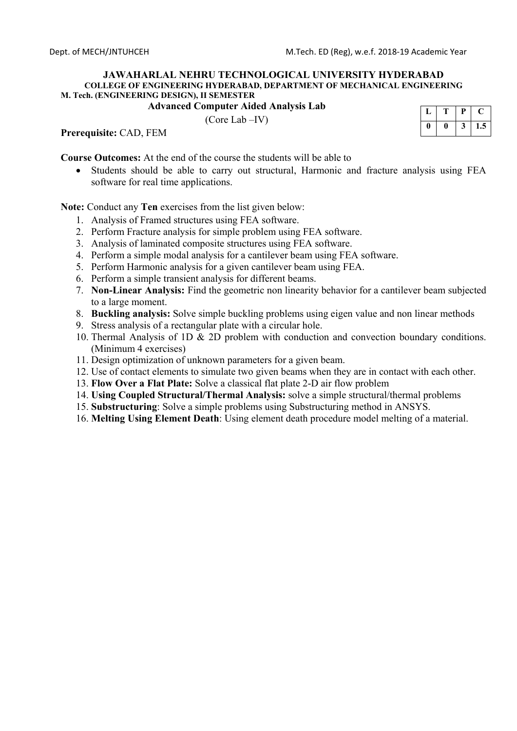**JAWAHARLAL NEHRU TECHNOLOGICAL UNIVERSITY HYDERABAD**

**COLLEGE OF ENGINEERING HYDERABAD, DEPARTMENT OF MECHANICAL ENGINEERING**

**M. Tech. (ENGINEERING DESIGN), II SEMESTER**

**Advanced Computer Aided Analysis Lab**

(Core Lab –IV)

| L | T | P | C |
|---|---|---|---|
| 0 | 0 | 3 | 1.5 |

**Prerequisite:** CAD, FEM

**Course Outcomes:** At the end of the course the students will be able to

- Students should be able to carry out structural, Harmonic and fracture analysis using FEA software for real time applications.

**Note:** Conduct any **Ten** exercises from the list given below:

1. Analysis of Framed structures using FEA software.
2. Perform Fracture analysis for simple problem using FEA software.
3. Analysis of laminated composite structures using FEA software.
4. Perform a simple modal analysis for a cantilever beam using FEA software.
5. Perform Harmonic analysis for a given cantilever beam using FEA.
6. Perform a simple transient analysis for different beams.
7. **Non-Linear Analysis:** Find the geometric non linearity behavior for a cantilever beam subjected to a large moment.
8. **Buckling analysis:** Solve simple buckling problems using eigen value and non linear methods
9. Stress analysis of a rectangular plate with a circular hole.
10. Thermal Analysis of 1D & 2D problem with conduction and convection boundary conditions. (Minimum 4 exercises)
11. Design optimization of unknown parameters for a given beam.
12. Use of contact elements to simulate two given beams when they are in contact with each other.
13. **Flow Over a Flat Plate:** Solve a classical flat plate 2-D air flow problem
14. **Using Coupled Structural/Thermal Analysis:** solve a simple structural/thermal problems
15. **Substructuring**: Solve a simple problems using Substructuring method in ANSYS.
16. **Melting Using Element Death**: Using element death procedure model melting of a material.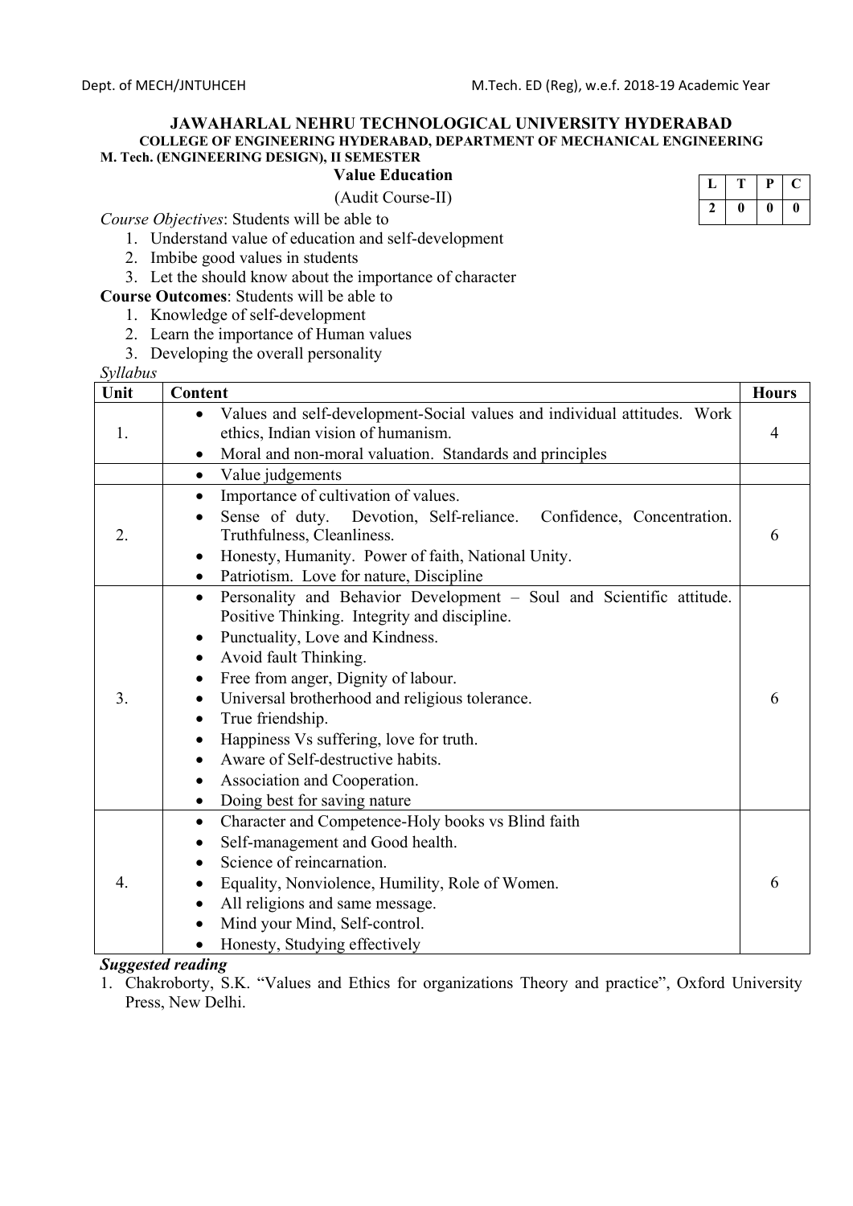**JAWAHARLAL NEHRU TECHNOLOGICAL UNIVERSITY HYDERABAD**

**COLLEGE OF ENGINEERING HYDERABAD, DEPARTMENT OF MECHANICAL ENGINEERING**

**M. Tech. (ENGINEERING DESIGN), II SEMESTER**

**Value Education**

(Audit Course-II)

| L | T | P | C |
|---|---|---|---|
| 2 | 0 | 0 | 0 |

*Course Objectives*: Students will be able to

1. Understand value of education and self-development
2. Imbibe good values in students
3. Let the should know about the importance of character

**Course Outcomes**: Students will be able to

1. Knowledge of self-development
2. Learn the importance of Human values
3. Developing the overall personality

*Syllabus*

| Unit | Content | Hours |
|---|---|---|
| 1. | • Values and self-development-Social values and individual attitudes. Work ethics, Indian vision of humanism.<br>• Moral and non-moral valuation. Standards and principles | 4 |
| | • Value judgements | |
| 2. | • Importance of cultivation of values.<br>• Sense of duty. Devotion, Self-reliance. Confidence, Concentration. Truthfulness, Cleanliness.<br>• Honesty, Humanity. Power of faith, National Unity.<br>• Patriotism. Love for nature, Discipline | 6 |
| 3. | • Personality and Behavior Development – Soul and Scientific attitude. Positive Thinking. Integrity and discipline.<br>• Punctuality, Love and Kindness.<br>• Avoid fault Thinking.<br>• Free from anger, Dignity of labour.<br>• Universal brotherhood and religious tolerance.<br>• True friendship.<br>• Happiness Vs suffering, love for truth.<br>• Aware of Self-destructive habits.<br>• Association and Cooperation.<br>• Doing best for saving nature | 6 |
| 4. | • Character and Competence-Holy books vs Blind faith<br>• Self-management and Good health.<br>• Science of reincarnation.<br>• Equality, Nonviolence, Humility, Role of Women.<br>• All religions and same message.<br>• Mind your Mind, Self-control.<br>• Honesty, Studying effectively | 6 |

***Suggested reading***

1. Chakroborty, S.K. "Values and Ethics for organizations Theory and practice", Oxford University Press, New Delhi.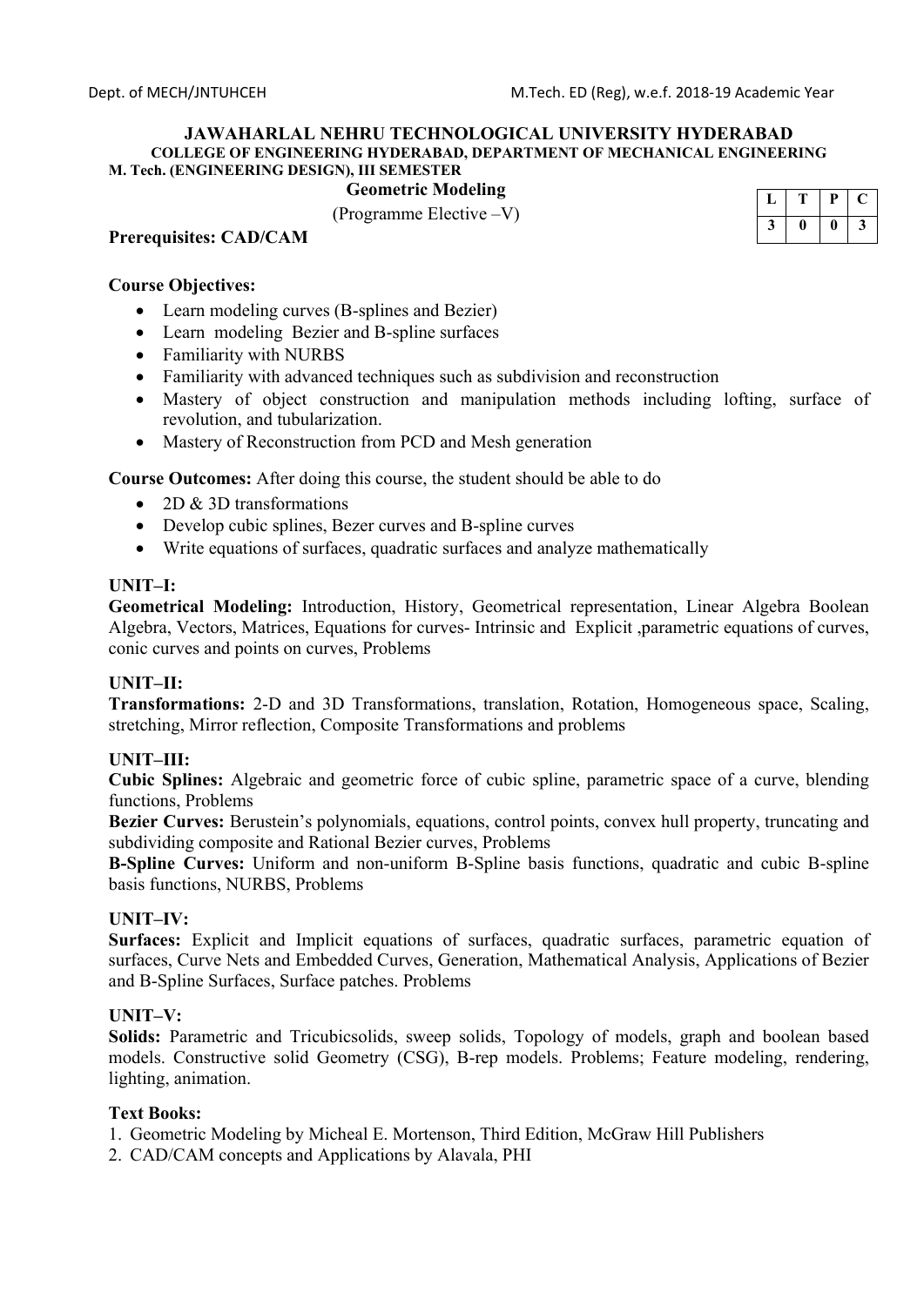# JAWAHARLAL NEHRU TECHNOLOGICAL UNIVERSITY HYDERABAD

**COLLEGE OF ENGINEERING HYDERABAD, DEPARTMENT OF MECHANICAL ENGINEERING**

**M. Tech. (ENGINEERING DESIGN), III SEMESTER**

## Geometric Modeling

(Programme Elective –V)

| L | T | P | C |
|---|---|---|---|
| 3 | 0 | 0 | 3 |

**Prerequisites: CAD/CAM**

**Course Objectives:**

- Learn modeling curves (B-splines and Bezier)
- Learn modeling Bezier and B-spline surfaces
- Familiarity with NURBS
- Familiarity with advanced techniques such as subdivision and reconstruction
- Mastery of object construction and manipulation methods including lofting, surface of revolution, and tubularization.
- Mastery of Reconstruction from PCD and Mesh generation

**Course Outcomes:** After doing this course, the student should be able to do

- 2D & 3D transformations
- Develop cubic splines, Bezer curves and B-spline curves
- Write equations of surfaces, quadratic surfaces and analyze mathematically

### UNIT–I:

**Geometrical Modeling:** Introduction, History, Geometrical representation, Linear Algebra Boolean Algebra, Vectors, Matrices, Equations for curves- Intrinsic and Explicit ,parametric equations of curves, conic curves and points on curves, Problems

### UNIT–II:

**Transformations:** 2-D and 3D Transformations, translation, Rotation, Homogeneous space, Scaling, stretching, Mirror reflection, Composite Transformations and problems

### UNIT–III:

**Cubic Splines:** Algebraic and geometric force of cubic spline, parametric space of a curve, blending functions, Problems

**Bezier Curves:** Berustein's polynomials, equations, control points, convex hull property, truncating and subdividing composite and Rational Bezier curves, Problems

**B-Spline Curves:** Uniform and non-uniform B-Spline basis functions, quadratic and cubic B-spline basis functions, NURBS, Problems

### UNIT–IV:

**Surfaces:** Explicit and Implicit equations of surfaces, quadratic surfaces, parametric equation of surfaces, Curve Nets and Embedded Curves, Generation, Mathematical Analysis, Applications of Bezier and B-Spline Surfaces, Surface patches. Problems

### UNIT–V:

**Solids:** Parametric and Tricubicsolids, sweep solids, Topology of models, graph and boolean based models. Constructive solid Geometry (CSG), B-rep models. Problems; Feature modeling, rendering, lighting, animation.

**Text Books:**

1. Geometric Modeling by Micheal E. Mortenson, Third Edition, McGraw Hill Publishers
2. CAD/CAM concepts and Applications by Alavala, PHI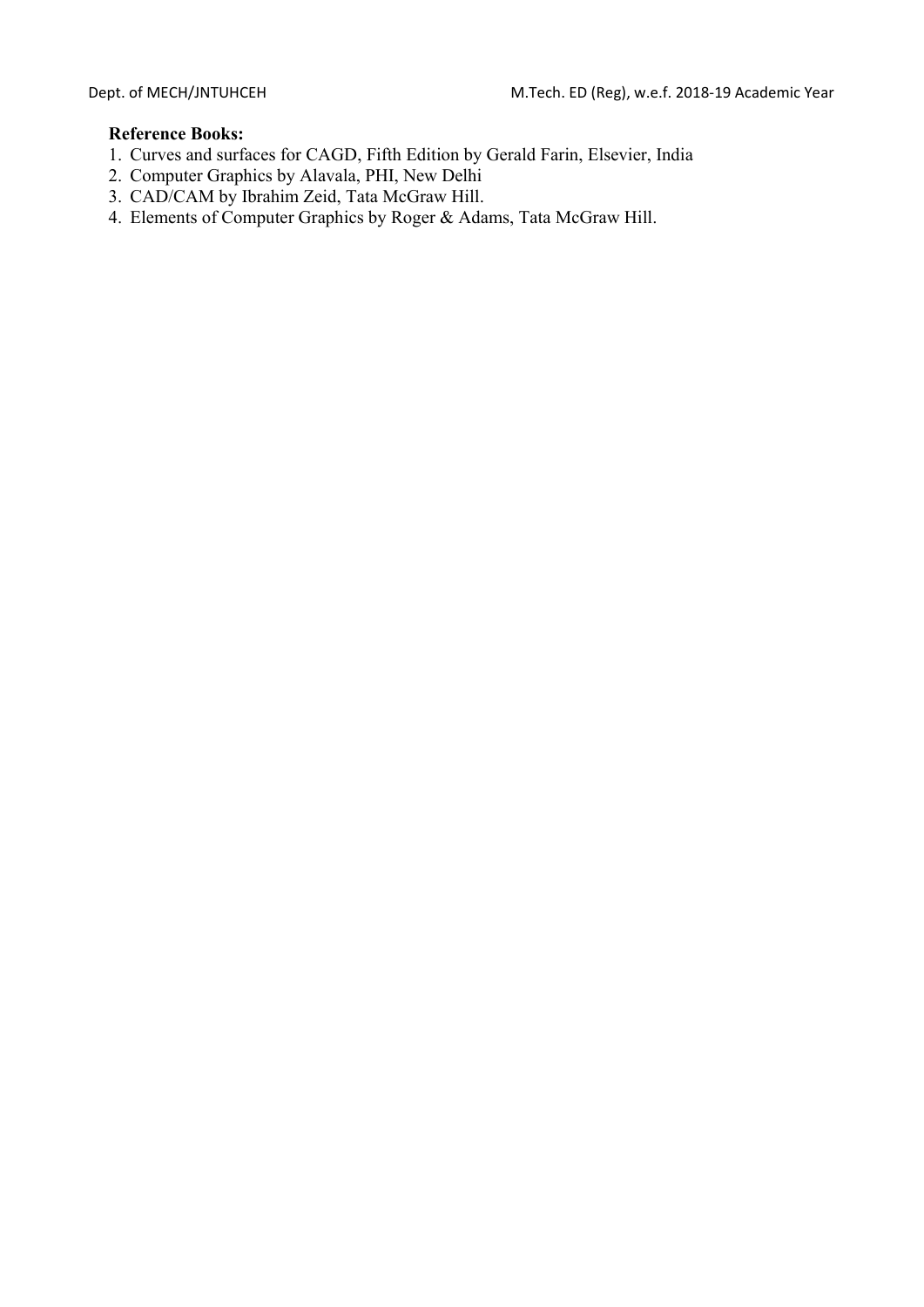**Reference Books:**

1. Curves and surfaces for CAGD, Fifth Edition by Gerald Farin, Elsevier, India
2. Computer Graphics by Alavala, PHI, New Delhi
3. CAD/CAM by Ibrahim Zeid, Tata McGraw Hill.
4. Elements of Computer Graphics by Roger & Adams, Tata McGraw Hill.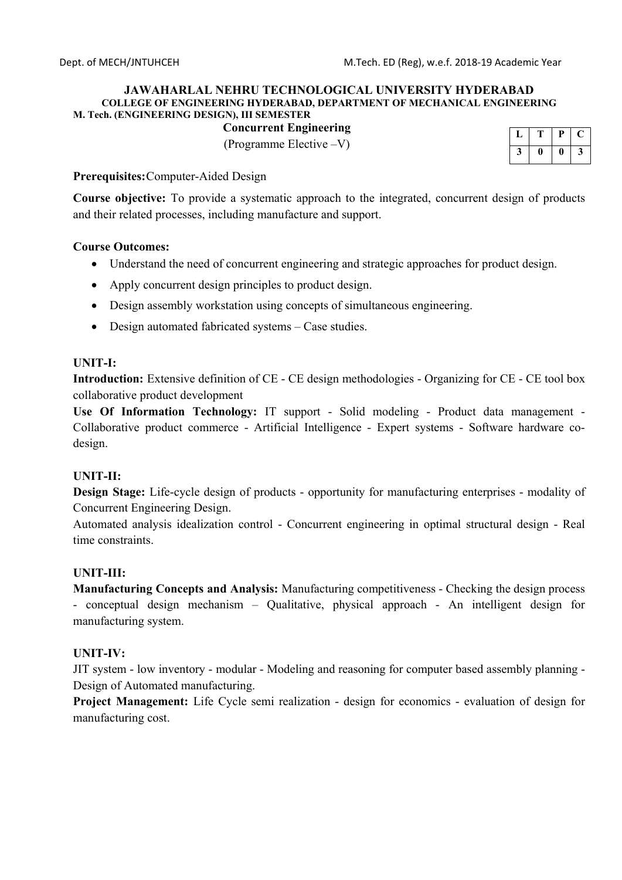**JAWAHARLAL NEHRU TECHNOLOGICAL UNIVERSITY HYDERABAD**

**COLLEGE OF ENGINEERING HYDERABAD, DEPARTMENT OF MECHANICAL ENGINEERING**

**M. Tech. (ENGINEERING DESIGN), III SEMESTER**

**Concurrent Engineering**

(Programme Elective –V)

| L | T | P | C |
|---|---|---|---|
| 3 | 0 | 0 | 3 |

**Prerequisites:** Computer-Aided Design

**Course objective:** To provide a systematic approach to the integrated, concurrent design of products and their related processes, including manufacture and support.

**Course Outcomes:**

- Understand the need of concurrent engineering and strategic approaches for product design.
- Apply concurrent design principles to product design.
- Design assembly workstation using concepts of simultaneous engineering.
- Design automated fabricated systems – Case studies.

**UNIT-I:**

**Introduction:** Extensive definition of CE - CE design methodologies - Organizing for CE - CE tool box collaborative product development

**Use Of Information Technology:** IT support - Solid modeling - Product data management - Collaborative product commerce - Artificial Intelligence - Expert systems - Software hardware co-design.

**UNIT-II:**

**Design Stage:** Life-cycle design of products - opportunity for manufacturing enterprises - modality of Concurrent Engineering Design.

Automated analysis idealization control - Concurrent engineering in optimal structural design - Real time constraints.

**UNIT-III:**

**Manufacturing Concepts and Analysis:** Manufacturing competitiveness - Checking the design process - conceptual design mechanism – Qualitative, physical approach - An intelligent design for manufacturing system.

**UNIT-IV:**

JIT system - low inventory - modular - Modeling and reasoning for computer based assembly planning - Design of Automated manufacturing.

**Project Management:** Life Cycle semi realization - design for economics - evaluation of design for manufacturing cost.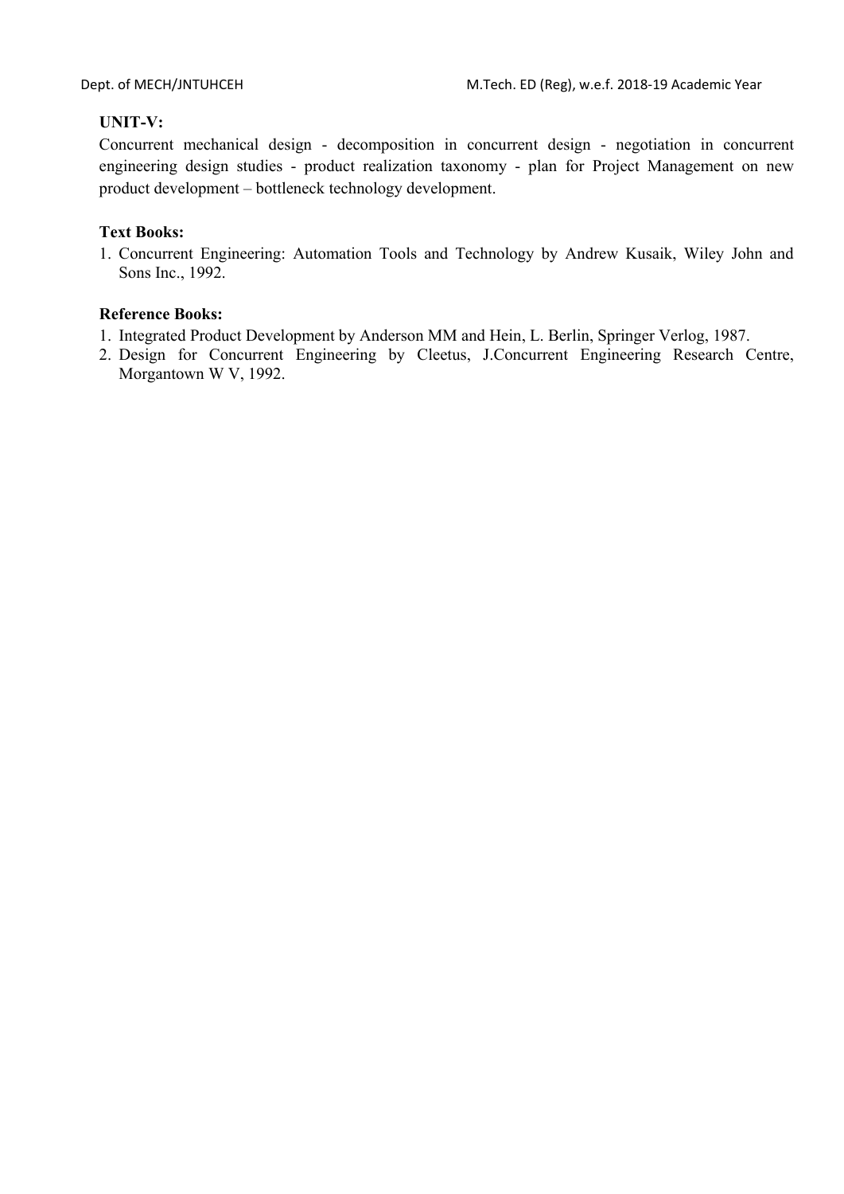**UNIT-V:**

Concurrent mechanical design - decomposition in concurrent design - negotiation in concurrent engineering design studies - product realization taxonomy - plan for Project Management on new product development – bottleneck technology development.

**Text Books:**

1. Concurrent Engineering: Automation Tools and Technology by Andrew Kusaik, Wiley John and Sons Inc., 1992.

**Reference Books:**

1. Integrated Product Development by Anderson MM and Hein, L. Berlin, Springer Verlog, 1987.
2. Design for Concurrent Engineering by Cleetus, J.Concurrent Engineering Research Centre, Morgantown W V, 1992.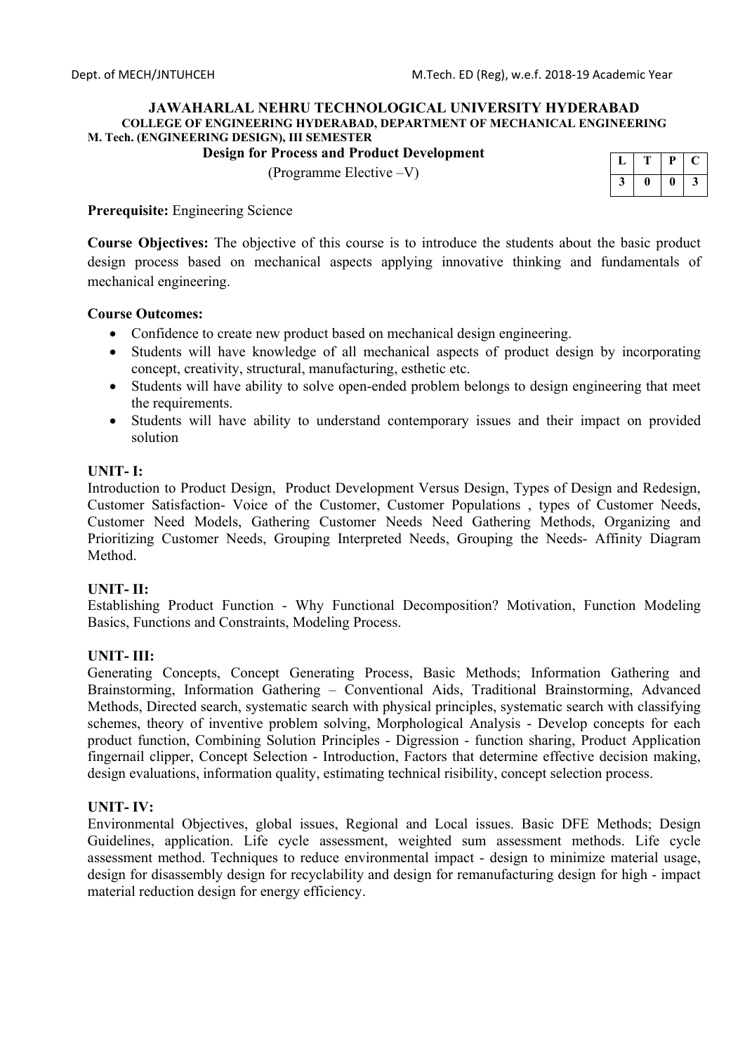**JAWAHARLAL NEHRU TECHNOLOGICAL UNIVERSITY HYDERABAD**

**COLLEGE OF ENGINEERING HYDERABAD, DEPARTMENT OF MECHANICAL ENGINEERING**

**M. Tech. (ENGINEERING DESIGN), III SEMESTER**

**Design for Process and Product Development**

(Programme Elective –V)

| L | T | P | C |
|---|---|---|---|
| 3 | 0 | 0 | 3 |

**Prerequisite:** Engineering Science

**Course Objectives:** The objective of this course is to introduce the students about the basic product design process based on mechanical aspects applying innovative thinking and fundamentals of mechanical engineering.

**Course Outcomes:**

- Confidence to create new product based on mechanical design engineering.
- Students will have knowledge of all mechanical aspects of product design by incorporating concept, creativity, structural, manufacturing, esthetic etc.
- Students will have ability to solve open-ended problem belongs to design engineering that meet the requirements.
- Students will have ability to understand contemporary issues and their impact on provided solution

**UNIT- I:**

Introduction to Product Design, Product Development Versus Design, Types of Design and Redesign, Customer Satisfaction- Voice of the Customer, Customer Populations , types of Customer Needs, Customer Need Models, Gathering Customer Needs Need Gathering Methods, Organizing and Prioritizing Customer Needs, Grouping Interpreted Needs, Grouping the Needs- Affinity Diagram Method.

**UNIT- II:**

Establishing Product Function - Why Functional Decomposition? Motivation, Function Modeling Basics, Functions and Constraints, Modeling Process.

**UNIT- III:**

Generating Concepts, Concept Generating Process, Basic Methods; Information Gathering and Brainstorming, Information Gathering – Conventional Aids, Traditional Brainstorming, Advanced Methods, Directed search, systematic search with physical principles, systematic search with classifying schemes, theory of inventive problem solving, Morphological Analysis - Develop concepts for each product function, Combining Solution Principles - Digression - function sharing, Product Application fingernail clipper, Concept Selection - Introduction, Factors that determine effective decision making, design evaluations, information quality, estimating technical risibility, concept selection process.

**UNIT- IV:**

Environmental Objectives, global issues, Regional and Local issues. Basic DFE Methods; Design Guidelines, application. Life cycle assessment, weighted sum assessment methods. Life cycle assessment method. Techniques to reduce environmental impact - design to minimize material usage, design for disassembly design for recyclability and design for remanufacturing design for high - impact material reduction design for energy efficiency.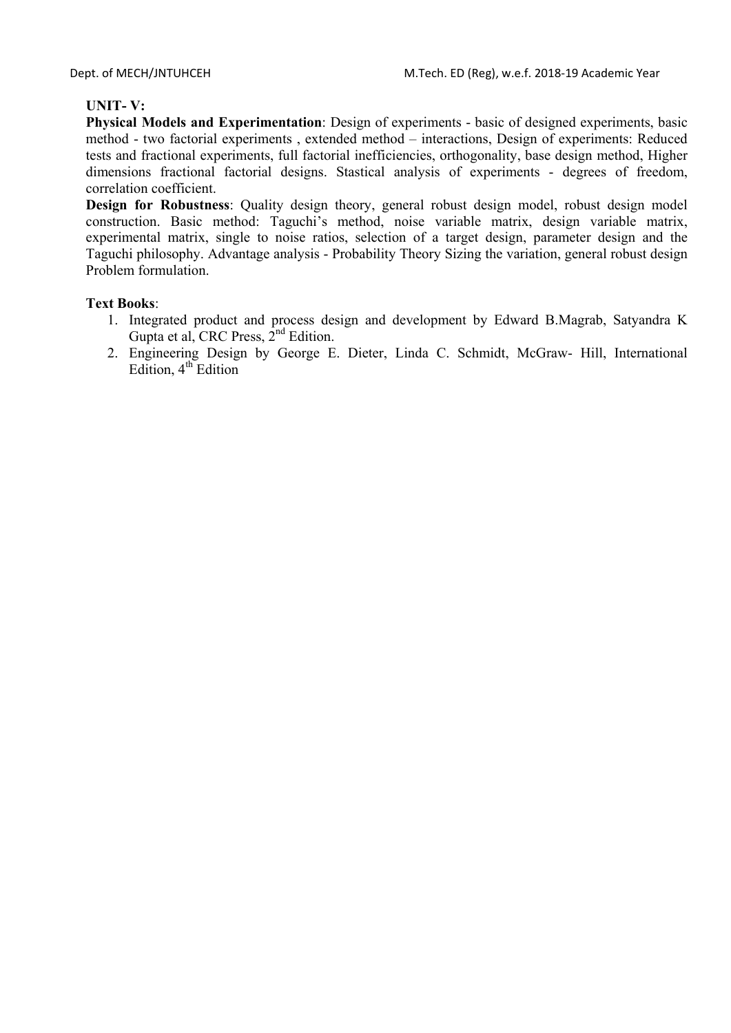**UNIT- V:**

**Physical Models and Experimentation**: Design of experiments - basic of designed experiments, basic method - two factorial experiments , extended method – interactions, Design of experiments: Reduced tests and fractional experiments, full factorial inefficiencies, orthogonality, base design method, Higher dimensions fractional factorial designs. Stastical analysis of experiments - degrees of freedom, correlation coefficient.

**Design for Robustness**: Quality design theory, general robust design model, robust design model construction. Basic method: Taguchi's method, noise variable matrix, design variable matrix, experimental matrix, single to noise ratios, selection of a target design, parameter design and the Taguchi philosophy. Advantage analysis - Probability Theory Sizing the variation, general robust design Problem formulation.

**Text Books**:

1. Integrated product and process design and development by Edward B.Magrab, Satyandra K Gupta et al, CRC Press, 2nd Edition.
2. Engineering Design by George E. Dieter, Linda C. Schmidt, McGraw- Hill, International Edition, 4th Edition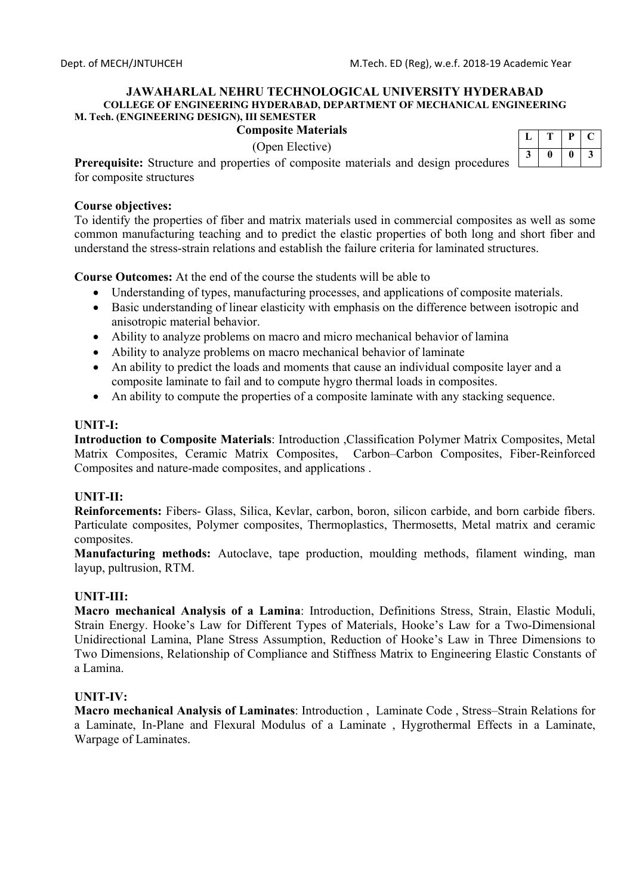**JAWAHARLAL NEHRU TECHNOLOGICAL UNIVERSITY HYDERABAD**
**COLLEGE OF ENGINEERING HYDERABAD, DEPARTMENT OF MECHANICAL ENGINEERING**
**M. Tech. (ENGINEERING DESIGN), III SEMESTER**

**Composite Materials**

(Open Elective)

| L | T | P | C |
|---|---|---|---|
| 3 | 0 | 0 | 3 |

**Prerequisite:** Structure and properties of composite materials and design procedures for composite structures

**Course objectives:**
To identify the properties of fiber and matrix materials used in commercial composites as well as some common manufacturing teaching and to predict the elastic properties of both long and short fiber and understand the stress-strain relations and establish the failure criteria for laminated structures.

**Course Outcomes:** At the end of the course the students will be able to

- Understanding of types, manufacturing processes, and applications of composite materials.
- Basic understanding of linear elasticity with emphasis on the difference between isotropic and anisotropic material behavior.
- Ability to analyze problems on macro and micro mechanical behavior of lamina
- Ability to analyze problems on macro mechanical behavior of laminate
- An ability to predict the loads and moments that cause an individual composite layer and a composite laminate to fail and to compute hygro thermal loads in composites.
- An ability to compute the properties of a composite laminate with any stacking sequence.

**UNIT-I:**
**Introduction to Composite Materials**: Introduction ,Classification Polymer Matrix Composites, Metal Matrix Composites, Ceramic Matrix Composites, Carbon–Carbon Composites, Fiber-Reinforced Composites and nature-made composites, and applications .

**UNIT-II:**
**Reinforcements:** Fibers- Glass, Silica, Kevlar, carbon, boron, silicon carbide, and born carbide fibers. Particulate composites, Polymer composites, Thermoplastics, Thermosetts, Metal matrix and ceramic composites.
**Manufacturing methods:** Autoclave, tape production, moulding methods, filament winding, man layup, pultrusion, RTM.

**UNIT-III:**
**Macro mechanical Analysis of a Lamina**: Introduction, Definitions Stress, Strain, Elastic Moduli, Strain Energy. Hooke's Law for Different Types of Materials, Hooke's Law for a Two-Dimensional Unidirectional Lamina, Plane Stress Assumption, Reduction of Hooke's Law in Three Dimensions to Two Dimensions, Relationship of Compliance and Stiffness Matrix to Engineering Elastic Constants of a Lamina.

**UNIT-IV:**
**Macro mechanical Analysis of Laminates**: Introduction , Laminate Code , Stress–Strain Relations for a Laminate, In-Plane and Flexural Modulus of a Laminate , Hygrothermal Effects in a Laminate, Warpage of Laminates.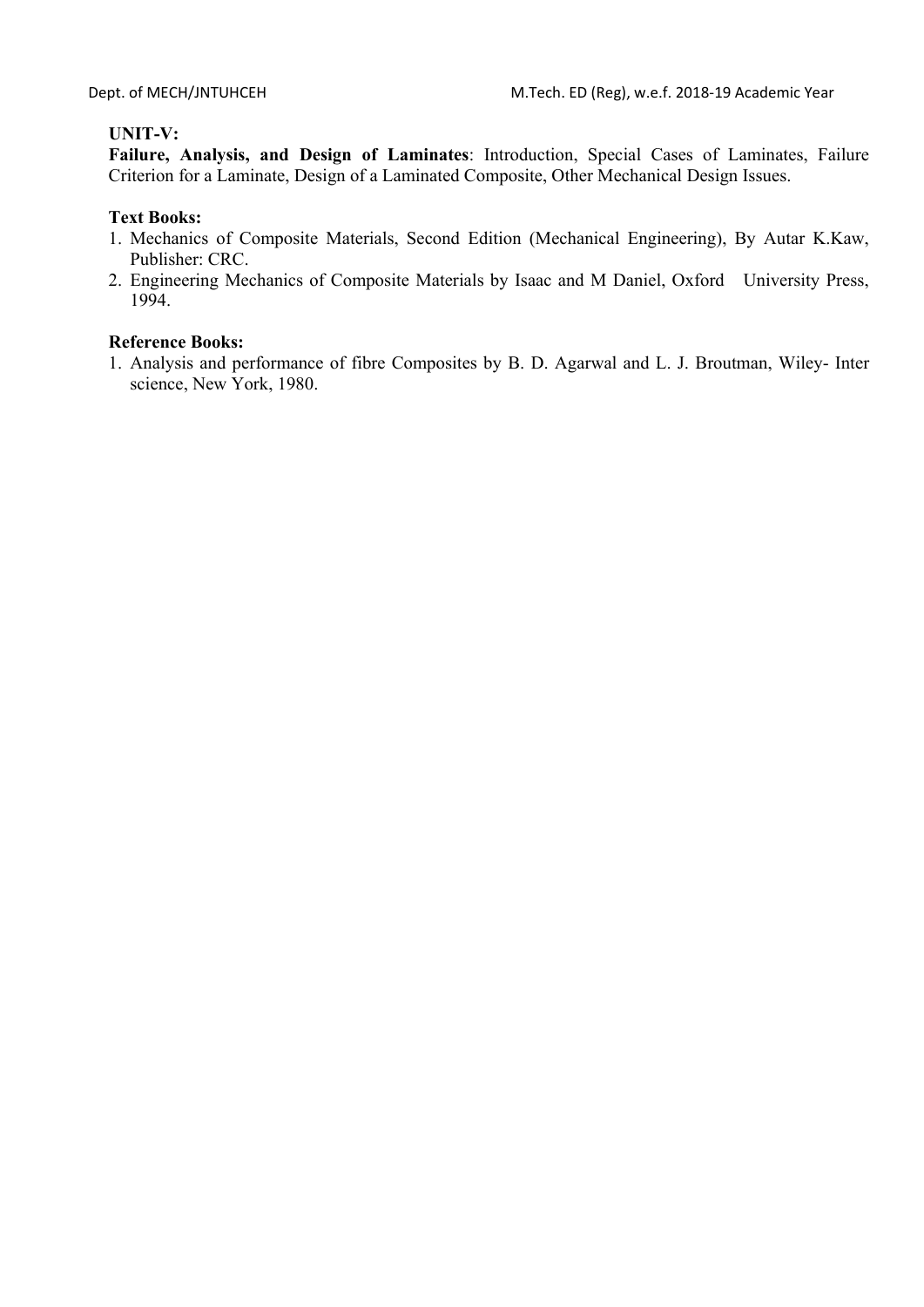**UNIT-V:**

**Failure, Analysis, and Design of Laminates**: Introduction, Special Cases of Laminates, Failure Criterion for a Laminate, Design of a Laminated Composite, Other Mechanical Design Issues.

**Text Books:**

1. Mechanics of Composite Materials, Second Edition (Mechanical Engineering), By Autar K.Kaw, Publisher: CRC.
2. Engineering Mechanics of Composite Materials by Isaac and M Daniel, Oxford University Press, 1994.

**Reference Books:**

1. Analysis and performance of fibre Composites by B. D. Agarwal and L. J. Broutman, Wiley- Inter science, New York, 1980.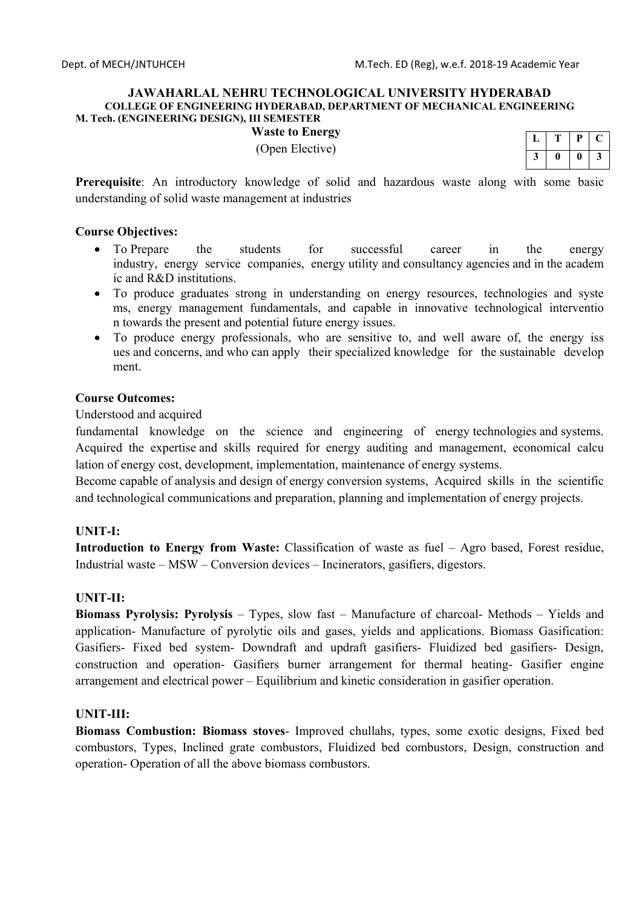**JAWAHARLAL NEHRU TECHNOLOGICAL UNIVERSITY HYDERABAD**
**COLLEGE OF ENGINEERING HYDERABAD, DEPARTMENT OF MECHANICAL ENGINEERING**
**M. Tech. (ENGINEERING DESIGN), III SEMESTER**

**Waste to Energy**
(Open Elective)

| L | T | P | C |
|---|---|---|---|
| 3 | 0 | 0 | 3 |

**Prerequisite**: An introductory knowledge of solid and hazardous waste along with some basic understanding of solid waste management at industries

**Course Objectives:**

- To Prepare the students for successful career in the energy industry, energy service companies, energy utility and consultancy agencies and in the academ ic and R&D institutions.
- To produce graduates strong in understanding on energy resources, technologies and syste ms, energy management fundamentals, and capable in innovative technological interventio n towards the present and potential future energy issues.
- To produce energy professionals, who are sensitive to, and well aware of, the energy iss ues and concerns, and who can apply their specialized knowledge for the sustainable develop ment.

**Course Outcomes:**

Understood and acquired fundamental knowledge on the science and engineering of energy technologies and systems. Acquired the expertise and skills required for energy auditing and management, economical calcu lation of energy cost, development, implementation, maintenance of energy systems.

Become capable of analysis and design of energy conversion systems, Acquired skills in the scientific and technological communications and preparation, planning and implementation of energy projects.

**UNIT-I:**

**Introduction to Energy from Waste:** Classification of waste as fuel – Agro based, Forest residue, Industrial waste – MSW – Conversion devices – Incinerators, gasifiers, digestors.

**UNIT-II:**

**Biomass Pyrolysis: Pyrolysis** – Types, slow fast – Manufacture of charcoal- Methods – Yields and application- Manufacture of pyrolytic oils and gases, yields and applications. Biomass Gasification: Gasifiers- Fixed bed system- Downdraft and updraft gasifiers- Fluidized bed gasifiers- Design, construction and operation- Gasifiers burner arrangement for thermal heating- Gasifier engine arrangement and electrical power – Equilibrium and kinetic consideration in gasifier operation.

**UNIT-III:**

**Biomass Combustion: Biomass stoves**- Improved chullahs, types, some exotic designs, Fixed bed combustors, Types, Inclined grate combustors, Fluidized bed combustors, Design, construction and operation- Operation of all the above biomass combustors.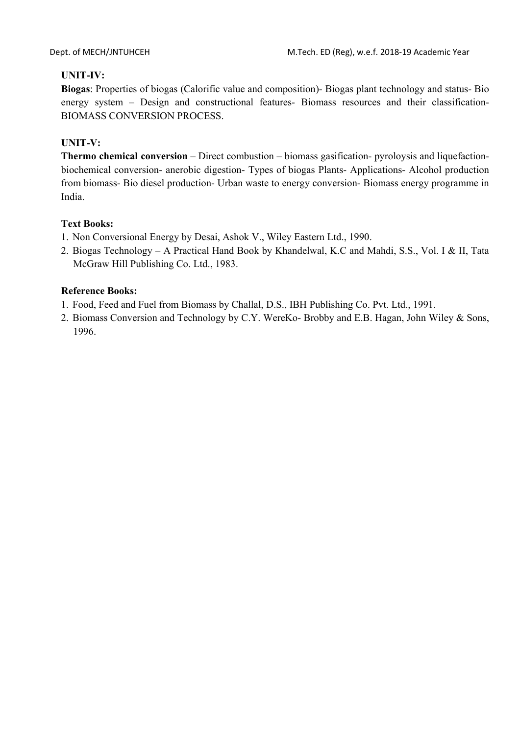**UNIT-IV:**

**Biogas**: Properties of biogas (Calorific value and composition)- Biogas plant technology and status- Bio energy system – Design and constructional features- Biomass resources and their classification- BIOMASS CONVERSION PROCESS.

**UNIT-V:**

**Thermo chemical conversion** – Direct combustion – biomass gasification- pyroloysis and liquefaction- biochemical conversion- anerobic digestion- Types of biogas Plants- Applications- Alcohol production from biomass- Bio diesel production- Urban waste to energy conversion- Biomass energy programme in India.

**Text Books:**

1. Non Conversional Energy by Desai, Ashok V., Wiley Eastern Ltd., 1990.
2. Biogas Technology – A Practical Hand Book by Khandelwal, K.C and Mahdi, S.S., Vol. I & II, Tata McGraw Hill Publishing Co. Ltd., 1983.

**Reference Books:**

1. Food, Feed and Fuel from Biomass by Challal, D.S., IBH Publishing Co. Pvt. Ltd., 1991.
2. Biomass Conversion and Technology by C.Y. WereKo- Brobby and E.B. Hagan, John Wiley & Sons, 1996.